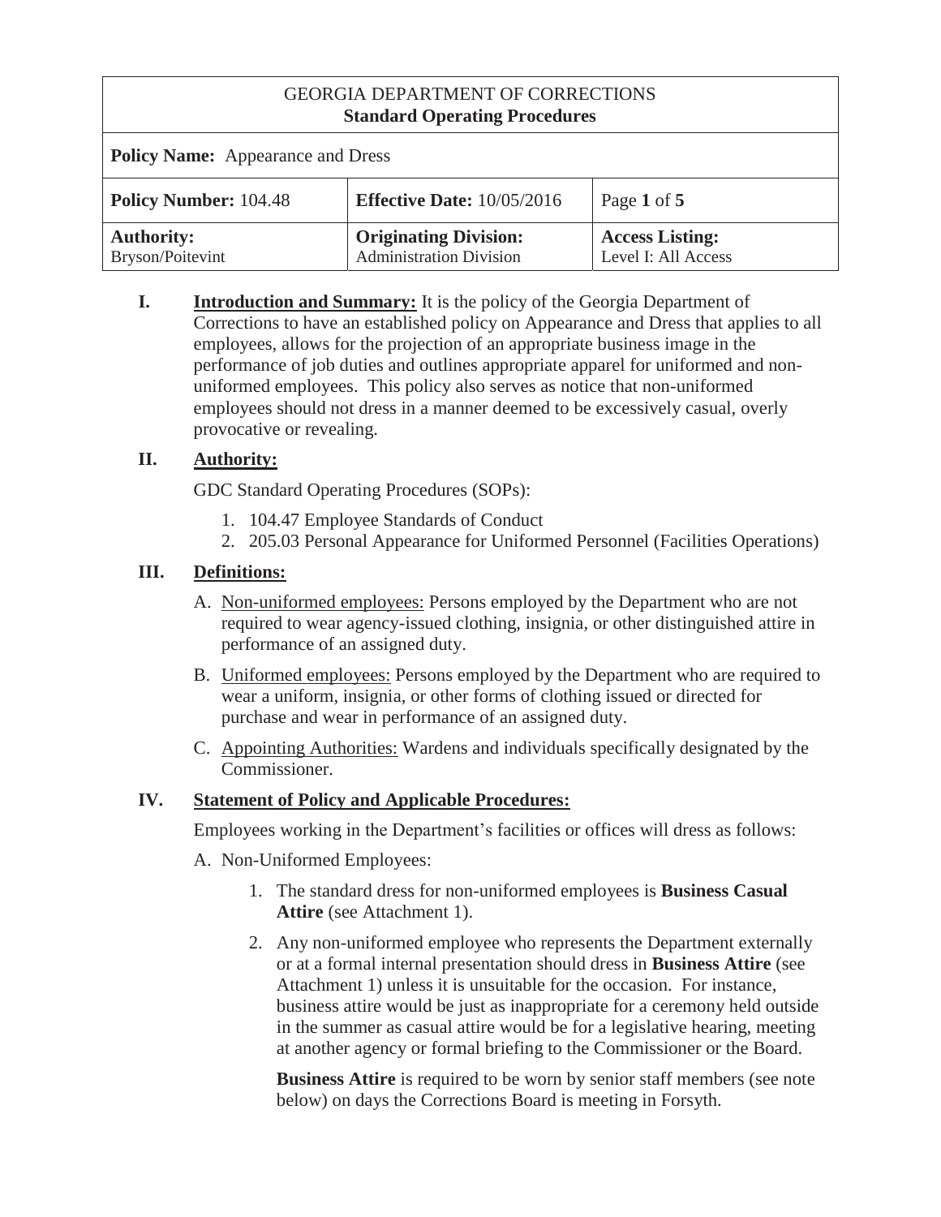| GEORGIA DEPARTMENT OF CORRECTIONS<br>**Standard Operating Procedures** | | |
|---|---|---|
| **Policy Name:** Appearance and Dress | | |
| **Policy Number:** 104.48 | **Effective Date:** 10/05/2016 | Page **1** of **5** |
| **Authority:**<br>Bryson/Poitevint | **Originating Division:**<br>Administration Division | **Access Listing:**<br>Level I: All Access |

**I. Introduction and Summary:** It is the policy of the Georgia Department of Corrections to have an established policy on Appearance and Dress that applies to all employees, allows for the projection of an appropriate business image in the performance of job duties and outlines appropriate apparel for uniformed and non-uniformed employees. This policy also serves as notice that non-uniformed employees should not dress in a manner deemed to be excessively casual, overly provocative or revealing.

**II. Authority:**

GDC Standard Operating Procedures (SOPs):

1. 104.47 Employee Standards of Conduct
2. 205.03 Personal Appearance for Uniformed Personnel (Facilities Operations)

**III. Definitions:**

A. Non-uniformed employees: Persons employed by the Department who are not required to wear agency-issued clothing, insignia, or other distinguished attire in performance of an assigned duty.

B. Uniformed employees: Persons employed by the Department who are required to wear a uniform, insignia, or other forms of clothing issued or directed for purchase and wear in performance of an assigned duty.

C. Appointing Authorities: Wardens and individuals specifically designated by the Commissioner.

**IV. Statement of Policy and Applicable Procedures:**

Employees working in the Department's facilities or offices will dress as follows:

A. Non-Uniformed Employees:

1. The standard dress for non-uniformed employees is **Business Casual Attire** (see Attachment 1).

2. Any non-uniformed employee who represents the Department externally or at a formal internal presentation should dress in **Business Attire** (see Attachment 1) unless it is unsuitable for the occasion. For instance, business attire would be just as inappropriate for a ceremony held outside in the summer as casual attire would be for a legislative hearing, meeting at another agency or formal briefing to the Commissioner or the Board.

   **Business Attire** is required to be worn by senior staff members (see note below) on days the Corrections Board is meeting in Forsyth.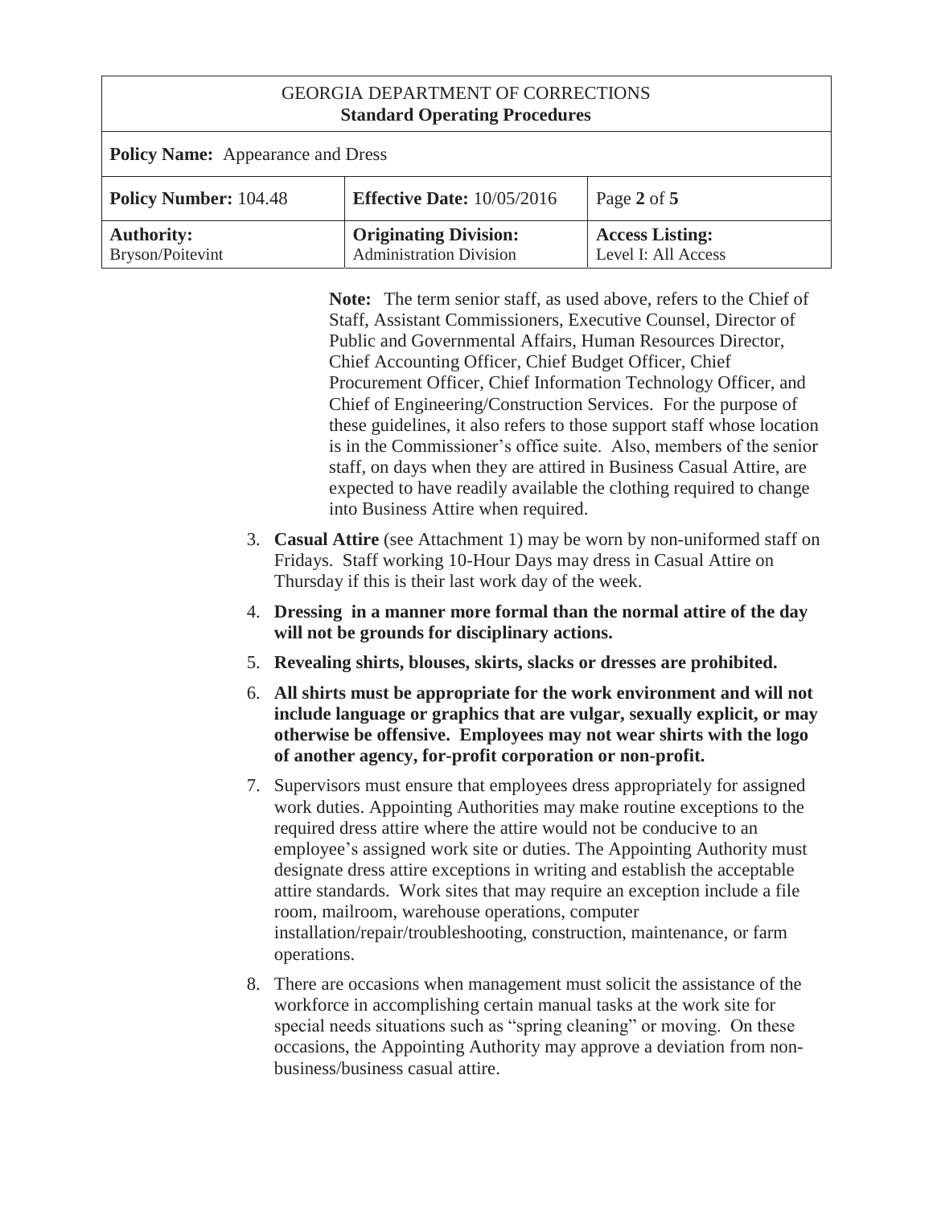**Note:** The term senior staff, as used above, refers to the Chief of Staff, Assistant Commissioners, Executive Counsel, Director of Public and Governmental Affairs, Human Resources Director, Chief Accounting Officer, Chief Budget Officer, Chief Procurement Officer, Chief Information Technology Officer, and Chief of Engineering/Construction Services. For the purpose of these guidelines, it also refers to those support staff whose location is in the Commissioner's office suite. Also, members of the senior staff, on days when they are attired in Business Casual Attire, are expected to have readily available the clothing required to change into Business Attire when required.

3. **Casual Attire** (see Attachment 1) may be worn by non-uniformed staff on Fridays. Staff working 10-Hour Days may dress in Casual Attire on Thursday if this is their last work day of the week.
4. **Dressing in a manner more formal than the normal attire of the day will not be grounds for disciplinary actions.**
5. **Revealing shirts, blouses, skirts, slacks or dresses are prohibited.**
6. **All shirts must be appropriate for the work environment and will not include language or graphics that are vulgar, sexually explicit, or may otherwise be offensive. Employees may not wear shirts with the logo of another agency, for-profit corporation or non-profit.**
7. Supervisors must ensure that employees dress appropriately for assigned work duties. Appointing Authorities may make routine exceptions to the required dress attire where the attire would not be conducive to an employee's assigned work site or duties. The Appointing Authority must designate dress attire exceptions in writing and establish the acceptable attire standards. Work sites that may require an exception include a file room, mailroom, warehouse operations, computer installation/repair/troubleshooting, construction, maintenance, or farm operations.
8. There are occasions when management must solicit the assistance of the workforce in accomplishing certain manual tasks at the work site for special needs situations such as "spring cleaning" or moving. On these occasions, the Appointing Authority may approve a deviation from non-business/business casual attire.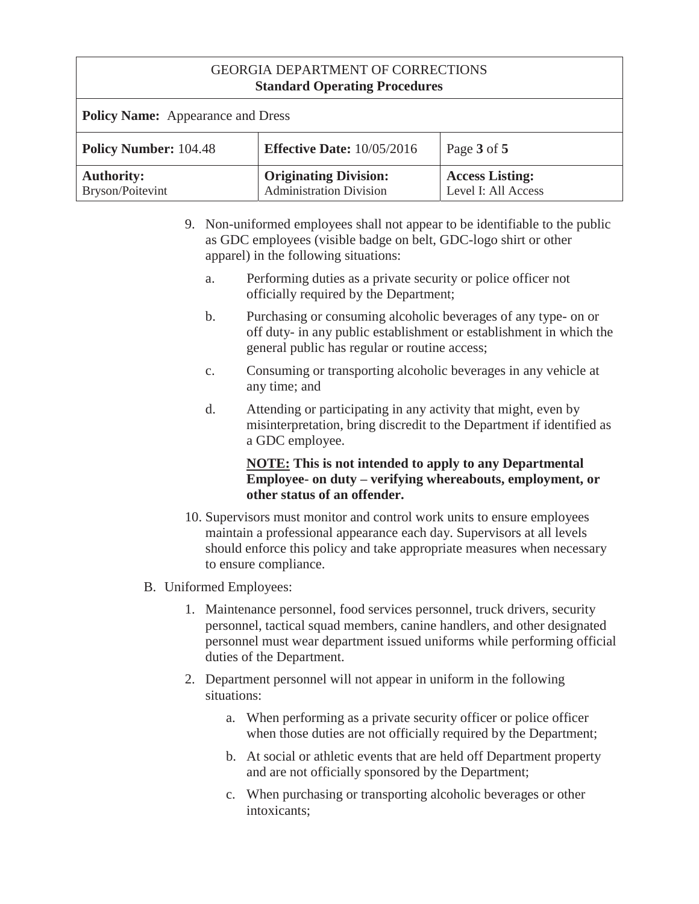9. Non-uniformed employees shall not appear to be identifiable to the public as GDC employees (visible badge on belt, GDC-logo shirt or other apparel) in the following situations:

   a. Performing duties as a private security or police officer not officially required by the Department;

   b. Purchasing or consuming alcoholic beverages of any type- on or off duty- in any public establishment or establishment in which the general public has regular or routine access;

   c. Consuming or transporting alcoholic beverages in any vehicle at any time; and

   d. Attending or participating in any activity that might, even by misinterpretation, bring discredit to the Department if identified as a GDC employee.

   **<u>NOTE:</u> This is not intended to apply to any Departmental Employee- on duty – verifying whereabouts, employment, or other status of an offender.**

10. Supervisors must monitor and control work units to ensure employees maintain a professional appearance each day. Supervisors at all levels should enforce this policy and take appropriate measures when necessary to ensure compliance.

B. Uniformed Employees:

   1. Maintenance personnel, food services personnel, truck drivers, security personnel, tactical squad members, canine handlers, and other designated personnel must wear department issued uniforms while performing official duties of the Department.

   2. Department personnel will not appear in uniform in the following situations:

      a. When performing as a private security officer or police officer when those duties are not officially required by the Department;

      b. At social or athletic events that are held off Department property and are not officially sponsored by the Department;

      c. When purchasing or transporting alcoholic beverages or other intoxicants;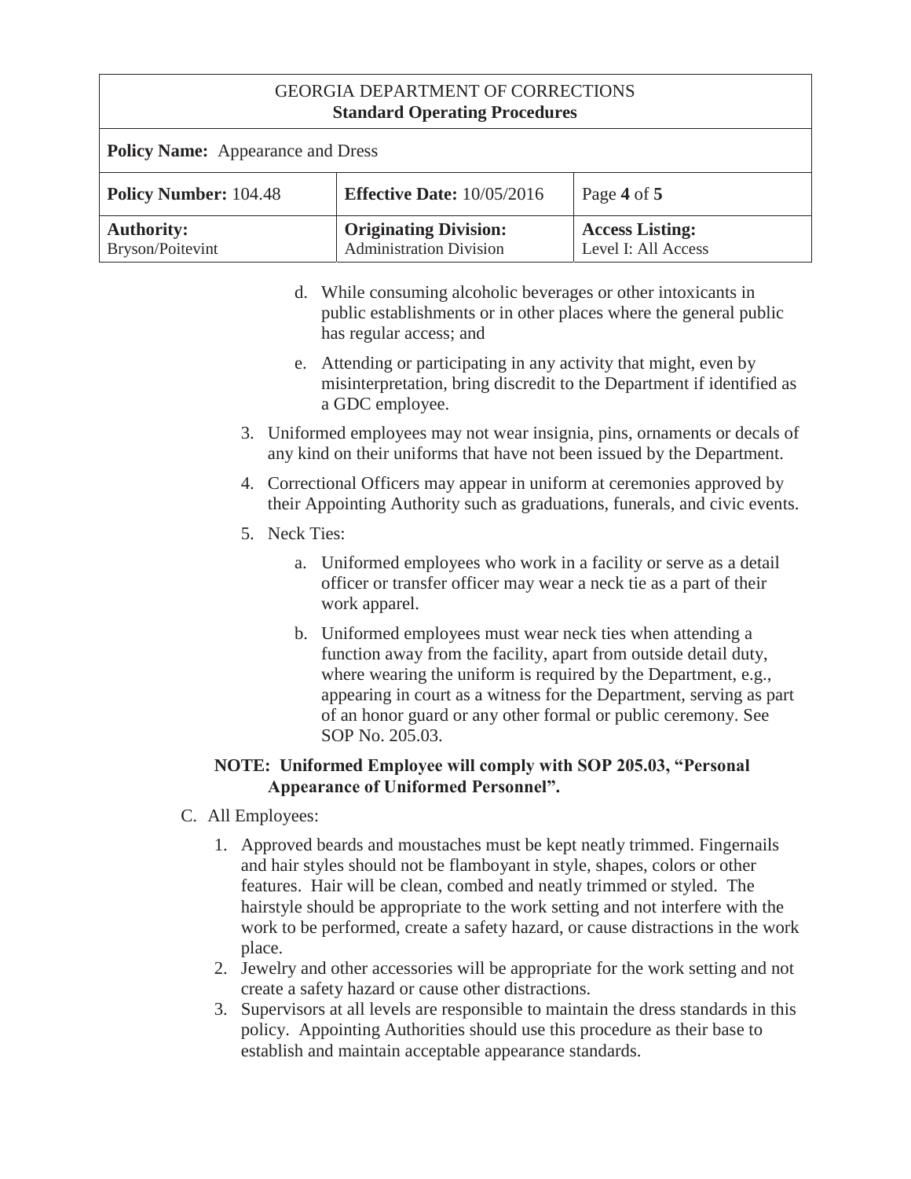d. While consuming alcoholic beverages or other intoxicants in public establishments or in other places where the general public has regular access; and

e. Attending or participating in any activity that might, even by misinterpretation, bring discredit to the Department if identified as a GDC employee.

3. Uniformed employees may not wear insignia, pins, ornaments or decals of any kind on their uniforms that have not been issued by the Department.

4. Correctional Officers may appear in uniform at ceremonies approved by their Appointing Authority such as graduations, funerals, and civic events.

5. Neck Ties:

   a. Uniformed employees who work in a facility or serve as a detail officer or transfer officer may wear a neck tie as a part of their work apparel.

   b. Uniformed employees must wear neck ties when attending a function away from the facility, apart from outside detail duty, where wearing the uniform is required by the Department, e.g., appearing in court as a witness for the Department, serving as part of an honor guard or any other formal or public ceremony. See SOP No. 205.03.

**NOTE: Uniformed Employee will comply with SOP 205.03, "Personal Appearance of Uniformed Personnel".**

C. All Employees:

1. Approved beards and moustaches must be kept neatly trimmed. Fingernails and hair styles should not be flamboyant in style, shapes, colors or other features. Hair will be clean, combed and neatly trimmed or styled. The hairstyle should be appropriate to the work setting and not interfere with the work to be performed, create a safety hazard, or cause distractions in the work place.
2. Jewelry and other accessories will be appropriate for the work setting and not create a safety hazard or cause other distractions.
3. Supervisors at all levels are responsible to maintain the dress standards in this policy. Appointing Authorities should use this procedure as their base to establish and maintain acceptable appearance standards.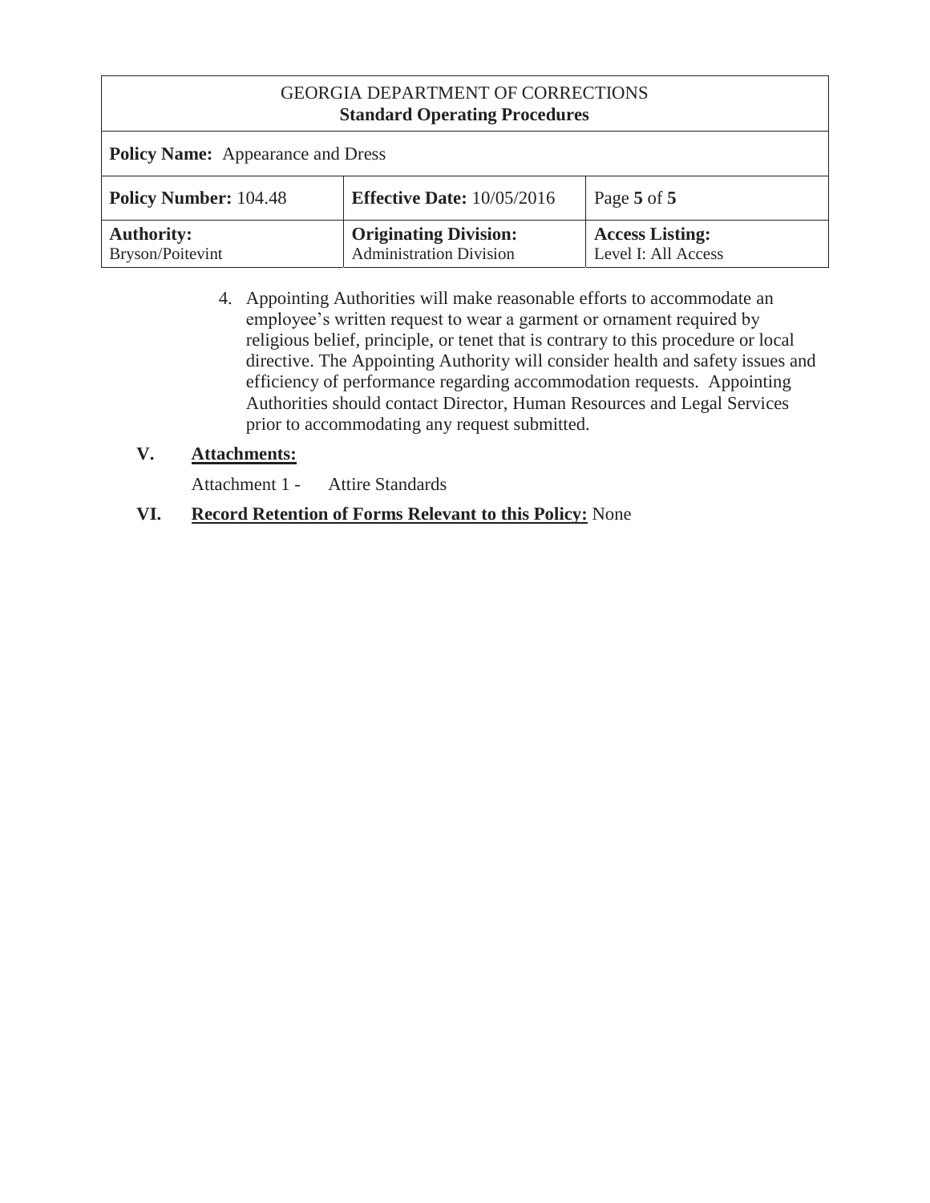4. Appointing Authorities will make reasonable efforts to accommodate an employee's written request to wear a garment or ornament required by religious belief, principle, or tenet that is contrary to this procedure or local directive. The Appointing Authority will consider health and safety issues and efficiency of performance regarding accommodation requests. Appointing Authorities should contact Director, Human Resources and Legal Services prior to accommodating any request submitted.

## V. Attachments:

Attachment 1 - Attire Standards

## VI. Record Retention of Forms Relevant to this Policy: None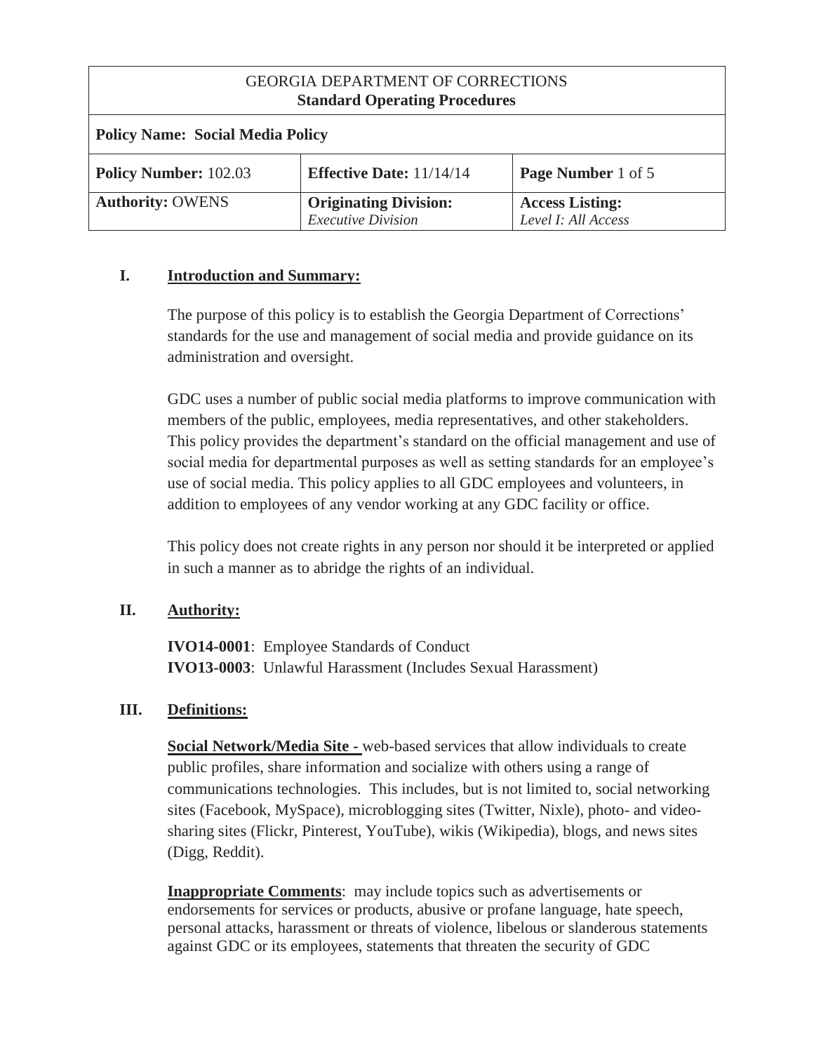| GEORGIA DEPARTMENT OF CORRECTIONS<br>**Standard Operating Procedures** | | |
|---|---|---|
| **Policy Name: Social Media Policy** | | |
| **Policy Number:** 102.03 | **Effective Date:** 11/14/14 | **Page Number** 1 of 5 |
| **Authority:** OWENS | **Originating Division:**<br>*Executive Division* | **Access Listing:**<br>*Level I: All Access* |

## I. Introduction and Summary:

The purpose of this policy is to establish the Georgia Department of Corrections' standards for the use and management of social media and provide guidance on its administration and oversight.

GDC uses a number of public social media platforms to improve communication with members of the public, employees, media representatives, and other stakeholders. This policy provides the department's standard on the official management and use of social media for departmental purposes as well as setting standards for an employee's use of social media. This policy applies to all GDC employees and volunteers, in addition to employees of any vendor working at any GDC facility or office.

This policy does not create rights in any person nor should it be interpreted or applied in such a manner as to abridge the rights of an individual.

## II. Authority:

**IVO14-0001**: Employee Standards of Conduct
**IVO13-0003**: Unlawful Harassment (Includes Sexual Harassment)

## III. Definitions:

**Social Network/Media Site -** web-based services that allow individuals to create public profiles, share information and socialize with others using a range of communications technologies. This includes, but is not limited to, social networking sites (Facebook, MySpace), microblogging sites (Twitter, Nixle), photo- and video-sharing sites (Flickr, Pinterest, YouTube), wikis (Wikipedia), blogs, and news sites (Digg, Reddit).

**Inappropriate Comments**: may include topics such as advertisements or endorsements for services or products, abusive or profane language, hate speech, personal attacks, harassment or threats of violence, libelous or slanderous statements against GDC or its employees, statements that threaten the security of GDC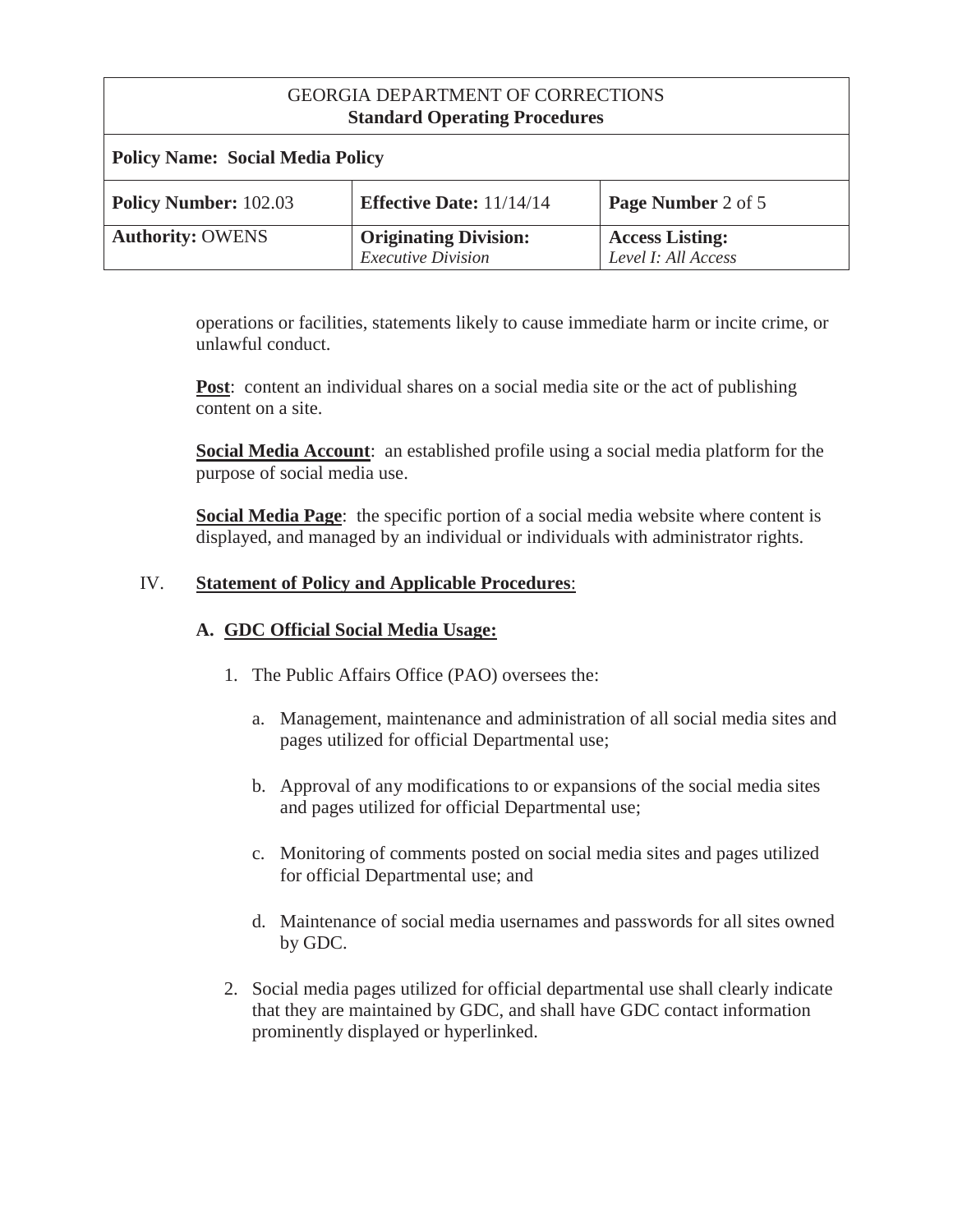operations or facilities, statements likely to cause immediate harm or incite crime, or unlawful conduct.

**Post**: content an individual shares on a social media site or the act of publishing content on a site.

**Social Media Account**: an established profile using a social media platform for the purpose of social media use.

**Social Media Page**: the specific portion of a social media website where content is displayed, and managed by an individual or individuals with administrator rights.

## IV. Statement of Policy and Applicable Procedures:

### A. GDC Official Social Media Usage:

1. The Public Affairs Office (PAO) oversees the:

   a. Management, maintenance and administration of all social media sites and pages utilized for official Departmental use;

   b. Approval of any modifications to or expansions of the social media sites and pages utilized for official Departmental use;

   c. Monitoring of comments posted on social media sites and pages utilized for official Departmental use; and

   d. Maintenance of social media usernames and passwords for all sites owned by GDC.

2. Social media pages utilized for official departmental use shall clearly indicate that they are maintained by GDC, and shall have GDC contact information prominently displayed or hyperlinked.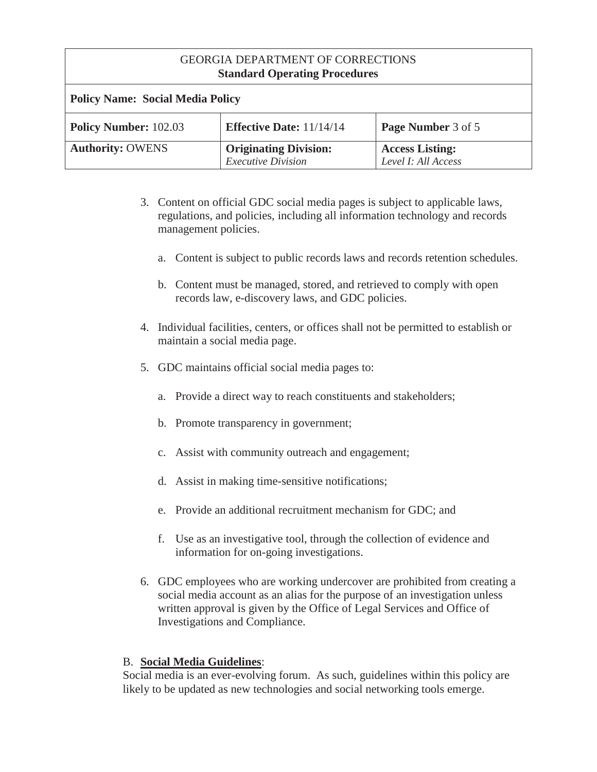3. Content on official GDC social media pages is subject to applicable laws, regulations, and policies, including all information technology and records management policies.

    a. Content is subject to public records laws and records retention schedules.

    b. Content must be managed, stored, and retrieved to comply with open records law, e-discovery laws, and GDC policies.

4. Individual facilities, centers, or offices shall not be permitted to establish or maintain a social media page.

5. GDC maintains official social media pages to:

    a. Provide a direct way to reach constituents and stakeholders;

    b. Promote transparency in government;

    c. Assist with community outreach and engagement;

    d. Assist in making time-sensitive notifications;

    e. Provide an additional recruitment mechanism for GDC; and

    f. Use as an investigative tool, through the collection of evidence and information for on-going investigations.

6. GDC employees who are working undercover are prohibited from creating a social media account as an alias for the purpose of an investigation unless written approval is given by the Office of Legal Services and Office of Investigations and Compliance.

B. **Social Media Guidelines**:

Social media is an ever-evolving forum. As such, guidelines within this policy are likely to be updated as new technologies and social networking tools emerge.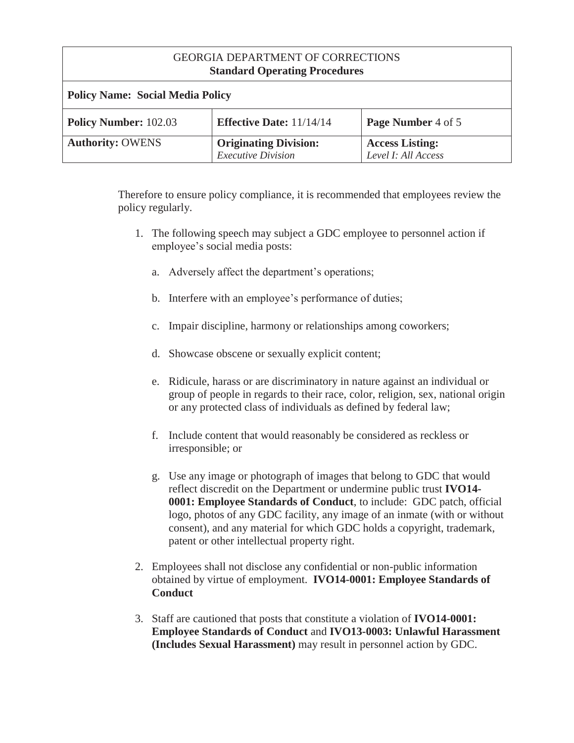Therefore to ensure policy compliance, it is recommended that employees review the policy regularly.

1. The following speech may subject a GDC employee to personnel action if employee's social media posts:

    a. Adversely affect the department's operations;

    b. Interfere with an employee's performance of duties;

    c. Impair discipline, harmony or relationships among coworkers;

    d. Showcase obscene or sexually explicit content;

    e. Ridicule, harass or are discriminatory in nature against an individual or group of people in regards to their race, color, religion, sex, national origin or any protected class of individuals as defined by federal law;

    f. Include content that would reasonably be considered as reckless or irresponsible; or

    g. Use any image or photograph of images that belong to GDC that would reflect discredit on the Department or undermine public trust **IVO14-0001: Employee Standards of Conduct**, to include: GDC patch, official logo, photos of any GDC facility, any image of an inmate (with or without consent), and any material for which GDC holds a copyright, trademark, patent or other intellectual property right.

2. Employees shall not disclose any confidential or non-public information obtained by virtue of employment. **IVO14-0001: Employee Standards of Conduct**

3. Staff are cautioned that posts that constitute a violation of **IVO14-0001: Employee Standards of Conduct** and **IVO13-0003: Unlawful Harassment (Includes Sexual Harassment)** may result in personnel action by GDC.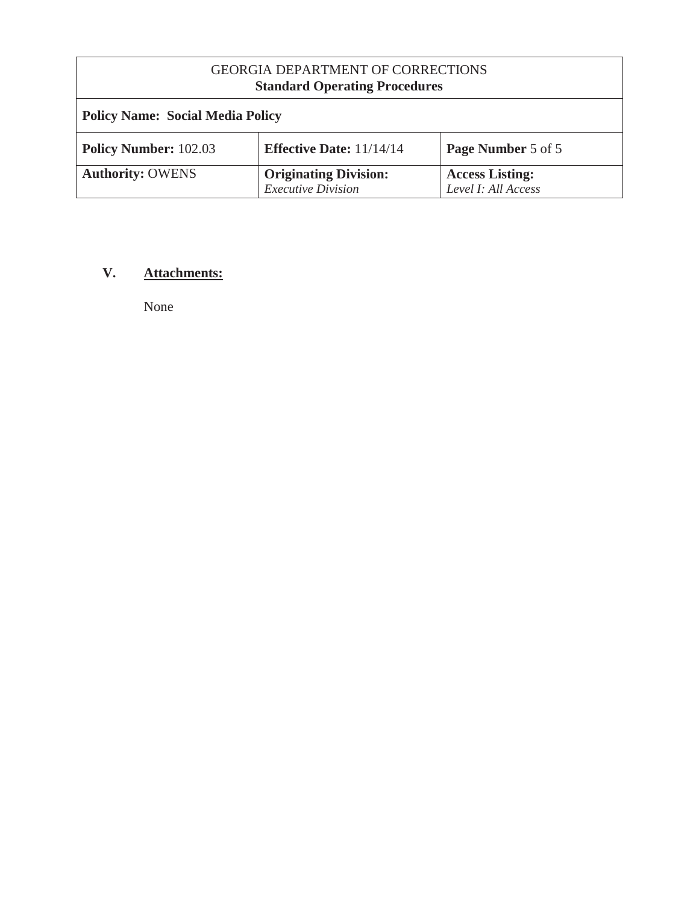| GEORGIA DEPARTMENT OF CORRECTIONS<br>**Standard Operating Procedures** | | |
|---|---|---|
| **Policy Name: Social Media Policy** | | |
| **Policy Number:** 102.03 | **Effective Date:** 11/14/14 | **Page Number** 5 of 5 |
| **Authority:** OWENS | **Originating Division:**<br>*Executive Division* | **Access Listing:**<br>*Level I: All Access* |

**V. Attachments:**

None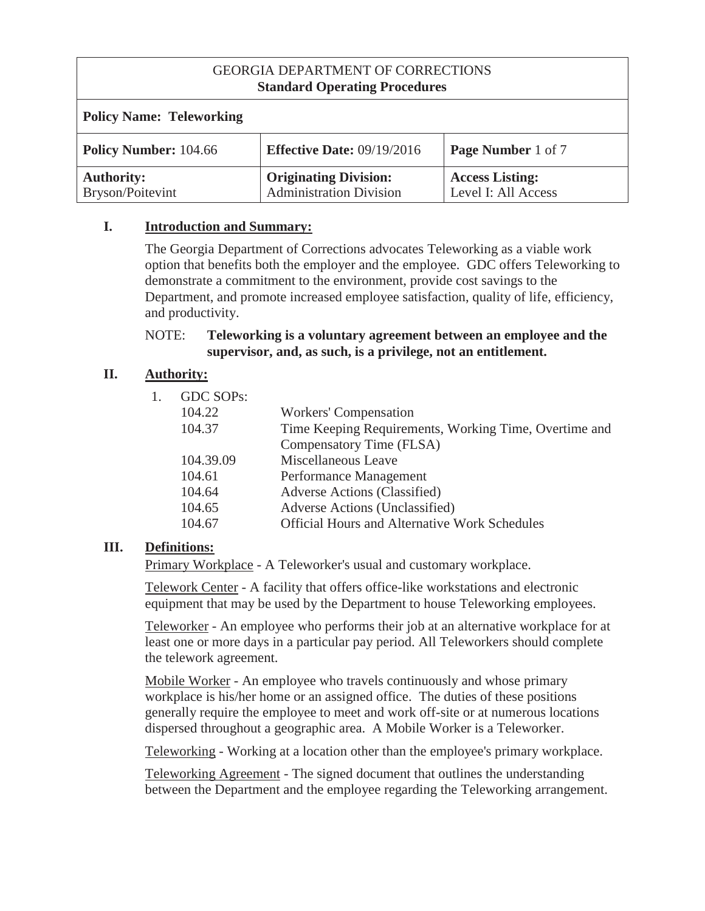| GEORGIA DEPARTMENT OF CORRECTIONS<br>**Standard Operating Procedures** | | |
|---|---|---|
| **Policy Name: Teleworking** | | |
| **Policy Number:** 104.66 | **Effective Date:** 09/19/2016 | **Page Number** 1 of 7 |
| **Authority:**<br>Bryson/Poitevint | **Originating Division:**<br>Administration Division | **Access Listing:**<br>Level I: All Access |

## I. Introduction and Summary:

The Georgia Department of Corrections advocates Teleworking as a viable work option that benefits both the employer and the employee. GDC offers Teleworking to demonstrate a commitment to the environment, provide cost savings to the Department, and promote increased employee satisfaction, quality of life, efficiency, and productivity.

NOTE: **Teleworking is a voluntary agreement between an employee and the supervisor, and, as such, is a privilege, not an entitlement.**

## II. Authority:

1. GDC SOPs:

| | |
|---|---|
| 104.22 | Workers' Compensation |
| 104.37 | Time Keeping Requirements, Working Time, Overtime and Compensatory Time (FLSA) |
| 104.39.09 | Miscellaneous Leave |
| 104.61 | Performance Management |
| 104.64 | Adverse Actions (Classified) |
| 104.65 | Adverse Actions (Unclassified) |
| 104.67 | Official Hours and Alternative Work Schedules |

## III. Definitions:

Primary Workplace - A Teleworker's usual and customary workplace.

Telework Center - A facility that offers office-like workstations and electronic equipment that may be used by the Department to house Teleworking employees.

Teleworker - An employee who performs their job at an alternative workplace for at least one or more days in a particular pay period. All Teleworkers should complete the telework agreement.

Mobile Worker - An employee who travels continuously and whose primary workplace is his/her home or an assigned office. The duties of these positions generally require the employee to meet and work off-site or at numerous locations dispersed throughout a geographic area. A Mobile Worker is a Teleworker.

Teleworking - Working at a location other than the employee's primary workplace.

Teleworking Agreement - The signed document that outlines the understanding between the Department and the employee regarding the Teleworking arrangement.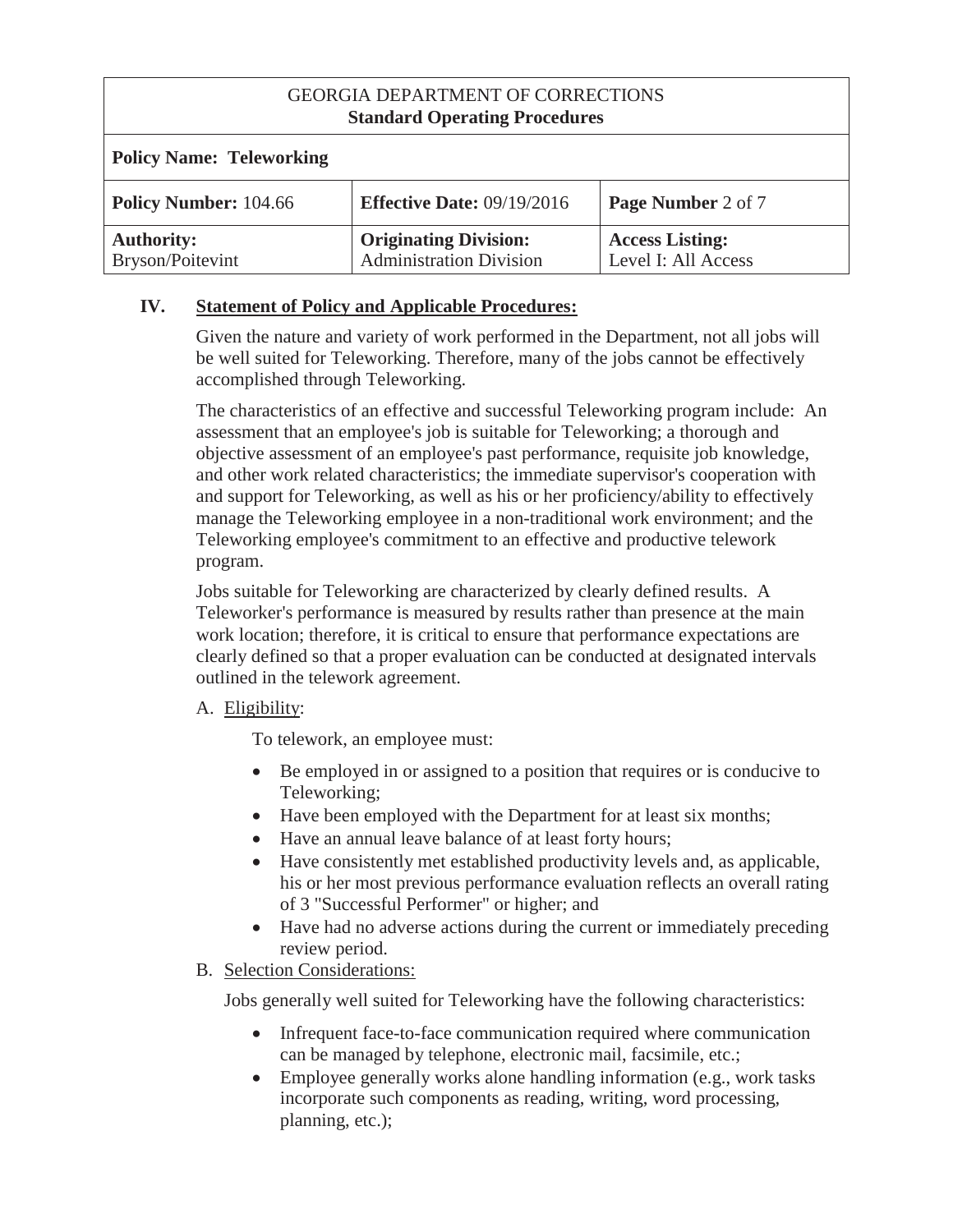## IV. Statement of Policy and Applicable Procedures:

Given the nature and variety of work performed in the Department, not all jobs will be well suited for Teleworking. Therefore, many of the jobs cannot be effectively accomplished through Teleworking.

The characteristics of an effective and successful Teleworking program include: An assessment that an employee's job is suitable for Teleworking; a thorough and objective assessment of an employee's past performance, requisite job knowledge, and other work related characteristics; the immediate supervisor's cooperation with and support for Teleworking, as well as his or her proficiency/ability to effectively manage the Teleworking employee in a non-traditional work environment; and the Teleworking employee's commitment to an effective and productive telework program.

Jobs suitable for Teleworking are characterized by clearly defined results. A Teleworker's performance is measured by results rather than presence at the main work location; therefore, it is critical to ensure that performance expectations are clearly defined so that a proper evaluation can be conducted at designated intervals outlined in the telework agreement.

### A. Eligibility:

To telework, an employee must:

- Be employed in or assigned to a position that requires or is conducive to Teleworking;
- Have been employed with the Department for at least six months;
- Have an annual leave balance of at least forty hours;
- Have consistently met established productivity levels and, as applicable, his or her most previous performance evaluation reflects an overall rating of 3 "Successful Performer" or higher; and
- Have had no adverse actions during the current or immediately preceding review period.

### B. Selection Considerations:

Jobs generally well suited for Teleworking have the following characteristics:

- Infrequent face-to-face communication required where communication can be managed by telephone, electronic mail, facsimile, etc.;
- Employee generally works alone handling information (e.g., work tasks incorporate such components as reading, writing, word processing, planning, etc.);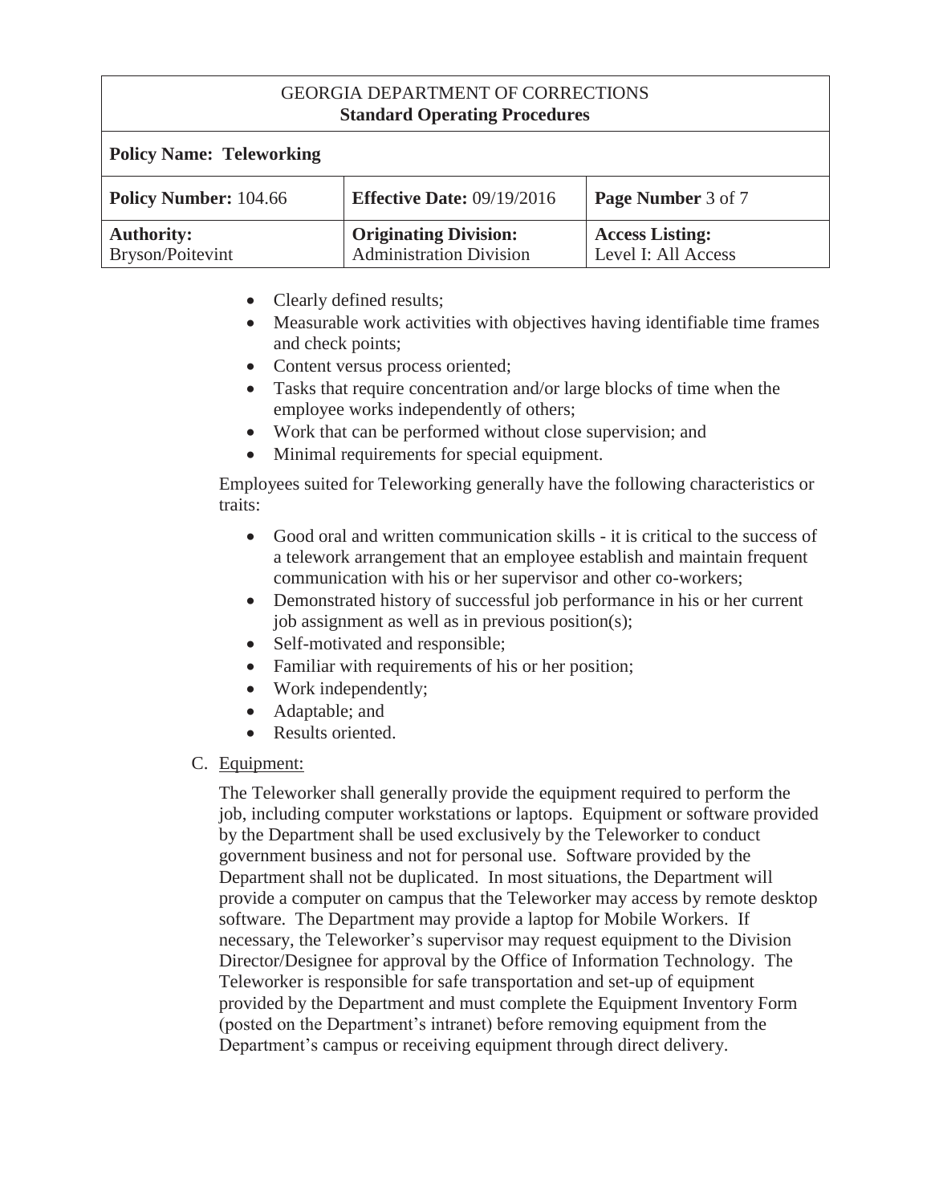- Clearly defined results;
- Measurable work activities with objectives having identifiable time frames and check points;
- Content versus process oriented;
- Tasks that require concentration and/or large blocks of time when the employee works independently of others;
- Work that can be performed without close supervision; and
- Minimal requirements for special equipment.

Employees suited for Teleworking generally have the following characteristics or traits:

- Good oral and written communication skills - it is critical to the success of a telework arrangement that an employee establish and maintain frequent communication with his or her supervisor and other co-workers;
- Demonstrated history of successful job performance in his or her current job assignment as well as in previous position(s);
- Self-motivated and responsible;
- Familiar with requirements of his or her position;
- Work independently;
- Adaptable; and
- Results oriented.

C. Equipment:

The Teleworker shall generally provide the equipment required to perform the job, including computer workstations or laptops. Equipment or software provided by the Department shall be used exclusively by the Teleworker to conduct government business and not for personal use. Software provided by the Department shall not be duplicated. In most situations, the Department will provide a computer on campus that the Teleworker may access by remote desktop software. The Department may provide a laptop for Mobile Workers. If necessary, the Teleworker's supervisor may request equipment to the Division Director/Designee for approval by the Office of Information Technology. The Teleworker is responsible for safe transportation and set-up of equipment provided by the Department and must complete the Equipment Inventory Form (posted on the Department's intranet) before removing equipment from the Department's campus or receiving equipment through direct delivery.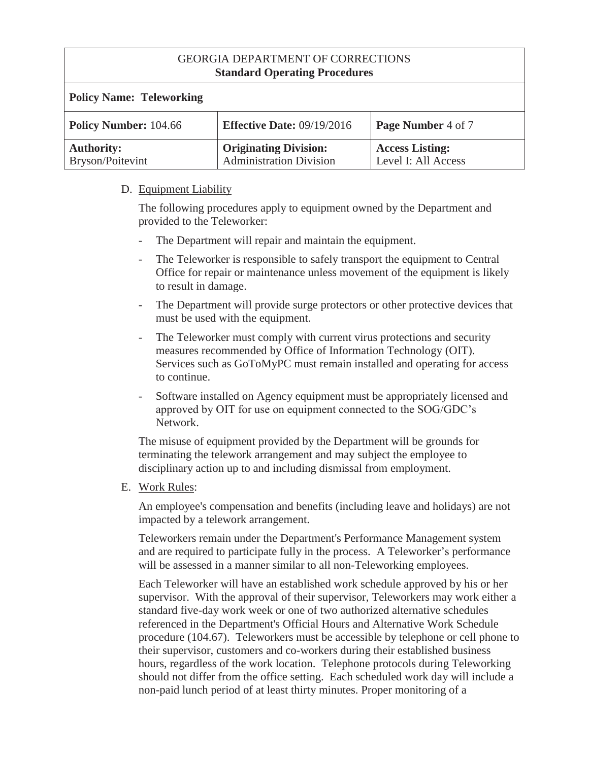D. Equipment Liability

The following procedures apply to equipment owned by the Department and provided to the Teleworker:

- The Department will repair and maintain the equipment.
- The Teleworker is responsible to safely transport the equipment to Central Office for repair or maintenance unless movement of the equipment is likely to result in damage.
- The Department will provide surge protectors or other protective devices that must be used with the equipment.
- The Teleworker must comply with current virus protections and security measures recommended by Office of Information Technology (OIT). Services such as GoToMyPC must remain installed and operating for access to continue.
- Software installed on Agency equipment must be appropriately licensed and approved by OIT for use on equipment connected to the SOG/GDC's Network.

The misuse of equipment provided by the Department will be grounds for terminating the telework arrangement and may subject the employee to disciplinary action up to and including dismissal from employment.

E. Work Rules:

An employee's compensation and benefits (including leave and holidays) are not impacted by a telework arrangement.

Teleworkers remain under the Department's Performance Management system and are required to participate fully in the process. A Teleworker's performance will be assessed in a manner similar to all non-Teleworking employees.

Each Teleworker will have an established work schedule approved by his or her supervisor. With the approval of their supervisor, Teleworkers may work either a standard five-day work week or one of two authorized alternative schedules referenced in the Department's Official Hours and Alternative Work Schedule procedure (104.67). Teleworkers must be accessible by telephone or cell phone to their supervisor, customers and co-workers during their established business hours, regardless of the work location. Telephone protocols during Teleworking should not differ from the office setting. Each scheduled work day will include a non-paid lunch period of at least thirty minutes. Proper monitoring of a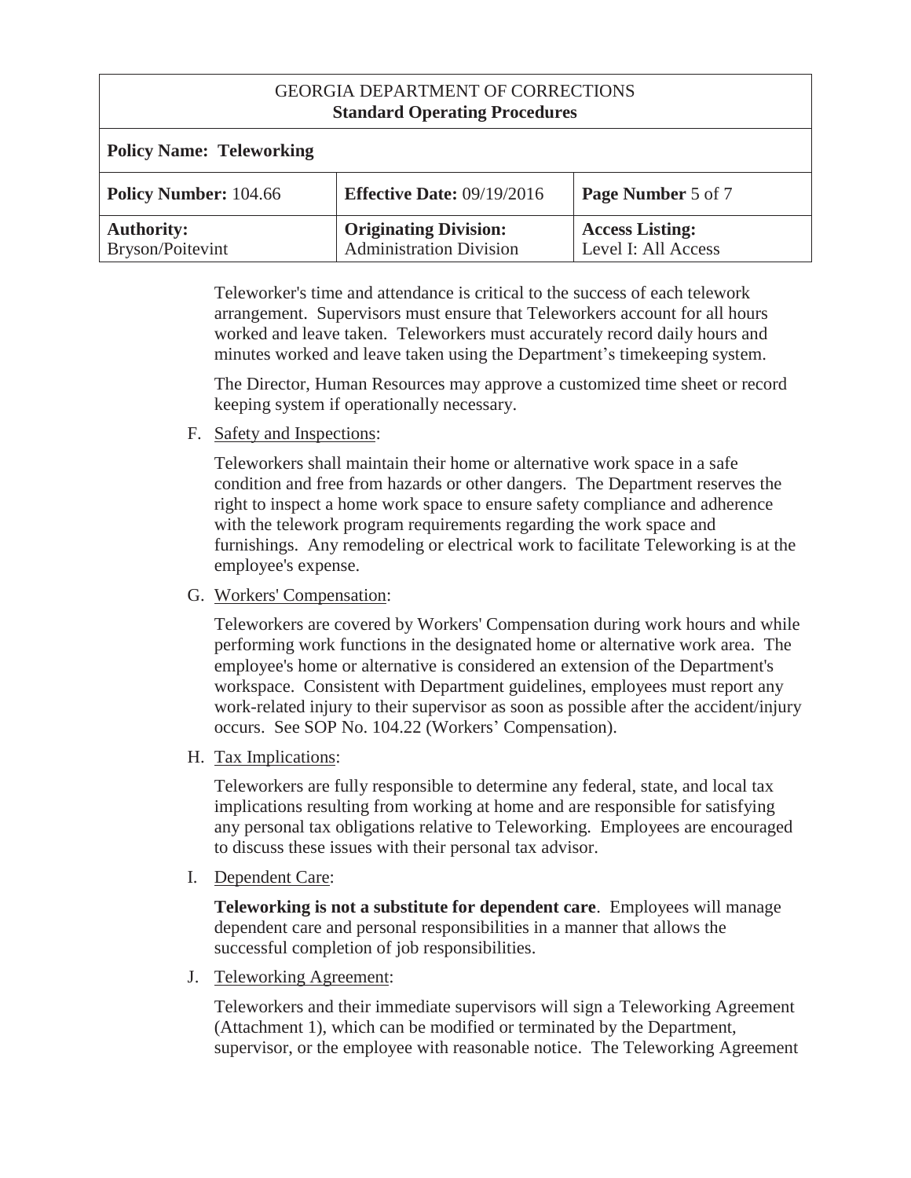Teleworker's time and attendance is critical to the success of each telework arrangement. Supervisors must ensure that Teleworkers account for all hours worked and leave taken. Teleworkers must accurately record daily hours and minutes worked and leave taken using the Department's timekeeping system.

The Director, Human Resources may approve a customized time sheet or record keeping system if operationally necessary.

F. Safety and Inspections:

Teleworkers shall maintain their home or alternative work space in a safe condition and free from hazards or other dangers. The Department reserves the right to inspect a home work space to ensure safety compliance and adherence with the telework program requirements regarding the work space and furnishings. Any remodeling or electrical work to facilitate Teleworking is at the employee's expense.

G. Workers' Compensation:

Teleworkers are covered by Workers' Compensation during work hours and while performing work functions in the designated home or alternative work area. The employee's home or alternative is considered an extension of the Department's workspace. Consistent with Department guidelines, employees must report any work-related injury to their supervisor as soon as possible after the accident/injury occurs. See SOP No. 104.22 (Workers' Compensation).

H. Tax Implications:

Teleworkers are fully responsible to determine any federal, state, and local tax implications resulting from working at home and are responsible for satisfying any personal tax obligations relative to Teleworking. Employees are encouraged to discuss these issues with their personal tax advisor.

I. Dependent Care:

**Teleworking is not a substitute for dependent care**. Employees will manage dependent care and personal responsibilities in a manner that allows the successful completion of job responsibilities.

J. Teleworking Agreement:

Teleworkers and their immediate supervisors will sign a Teleworking Agreement (Attachment 1), which can be modified or terminated by the Department, supervisor, or the employee with reasonable notice. The Teleworking Agreement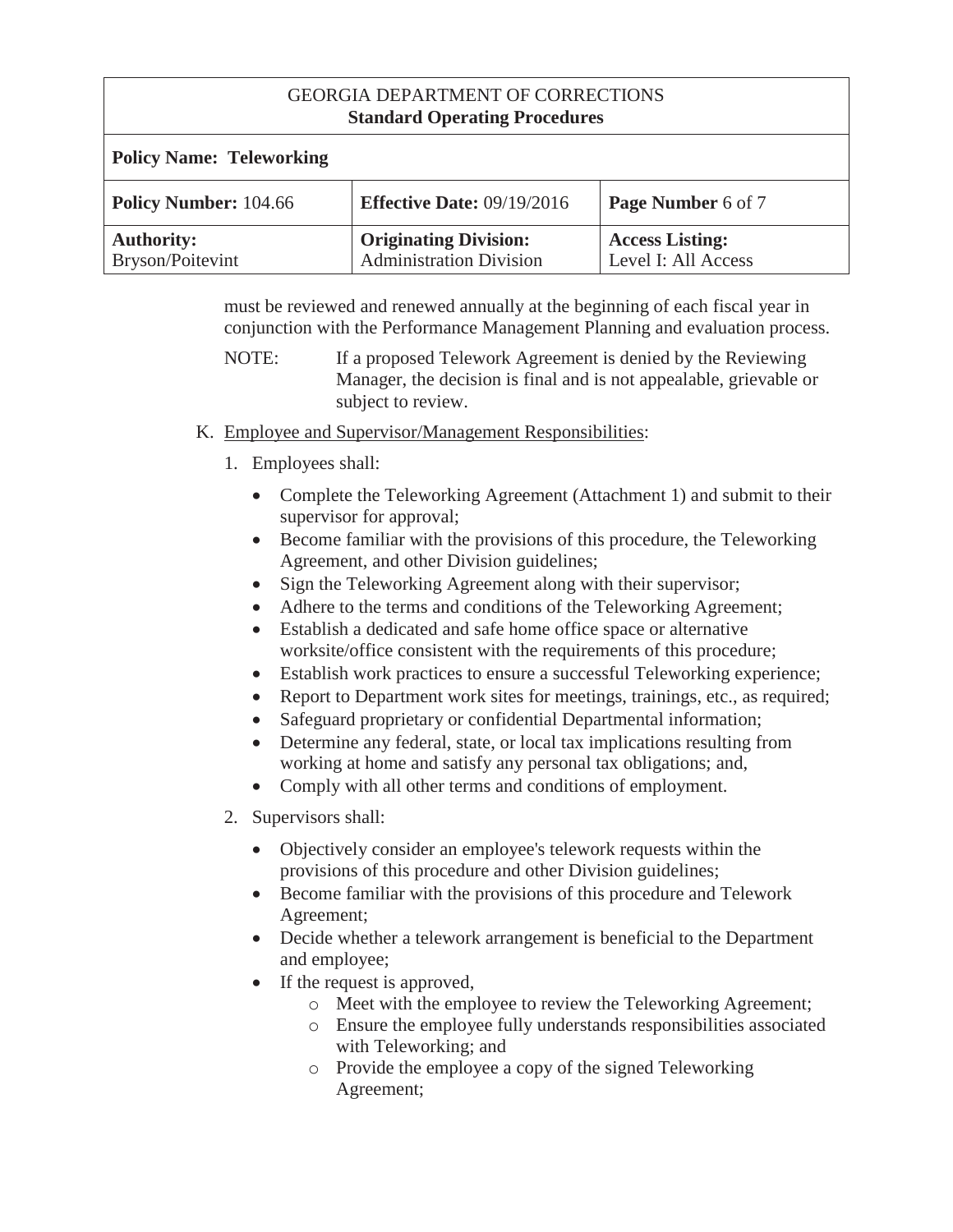must be reviewed and renewed annually at the beginning of each fiscal year in conjunction with the Performance Management Planning and evaluation process.

NOTE: If a proposed Telework Agreement is denied by the Reviewing Manager, the decision is final and is not appealable, grievable or subject to review.

K. Employee and Supervisor/Management Responsibilities:

1. Employees shall:

   - Complete the Teleworking Agreement (Attachment 1) and submit to their supervisor for approval;
   - Become familiar with the provisions of this procedure, the Teleworking Agreement, and other Division guidelines;
   - Sign the Teleworking Agreement along with their supervisor;
   - Adhere to the terms and conditions of the Teleworking Agreement;
   - Establish a dedicated and safe home office space or alternative worksite/office consistent with the requirements of this procedure;
   - Establish work practices to ensure a successful Teleworking experience;
   - Report to Department work sites for meetings, trainings, etc., as required;
   - Safeguard proprietary or confidential Departmental information;
   - Determine any federal, state, or local tax implications resulting from working at home and satisfy any personal tax obligations; and,
   - Comply with all other terms and conditions of employment.

2. Supervisors shall:

   - Objectively consider an employee's telework requests within the provisions of this procedure and other Division guidelines;
   - Become familiar with the provisions of this procedure and Telework Agreement;
   - Decide whether a telework arrangement is beneficial to the Department and employee;
   - If the request is approved,
     - Meet with the employee to review the Teleworking Agreement;
     - Ensure the employee fully understands responsibilities associated with Teleworking; and
     - Provide the employee a copy of the signed Teleworking Agreement;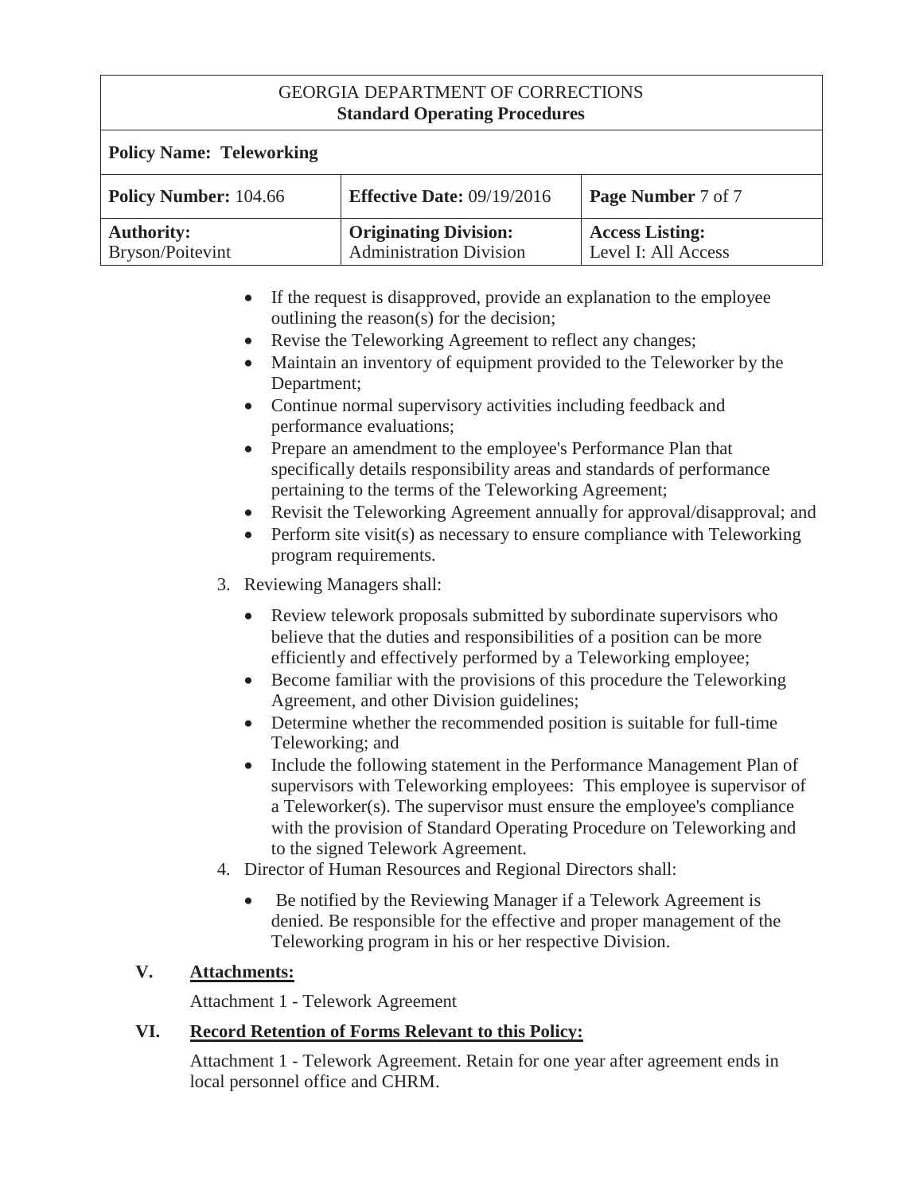- If the request is disapproved, provide an explanation to the employee outlining the reason(s) for the decision;
- Revise the Teleworking Agreement to reflect any changes;
- Maintain an inventory of equipment provided to the Teleworker by the Department;
- Continue normal supervisory activities including feedback and performance evaluations;
- Prepare an amendment to the employee's Performance Plan that specifically details responsibility areas and standards of performance pertaining to the terms of the Teleworking Agreement;
- Revisit the Teleworking Agreement annually for approval/disapproval; and
- Perform site visit(s) as necessary to ensure compliance with Teleworking program requirements.

3. Reviewing Managers shall:

   - Review telework proposals submitted by subordinate supervisors who believe that the duties and responsibilities of a position can be more efficiently and effectively performed by a Teleworking employee;
   - Become familiar with the provisions of this procedure the Teleworking Agreement, and other Division guidelines;
   - Determine whether the recommended position is suitable for full-time Teleworking; and
   - Include the following statement in the Performance Management Plan of supervisors with Teleworking employees: This employee is supervisor of a Teleworker(s). The supervisor must ensure the employee's compliance with the provision of Standard Operating Procedure on Teleworking and to the signed Telework Agreement.

4. Director of Human Resources and Regional Directors shall:

   - Be notified by the Reviewing Manager if a Telework Agreement is denied. Be responsible for the effective and proper management of the Teleworking program in his or her respective Division.

## V. Attachments:

Attachment 1 - Telework Agreement

## VI. Record Retention of Forms Relevant to this Policy:

Attachment 1 - Telework Agreement. Retain for one year after agreement ends in local personnel office and CHRM.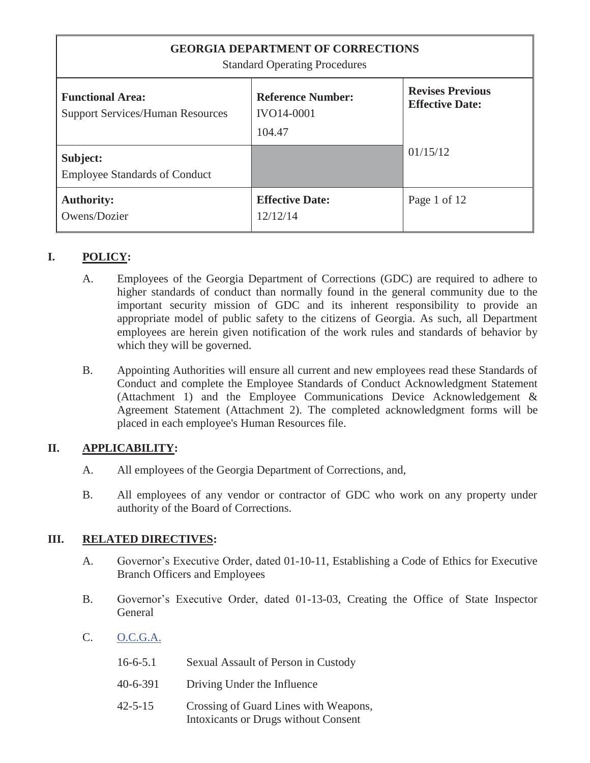| GEORGIA DEPARTMENT OF CORRECTIONS<br>Standard Operating Procedures | | |
|---|---|---|
| **Functional Area:**<br>Support Services/Human Resources | **Reference Number:**<br>IVO14-0001<br>104.47 | **Revises Previous Effective Date:** |
| **Subject:**<br>Employee Standards of Conduct | | 01/15/12 |
| **Authority:**<br>Owens/Dozier | **Effective Date:**<br>12/12/14 | Page 1 of 12 |

## I. POLICY:

A. Employees of the Georgia Department of Corrections (GDC) are required to adhere to higher standards of conduct than normally found in the general community due to the important security mission of GDC and its inherent responsibility to provide an appropriate model of public safety to the citizens of Georgia. As such, all Department employees are herein given notification of the work rules and standards of behavior by which they will be governed.

B. Appointing Authorities will ensure all current and new employees read these Standards of Conduct and complete the Employee Standards of Conduct Acknowledgment Statement (Attachment 1) and the Employee Communications Device Acknowledgement & Agreement Statement (Attachment 2). The completed acknowledgment forms will be placed in each employee's Human Resources file.

## II. APPLICABILITY:

A. All employees of the Georgia Department of Corrections, and,

B. All employees of any vendor or contractor of GDC who work on any property under authority of the Board of Corrections.

## III. RELATED DIRECTIVES:

A. Governor's Executive Order, dated 01-10-11, Establishing a Code of Ethics for Executive Branch Officers and Employees

B. Governor's Executive Order, dated 01-13-03, Creating the Office of State Inspector General

C. O.C.G.A.

| | |
|---|---|
| 16-6-5.1 | Sexual Assault of Person in Custody |
| 40-6-391 | Driving Under the Influence |
| 42-5-15 | Crossing of Guard Lines with Weapons, Intoxicants or Drugs without Consent |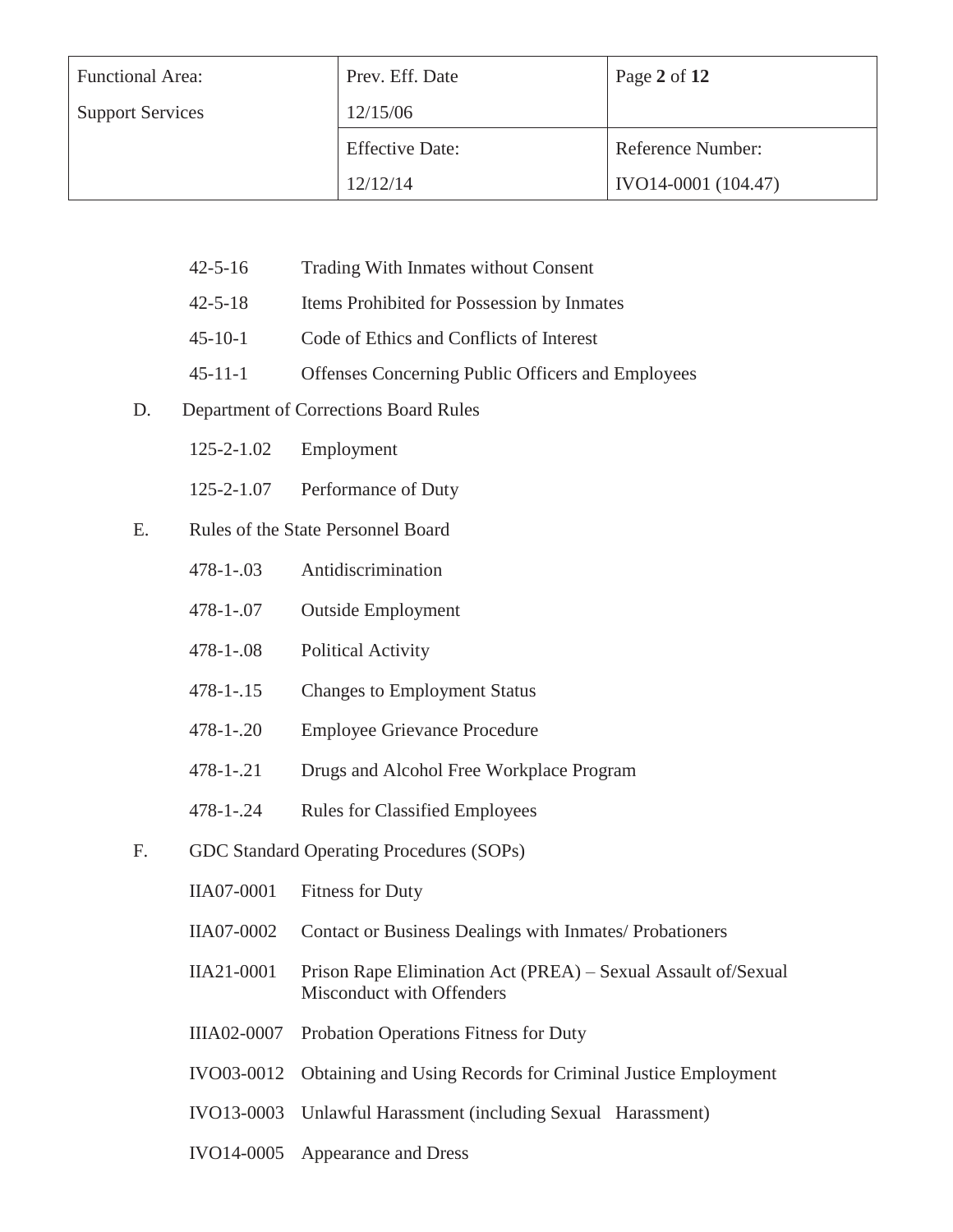| | | |
|---|---|---|
| 42-5-16 | Trading With Inmates without Consent | |
| 42-5-18 | Items Prohibited for Possession by Inmates | |
| 45-10-1 | Code of Ethics and Conflicts of Interest | |
| 45-11-1 | Offenses Concerning Public Officers and Employees | |

D. Department of Corrections Board Rules

| | |
|---|---|
| 125-2-1.02 | Employment |
| 125-2-1.07 | Performance of Duty |

E. Rules of the State Personnel Board

| | |
|---|---|
| 478-1-.03 | Antidiscrimination |
| 478-1-.07 | Outside Employment |
| 478-1-.08 | Political Activity |
| 478-1-.15 | Changes to Employment Status |
| 478-1-.20 | Employee Grievance Procedure |
| 478-1-.21 | Drugs and Alcohol Free Workplace Program |
| 478-1-.24 | Rules for Classified Employees |

F. GDC Standard Operating Procedures (SOPs)

| | |
|---|---|
| IIA07-0001 | Fitness for Duty |
| IIA07-0002 | Contact or Business Dealings with Inmates/ Probationers |
| IIA21-0001 | Prison Rape Elimination Act (PREA) – Sexual Assault of/Sexual Misconduct with Offenders |
| IIIA02-0007 | Probation Operations Fitness for Duty |
| IVO03-0012 | Obtaining and Using Records for Criminal Justice Employment |
| IVO13-0003 | Unlawful Harassment (including Sexual Harassment) |
| IVO14-0005 | Appearance and Dress |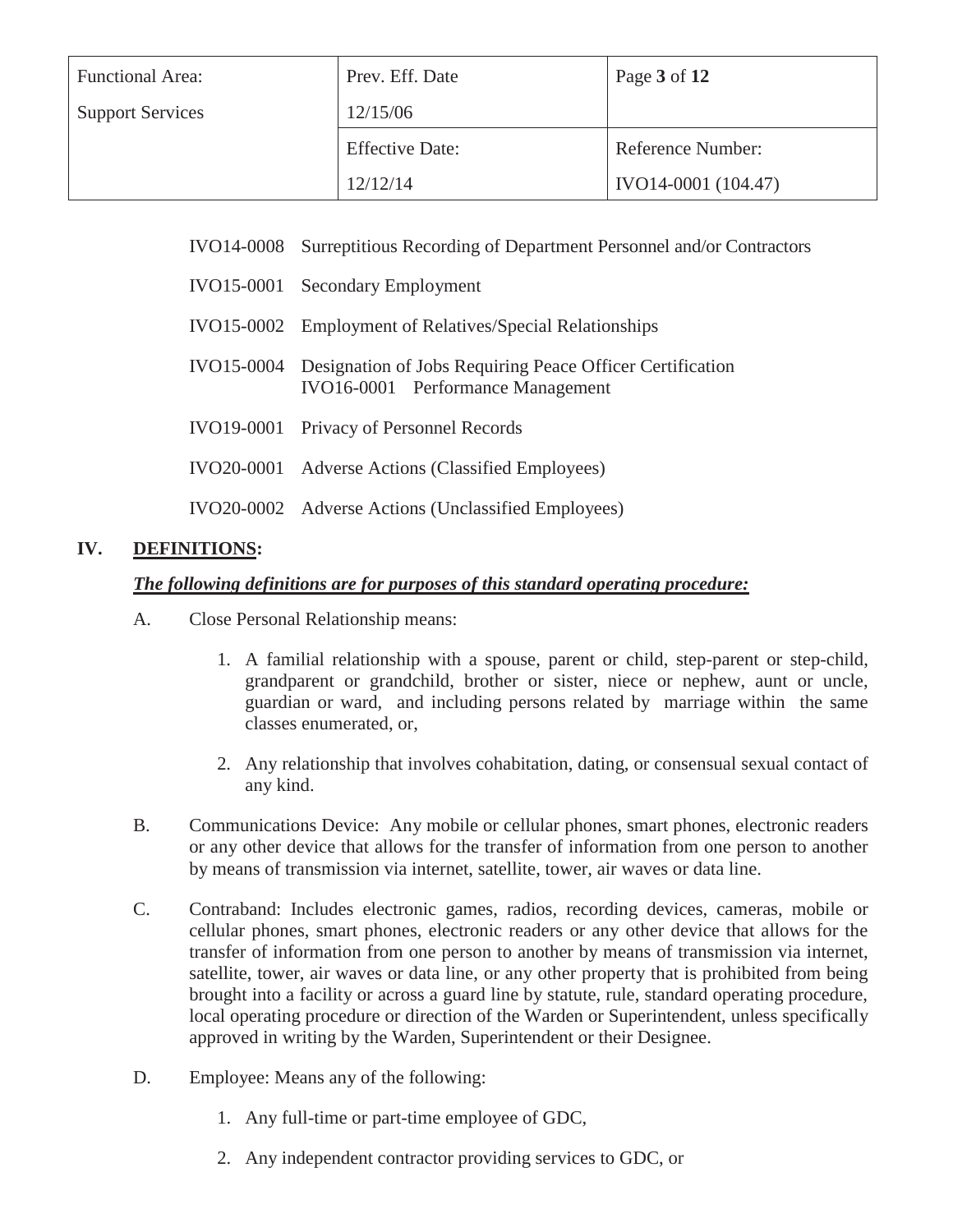IVO14-0008 Surreptitious Recording of Department Personnel and/or Contractors

IVO15-0001 Secondary Employment

IVO15-0002 Employment of Relatives/Special Relationships

IVO15-0004 Designation of Jobs Requiring Peace Officer Certification
IVO16-0001 Performance Management

IVO19-0001 Privacy of Personnel Records

IVO20-0001 Adverse Actions (Classified Employees)

IVO20-0002 Adverse Actions (Unclassified Employees)

## IV. DEFINITIONS:

***The following definitions are for purposes of this standard operating procedure:***

A. Close Personal Relationship means:

1. A familial relationship with a spouse, parent or child, step-parent or step-child, grandparent or grandchild, brother or sister, niece or nephew, aunt or uncle, guardian or ward, and including persons related by marriage within the same classes enumerated, or,

2. Any relationship that involves cohabitation, dating, or consensual sexual contact of any kind.

B. Communications Device: Any mobile or cellular phones, smart phones, electronic readers or any other device that allows for the transfer of information from one person to another by means of transmission via internet, satellite, tower, air waves or data line.

C. Contraband: Includes electronic games, radios, recording devices, cameras, mobile or cellular phones, smart phones, electronic readers or any other device that allows for the transfer of information from one person to another by means of transmission via internet, satellite, tower, air waves or data line, or any other property that is prohibited from being brought into a facility or across a guard line by statute, rule, standard operating procedure, local operating procedure or direction of the Warden or Superintendent, unless specifically approved in writing by the Warden, Superintendent or their Designee.

D. Employee: Means any of the following:

1. Any full-time or part-time employee of GDC,

2. Any independent contractor providing services to GDC, or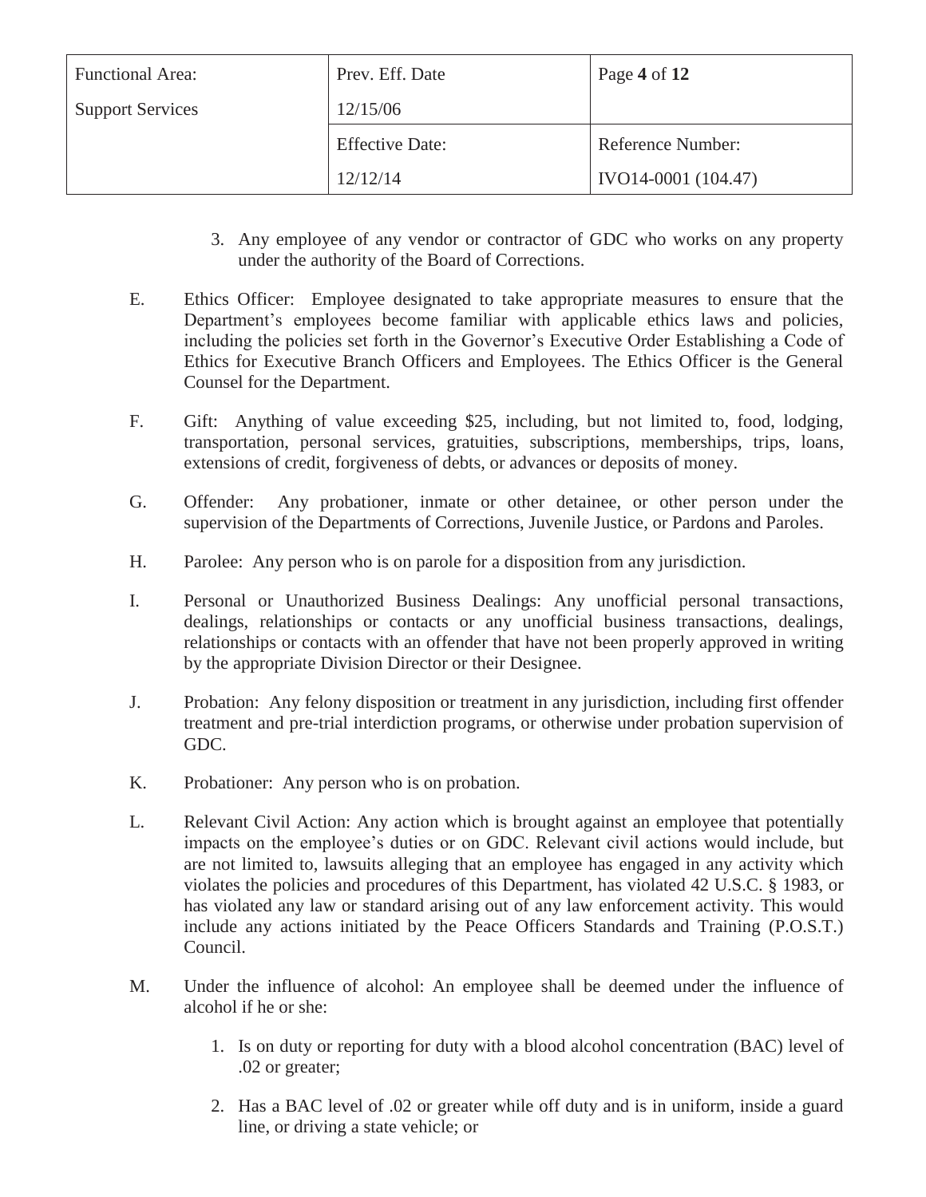3. Any employee of any vendor or contractor of GDC who works on any property under the authority of the Board of Corrections.

E. Ethics Officer: Employee designated to take appropriate measures to ensure that the Department's employees become familiar with applicable ethics laws and policies, including the policies set forth in the Governor's Executive Order Establishing a Code of Ethics for Executive Branch Officers and Employees. The Ethics Officer is the General Counsel for the Department.

F. Gift: Anything of value exceeding $25, including, but not limited to, food, lodging, transportation, personal services, gratuities, subscriptions, memberships, trips, loans, extensions of credit, forgiveness of debts, or advances or deposits of money.

G. Offender: Any probationer, inmate or other detainee, or other person under the supervision of the Departments of Corrections, Juvenile Justice, or Pardons and Paroles.

H. Parolee: Any person who is on parole for a disposition from any jurisdiction.

I. Personal or Unauthorized Business Dealings: Any unofficial personal transactions, dealings, relationships or contacts or any unofficial business transactions, dealings, relationships or contacts with an offender that have not been properly approved in writing by the appropriate Division Director or their Designee.

J. Probation: Any felony disposition or treatment in any jurisdiction, including first offender treatment and pre-trial interdiction programs, or otherwise under probation supervision of GDC.

K. Probationer: Any person who is on probation.

L. Relevant Civil Action: Any action which is brought against an employee that potentially impacts on the employee's duties or on GDC. Relevant civil actions would include, but are not limited to, lawsuits alleging that an employee has engaged in any activity which violates the policies and procedures of this Department, has violated 42 U.S.C. § 1983, or has violated any law or standard arising out of any law enforcement activity. This would include any actions initiated by the Peace Officers Standards and Training (P.O.S.T.) Council.

M. Under the influence of alcohol: An employee shall be deemed under the influence of alcohol if he or she:

1. Is on duty or reporting for duty with a blood alcohol concentration (BAC) level of .02 or greater;

2. Has a BAC level of .02 or greater while off duty and is in uniform, inside a guard line, or driving a state vehicle; or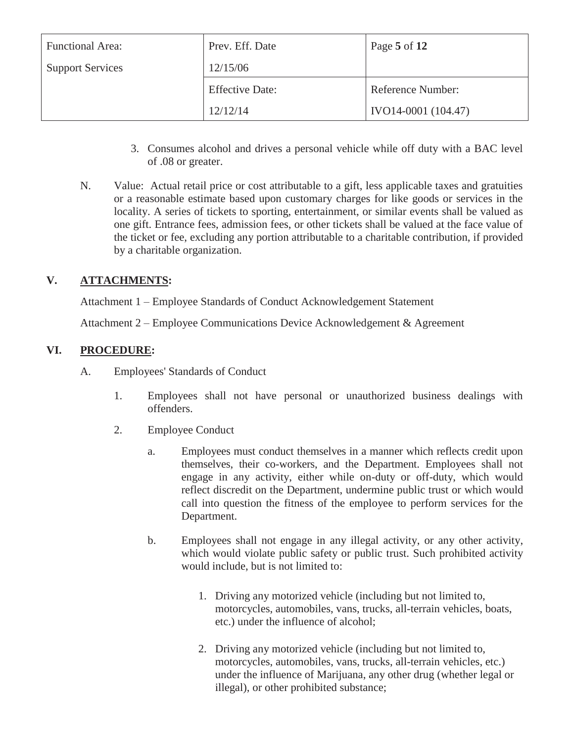3. Consumes alcohol and drives a personal vehicle while off duty with a BAC level of .08 or greater.

N. Value: Actual retail price or cost attributable to a gift, less applicable taxes and gratuities or a reasonable estimate based upon customary charges for like goods or services in the locality. A series of tickets to sporting, entertainment, or similar events shall be valued as one gift. Entrance fees, admission fees, or other tickets shall be valued at the face value of the ticket or fee, excluding any portion attributable to a charitable contribution, if provided by a charitable organization.

## V. **ATTACHMENTS:**

Attachment 1 – Employee Standards of Conduct Acknowledgement Statement

Attachment 2 – Employee Communications Device Acknowledgement & Agreement

## VI. **PROCEDURE:**

A. Employees' Standards of Conduct

1. Employees shall not have personal or unauthorized business dealings with offenders.

2. Employee Conduct

a. Employees must conduct themselves in a manner which reflects credit upon themselves, their co-workers, and the Department. Employees shall not engage in any activity, either while on-duty or off-duty, which would reflect discredit on the Department, undermine public trust or which would call into question the fitness of the employee to perform services for the Department.

b. Employees shall not engage in any illegal activity, or any other activity, which would violate public safety or public trust. Such prohibited activity would include, but is not limited to:

1. Driving any motorized vehicle (including but not limited to, motorcycles, automobiles, vans, trucks, all-terrain vehicles, boats, etc.) under the influence of alcohol;

2. Driving any motorized vehicle (including but not limited to, motorcycles, automobiles, vans, trucks, all-terrain vehicles, etc.) under the influence of Marijuana, any other drug (whether legal or illegal), or other prohibited substance;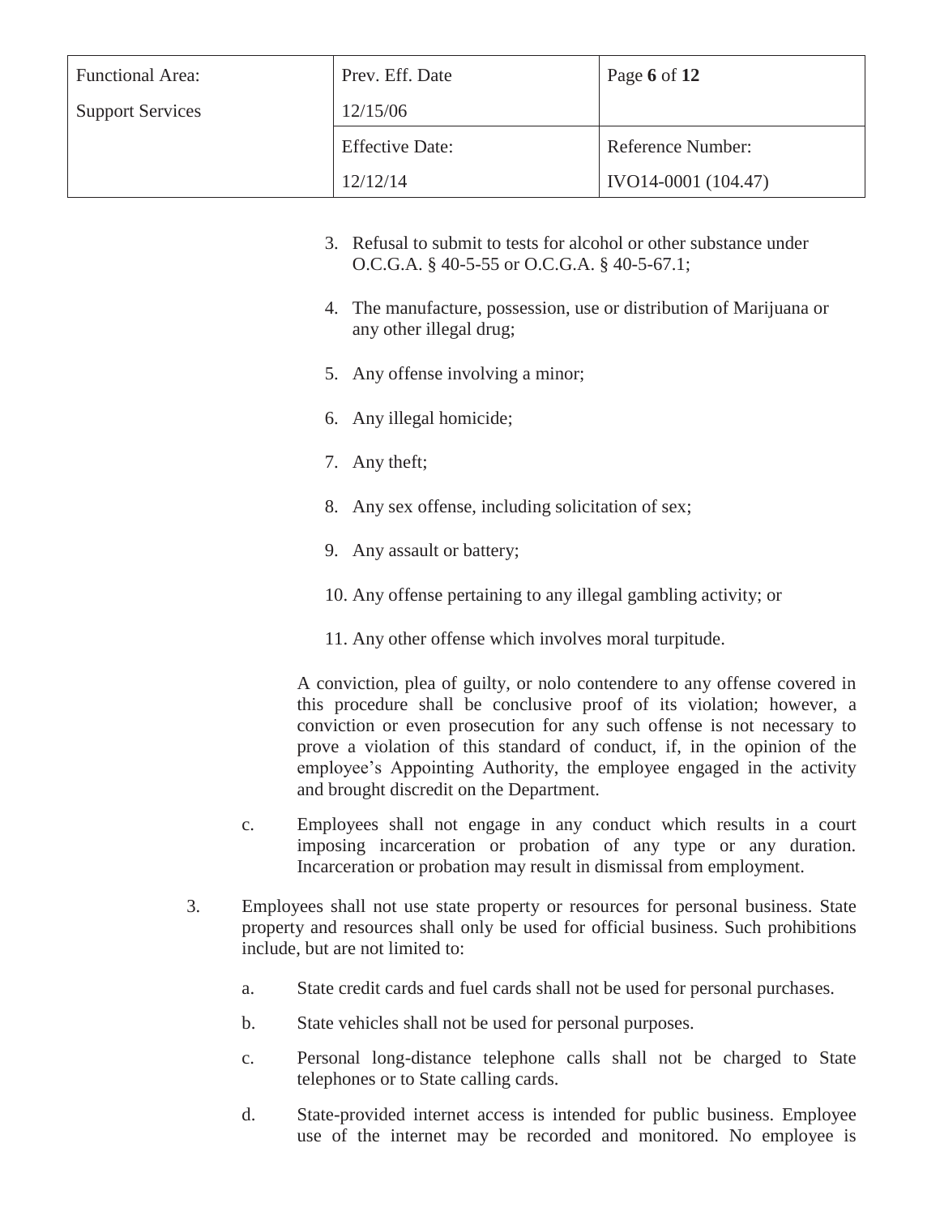| Functional Area: | Prev. Eff. Date | Page **6** of **12** |
| --- | --- | --- |
| Support Services | 12/15/06 | |
| | Effective Date: | Reference Number: |
| | 12/12/14 | IVO14-0001 (104.47) |

3. Refusal to submit to tests for alcohol or other substance under O.C.G.A. § 40-5-55 or O.C.G.A. § 40-5-67.1;

4. The manufacture, possession, use or distribution of Marijuana or any other illegal drug;

5. Any offense involving a minor;

6. Any illegal homicide;

7. Any theft;

8. Any sex offense, including solicitation of sex;

9. Any assault or battery;

10. Any offense pertaining to any illegal gambling activity; or

11. Any other offense which involves moral turpitude.

A conviction, plea of guilty, or nolo contendere to any offense covered in this procedure shall be conclusive proof of its violation; however, a conviction or even prosecution for any such offense is not necessary to prove a violation of this standard of conduct, if, in the opinion of the employee's Appointing Authority, the employee engaged in the activity and brought discredit on the Department.

c. Employees shall not engage in any conduct which results in a court imposing incarceration or probation of any type or any duration. Incarceration or probation may result in dismissal from employment.

3. Employees shall not use state property or resources for personal business. State property and resources shall only be used for official business. Such prohibitions include, but are not limited to:

   a. State credit cards and fuel cards shall not be used for personal purchases.

   b. State vehicles shall not be used for personal purposes.

   c. Personal long-distance telephone calls shall not be charged to State telephones or to State calling cards.

   d. State-provided internet access is intended for public business. Employee use of the internet may be recorded and monitored. No employee is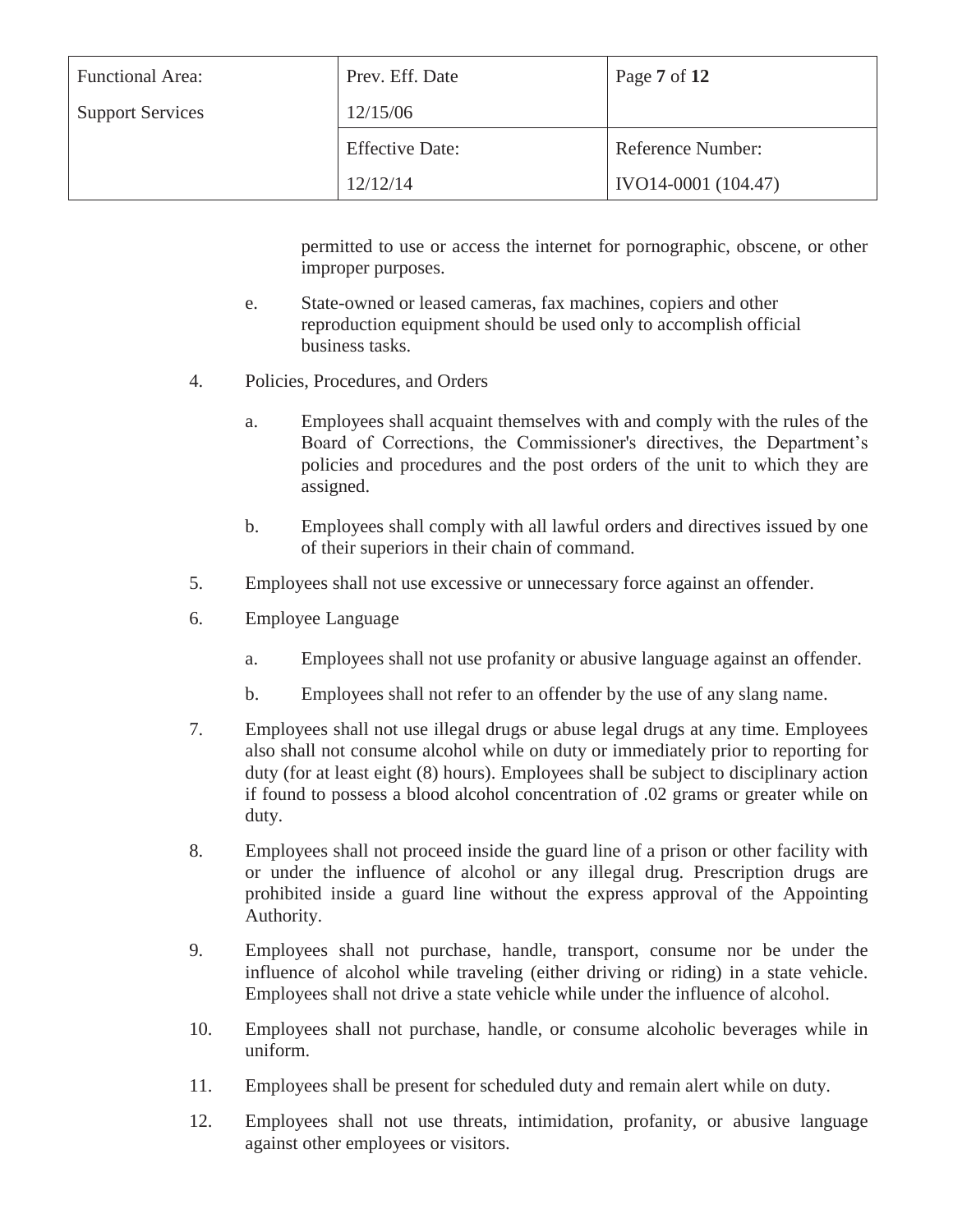permitted to use or access the internet for pornographic, obscene, or other improper purposes.

e. State-owned or leased cameras, fax machines, copiers and other reproduction equipment should be used only to accomplish official business tasks.

4. Policies, Procedures, and Orders

   a. Employees shall acquaint themselves with and comply with the rules of the Board of Corrections, the Commissioner's directives, the Department's policies and procedures and the post orders of the unit to which they are assigned.

   b. Employees shall comply with all lawful orders and directives issued by one of their superiors in their chain of command.

5. Employees shall not use excessive or unnecessary force against an offender.

6. Employee Language

   a. Employees shall not use profanity or abusive language against an offender.

   b. Employees shall not refer to an offender by the use of any slang name.

7. Employees shall not use illegal drugs or abuse legal drugs at any time. Employees also shall not consume alcohol while on duty or immediately prior to reporting for duty (for at least eight (8) hours). Employees shall be subject to disciplinary action if found to possess a blood alcohol concentration of .02 grams or greater while on duty.

8. Employees shall not proceed inside the guard line of a prison or other facility with or under the influence of alcohol or any illegal drug. Prescription drugs are prohibited inside a guard line without the express approval of the Appointing Authority.

9. Employees shall not purchase, handle, transport, consume nor be under the influence of alcohol while traveling (either driving or riding) in a state vehicle. Employees shall not drive a state vehicle while under the influence of alcohol.

10. Employees shall not purchase, handle, or consume alcoholic beverages while in uniform.

11. Employees shall be present for scheduled duty and remain alert while on duty.

12. Employees shall not use threats, intimidation, profanity, or abusive language against other employees or visitors.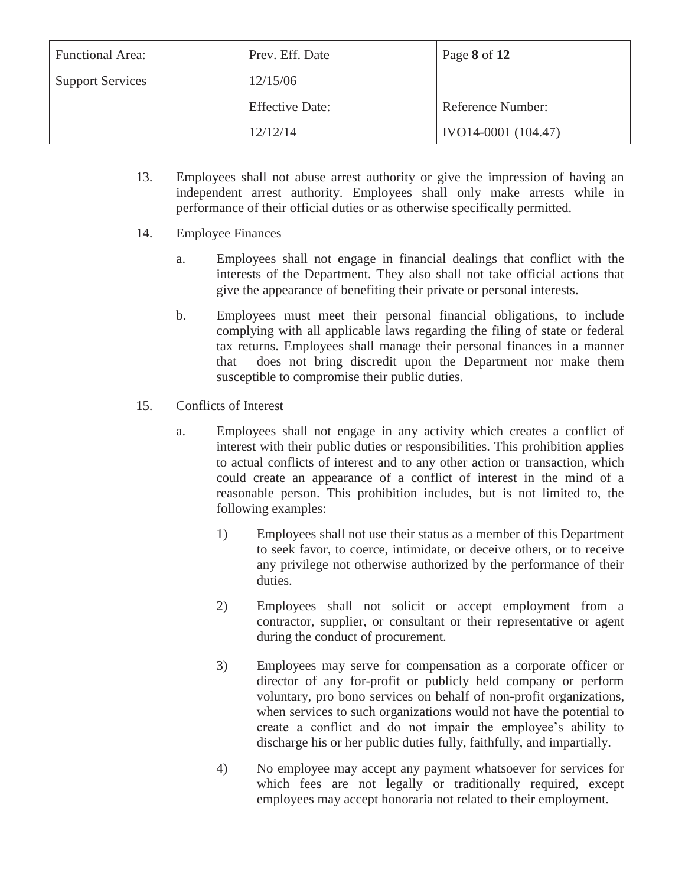13. Employees shall not abuse arrest authority or give the impression of having an independent arrest authority. Employees shall only make arrests while in performance of their official duties or as otherwise specifically permitted.

14. Employee Finances

    a. Employees shall not engage in financial dealings that conflict with the interests of the Department. They also shall not take official actions that give the appearance of benefiting their private or personal interests.

    b. Employees must meet their personal financial obligations, to include complying with all applicable laws regarding the filing of state or federal tax returns. Employees shall manage their personal finances in a manner that does not bring discredit upon the Department nor make them susceptible to compromise their public duties.

15. Conflicts of Interest

    a. Employees shall not engage in any activity which creates a conflict of interest with their public duties or responsibilities. This prohibition applies to actual conflicts of interest and to any other action or transaction, which could create an appearance of a conflict of interest in the mind of a reasonable person. This prohibition includes, but is not limited to, the following examples:

        1) Employees shall not use their status as a member of this Department to seek favor, to coerce, intimidate, or deceive others, or to receive any privilege not otherwise authorized by the performance of their duties.

        2) Employees shall not solicit or accept employment from a contractor, supplier, or consultant or their representative or agent during the conduct of procurement.

        3) Employees may serve for compensation as a corporate officer or director of any for-profit or publicly held company or perform voluntary, pro bono services on behalf of non-profit organizations, when services to such organizations would not have the potential to create a conflict and do not impair the employee's ability to discharge his or her public duties fully, faithfully, and impartially.

        4) No employee may accept any payment whatsoever for services for which fees are not legally or traditionally required, except employees may accept honoraria not related to their employment.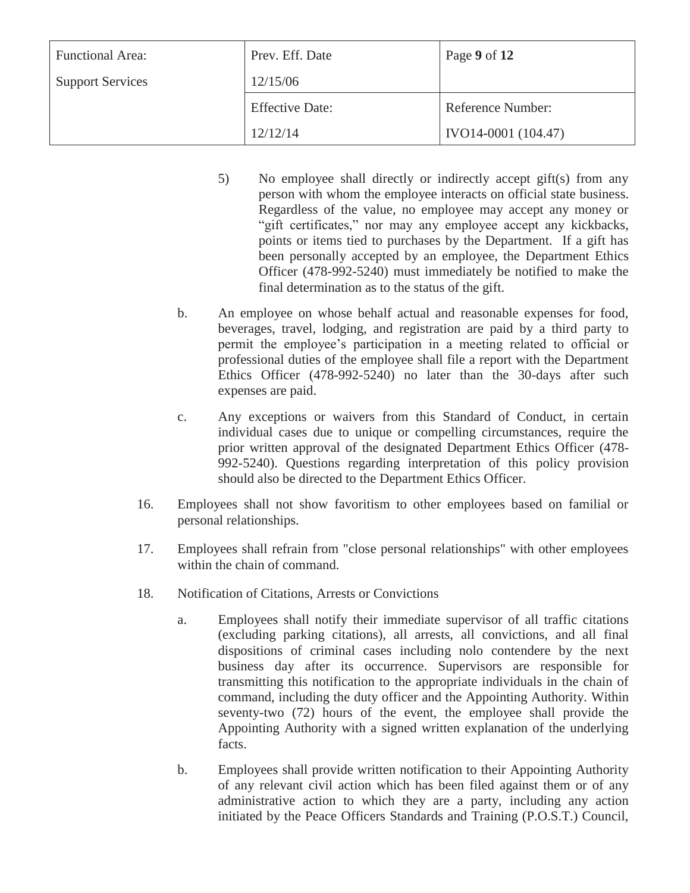5) No employee shall directly or indirectly accept gift(s) from any person with whom the employee interacts on official state business. Regardless of the value, no employee may accept any money or "gift certificates," nor may any employee accept any kickbacks, points or items tied to purchases by the Department. If a gift has been personally accepted by an employee, the Department Ethics Officer (478-992-5240) must immediately be notified to make the final determination as to the status of the gift.

b. An employee on whose behalf actual and reasonable expenses for food, beverages, travel, lodging, and registration are paid by a third party to permit the employee's participation in a meeting related to official or professional duties of the employee shall file a report with the Department Ethics Officer (478-992-5240) no later than the 30-days after such expenses are paid.

c. Any exceptions or waivers from this Standard of Conduct, in certain individual cases due to unique or compelling circumstances, require the prior written approval of the designated Department Ethics Officer (478-992-5240). Questions regarding interpretation of this policy provision should also be directed to the Department Ethics Officer.

16. Employees shall not show favoritism to other employees based on familial or personal relationships.

17. Employees shall refrain from "close personal relationships" with other employees within the chain of command.

18. Notification of Citations, Arrests or Convictions

a. Employees shall notify their immediate supervisor of all traffic citations (excluding parking citations), all arrests, all convictions, and all final dispositions of criminal cases including nolo contendere by the next business day after its occurrence. Supervisors are responsible for transmitting this notification to the appropriate individuals in the chain of command, including the duty officer and the Appointing Authority. Within seventy-two (72) hours of the event, the employee shall provide the Appointing Authority with a signed written explanation of the underlying facts.

b. Employees shall provide written notification to their Appointing Authority of any relevant civil action which has been filed against them or of any administrative action to which they are a party, including any action initiated by the Peace Officers Standards and Training (P.O.S.T.) Council,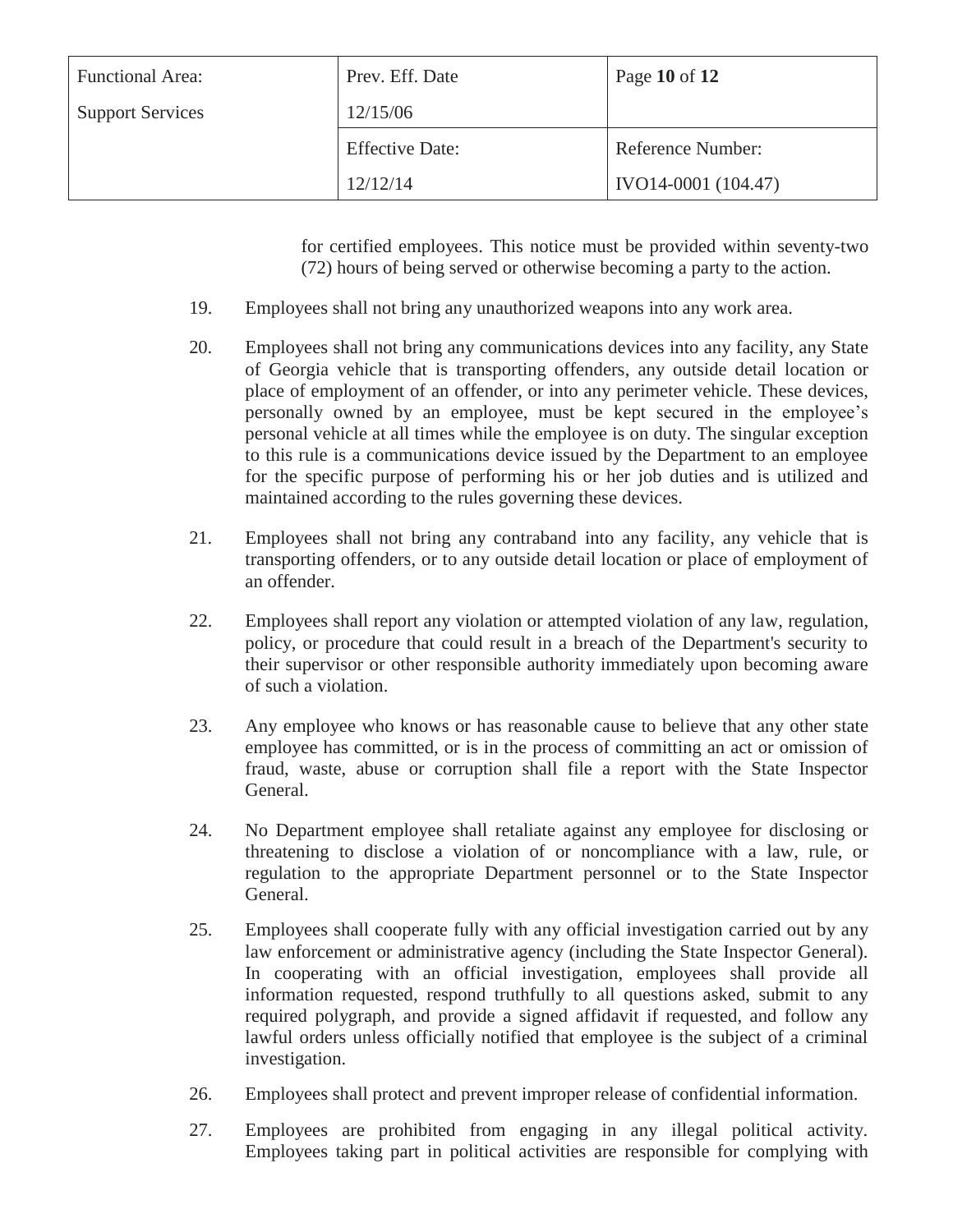for certified employees. This notice must be provided within seventy-two (72) hours of being served or otherwise becoming a party to the action.

19. Employees shall not bring any unauthorized weapons into any work area.

20. Employees shall not bring any communications devices into any facility, any State of Georgia vehicle that is transporting offenders, any outside detail location or place of employment of an offender, or into any perimeter vehicle. These devices, personally owned by an employee, must be kept secured in the employee's personal vehicle at all times while the employee is on duty. The singular exception to this rule is a communications device issued by the Department to an employee for the specific purpose of performing his or her job duties and is utilized and maintained according to the rules governing these devices.

21. Employees shall not bring any contraband into any facility, any vehicle that is transporting offenders, or to any outside detail location or place of employment of an offender.

22. Employees shall report any violation or attempted violation of any law, regulation, policy, or procedure that could result in a breach of the Department's security to their supervisor or other responsible authority immediately upon becoming aware of such a violation.

23. Any employee who knows or has reasonable cause to believe that any other state employee has committed, or is in the process of committing an act or omission of fraud, waste, abuse or corruption shall file a report with the State Inspector General.

24. No Department employee shall retaliate against any employee for disclosing or threatening to disclose a violation of or noncompliance with a law, rule, or regulation to the appropriate Department personnel or to the State Inspector General.

25. Employees shall cooperate fully with any official investigation carried out by any law enforcement or administrative agency (including the State Inspector General). In cooperating with an official investigation, employees shall provide all information requested, respond truthfully to all questions asked, submit to any required polygraph, and provide a signed affidavit if requested, and follow any lawful orders unless officially notified that employee is the subject of a criminal investigation.

26. Employees shall protect and prevent improper release of confidential information.

27. Employees are prohibited from engaging in any illegal political activity. Employees taking part in political activities are responsible for complying with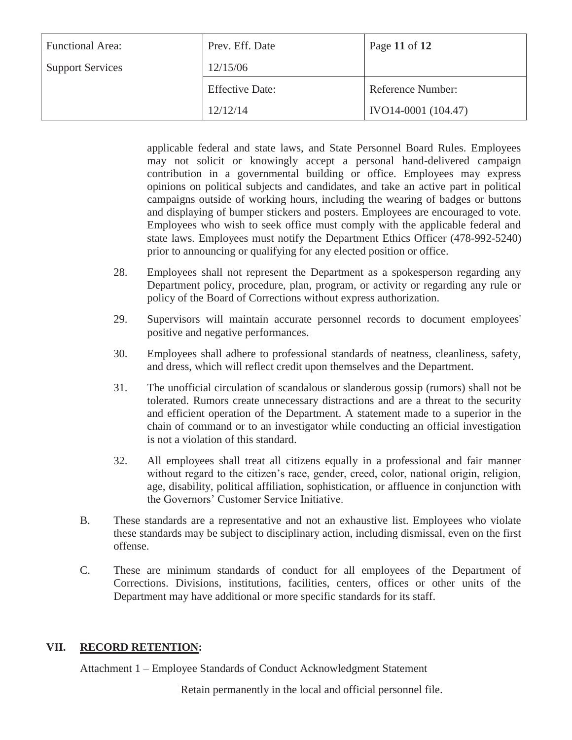applicable federal and state laws, and State Personnel Board Rules. Employees may not solicit or knowingly accept a personal hand-delivered campaign contribution in a governmental building or office. Employees may express opinions on political subjects and candidates, and take an active part in political campaigns outside of working hours, including the wearing of badges or buttons and displaying of bumper stickers and posters. Employees are encouraged to vote. Employees who wish to seek office must comply with the applicable federal and state laws. Employees must notify the Department Ethics Officer (478-992-5240) prior to announcing or qualifying for any elected position or office.

28. Employees shall not represent the Department as a spokesperson regarding any Department policy, procedure, plan, program, or activity or regarding any rule or policy of the Board of Corrections without express authorization.

29. Supervisors will maintain accurate personnel records to document employees' positive and negative performances.

30. Employees shall adhere to professional standards of neatness, cleanliness, safety, and dress, which will reflect credit upon themselves and the Department.

31. The unofficial circulation of scandalous or slanderous gossip (rumors) shall not be tolerated. Rumors create unnecessary distractions and are a threat to the security and efficient operation of the Department. A statement made to a superior in the chain of command or to an investigator while conducting an official investigation is not a violation of this standard.

32. All employees shall treat all citizens equally in a professional and fair manner without regard to the citizen's race, gender, creed, color, national origin, religion, age, disability, political affiliation, sophistication, or affluence in conjunction with the Governors' Customer Service Initiative.

B. These standards are a representative and not an exhaustive list. Employees who violate these standards may be subject to disciplinary action, including dismissal, even on the first offense.

C. These are minimum standards of conduct for all employees of the Department of Corrections. Divisions, institutions, facilities, centers, offices or other units of the Department may have additional or more specific standards for its staff.

## VII. RECORD RETENTION:

Attachment 1 – Employee Standards of Conduct Acknowledgment Statement

Retain permanently in the local and official personnel file.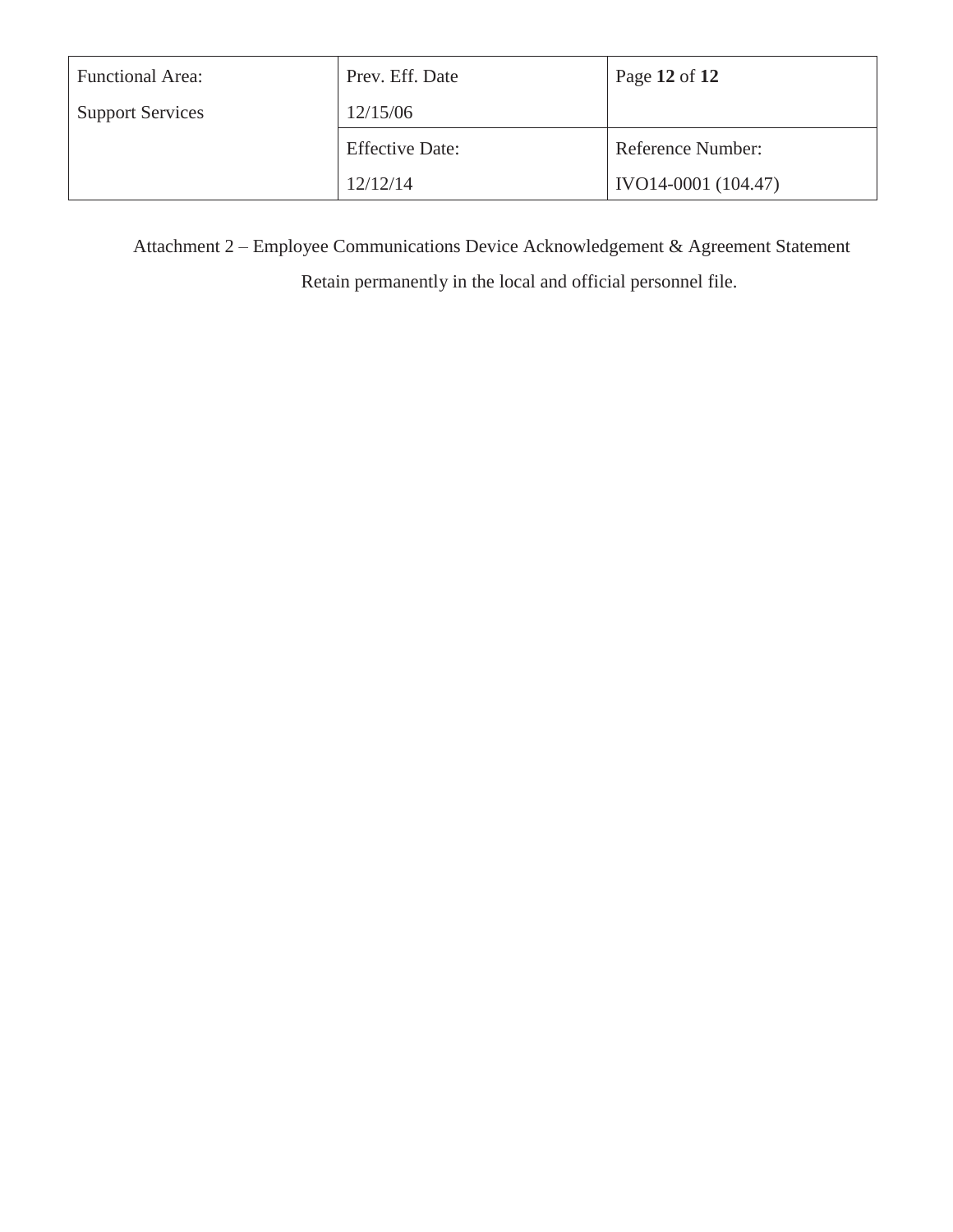| Functional Area: Support Services | Prev. Eff. Date 12/15/06 | |
|---|---|---|
| | Effective Date: 12/12/14 | Reference Number: IVO14-0001 (104.47) |

Attachment 2 – Employee Communications Device Acknowledgement & Agreement Statement

Retain permanently in the local and official personnel file.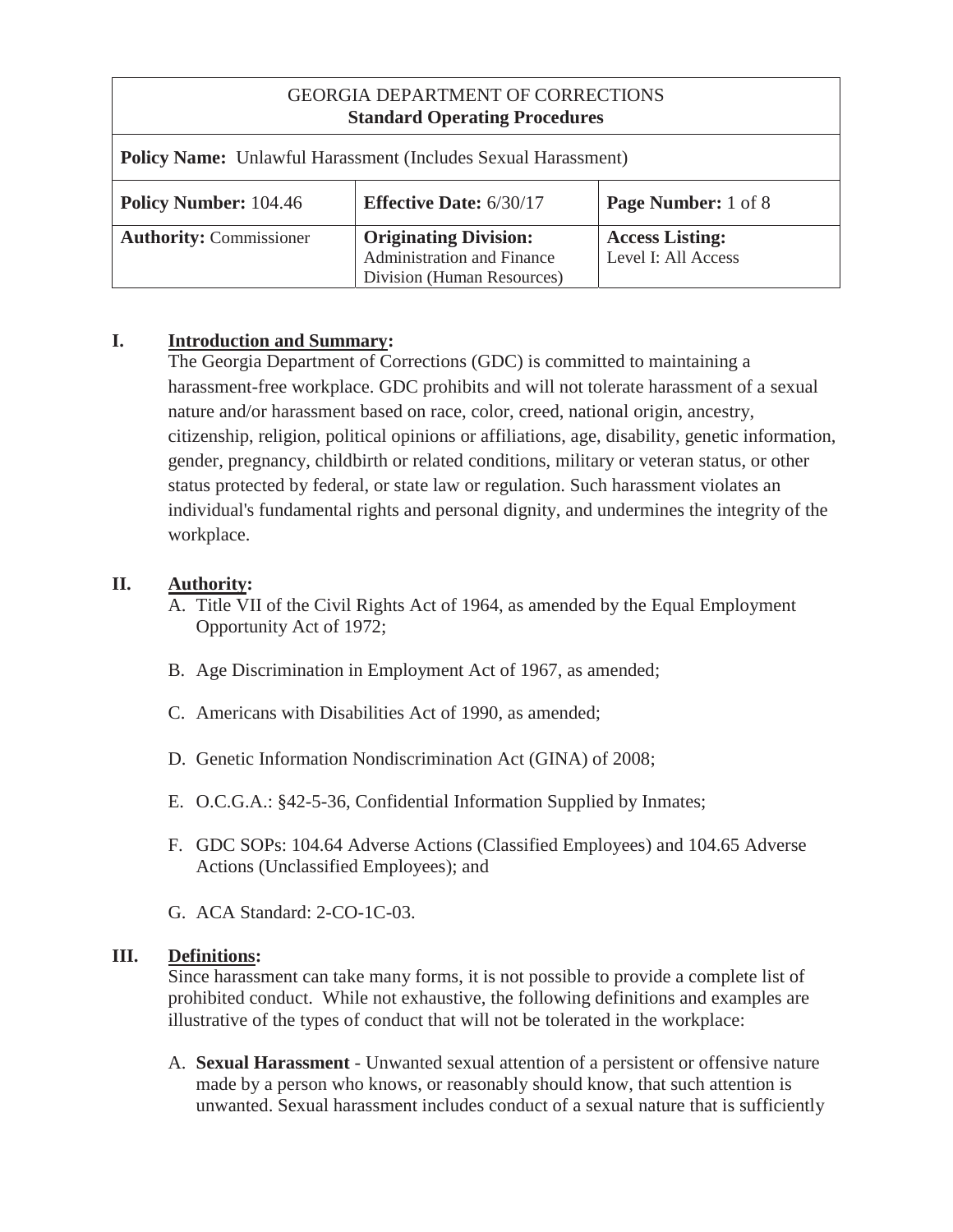| GEORGIA DEPARTMENT OF CORRECTIONS **Standard Operating Procedures** | | |
|---|---|---|
| **Policy Name:** Unlawful Harassment (Includes Sexual Harassment) | | |
| **Policy Number:** 104.46 | **Effective Date:** 6/30/17 | **Page Number:** 1 of 8 |
| **Authority:** Commissioner | **Originating Division:** Administration and Finance Division (Human Resources) | **Access Listing:** Level I: All Access |

## I. Introduction and Summary:

The Georgia Department of Corrections (GDC) is committed to maintaining a harassment-free workplace. GDC prohibits and will not tolerate harassment of a sexual nature and/or harassment based on race, color, creed, national origin, ancestry, citizenship, religion, political opinions or affiliations, age, disability, genetic information, gender, pregnancy, childbirth or related conditions, military or veteran status, or other status protected by federal, or state law or regulation. Such harassment violates an individual's fundamental rights and personal dignity, and undermines the integrity of the workplace.

## II. Authority:

A. Title VII of the Civil Rights Act of 1964, as amended by the Equal Employment Opportunity Act of 1972;

B. Age Discrimination in Employment Act of 1967, as amended;

C. Americans with Disabilities Act of 1990, as amended;

D. Genetic Information Nondiscrimination Act (GINA) of 2008;

E. O.C.G.A.: §42-5-36, Confidential Information Supplied by Inmates;

F. GDC SOPs: 104.64 Adverse Actions (Classified Employees) and 104.65 Adverse Actions (Unclassified Employees); and

G. ACA Standard: 2-CO-1C-03.

## III. Definitions:

Since harassment can take many forms, it is not possible to provide a complete list of prohibited conduct. While not exhaustive, the following definitions and examples are illustrative of the types of conduct that will not be tolerated in the workplace:

A. **Sexual Harassment** - Unwanted sexual attention of a persistent or offensive nature made by a person who knows, or reasonably should know, that such attention is unwanted. Sexual harassment includes conduct of a sexual nature that is sufficiently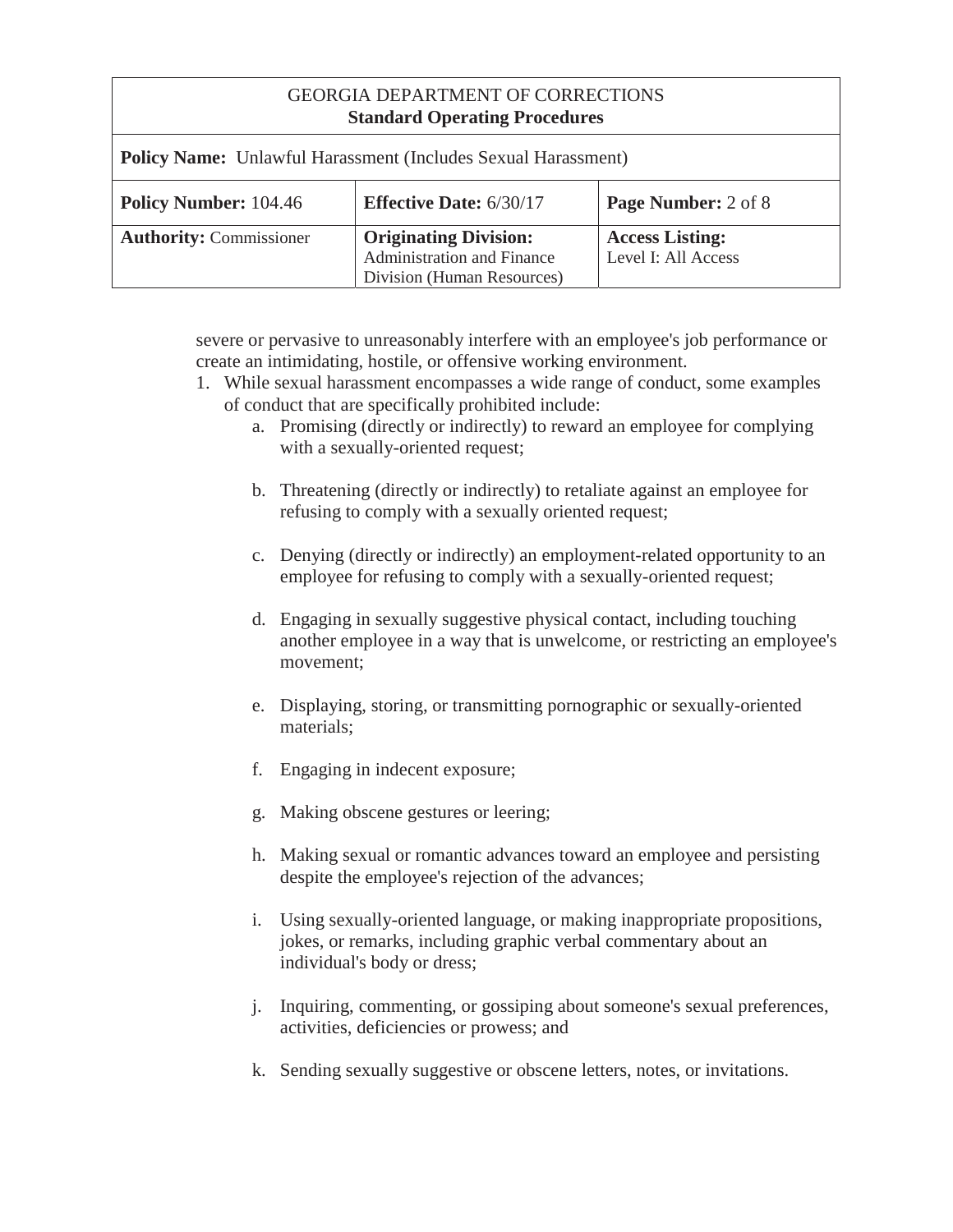severe or pervasive to unreasonably interfere with an employee's job performance or create an intimidating, hostile, or offensive working environment.

1. While sexual harassment encompasses a wide range of conduct, some examples of conduct that are specifically prohibited include:
   a. Promising (directly or indirectly) to reward an employee for complying with a sexually-oriented request;

   b. Threatening (directly or indirectly) to retaliate against an employee for refusing to comply with a sexually oriented request;

   c. Denying (directly or indirectly) an employment-related opportunity to an employee for refusing to comply with a sexually-oriented request;

   d. Engaging in sexually suggestive physical contact, including touching another employee in a way that is unwelcome, or restricting an employee's movement;

   e. Displaying, storing, or transmitting pornographic or sexually-oriented materials;

   f. Engaging in indecent exposure;

   g. Making obscene gestures or leering;

   h. Making sexual or romantic advances toward an employee and persisting despite the employee's rejection of the advances;

   i. Using sexually-oriented language, or making inappropriate propositions, jokes, or remarks, including graphic verbal commentary about an individual's body or dress;

   j. Inquiring, commenting, or gossiping about someone's sexual preferences, activities, deficiencies or prowess; and

   k. Sending sexually suggestive or obscene letters, notes, or invitations.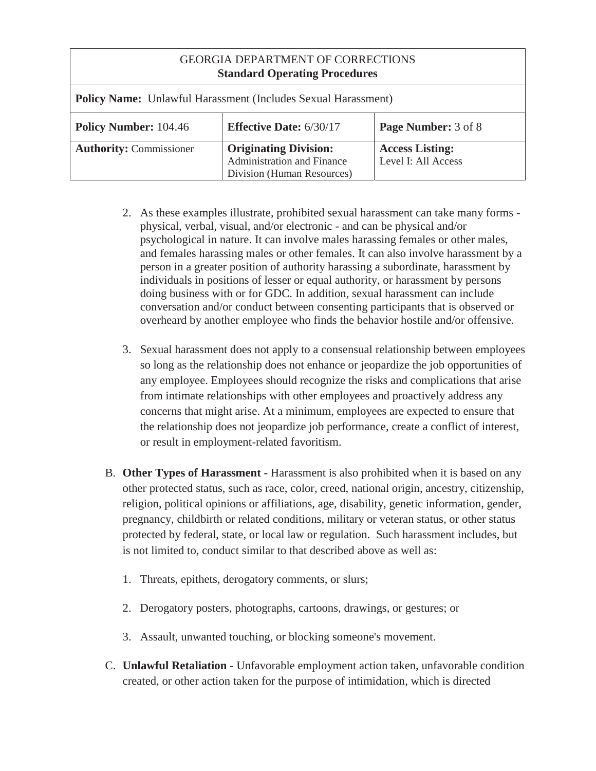2. As these examples illustrate, prohibited sexual harassment can take many forms - physical, verbal, visual, and/or electronic - and can be physical and/or psychological in nature. It can involve males harassing females or other males, and females harassing males or other females. It can also involve harassment by a person in a greater position of authority harassing a subordinate, harassment by individuals in positions of lesser or equal authority, or harassment by persons doing business with or for GDC. In addition, sexual harassment can include conversation and/or conduct between consenting participants that is observed or overheard by another employee who finds the behavior hostile and/or offensive.

3. Sexual harassment does not apply to a consensual relationship between employees so long as the relationship does not enhance or jeopardize the job opportunities of any employee. Employees should recognize the risks and complications that arise from intimate relationships with other employees and proactively address any concerns that might arise. At a minimum, employees are expected to ensure that the relationship does not jeopardize job performance, create a conflict of interest, or result in employment-related favoritism.

B. **Other Types of Harassment -** Harassment is also prohibited when it is based on any other protected status, such as race, color, creed, national origin, ancestry, citizenship, religion, political opinions or affiliations, age, disability, genetic information, gender, pregnancy, childbirth or related conditions, military or veteran status, or other status protected by federal, state, or local law or regulation. Such harassment includes, but is not limited to, conduct similar to that described above as well as:

   1. Threats, epithets, derogatory comments, or slurs;

   2. Derogatory posters, photographs, cartoons, drawings, or gestures; or

   3. Assault, unwanted touching, or blocking someone's movement.

C. **Unlawful Retaliation** - Unfavorable employment action taken, unfavorable condition created, or other action taken for the purpose of intimidation, which is directed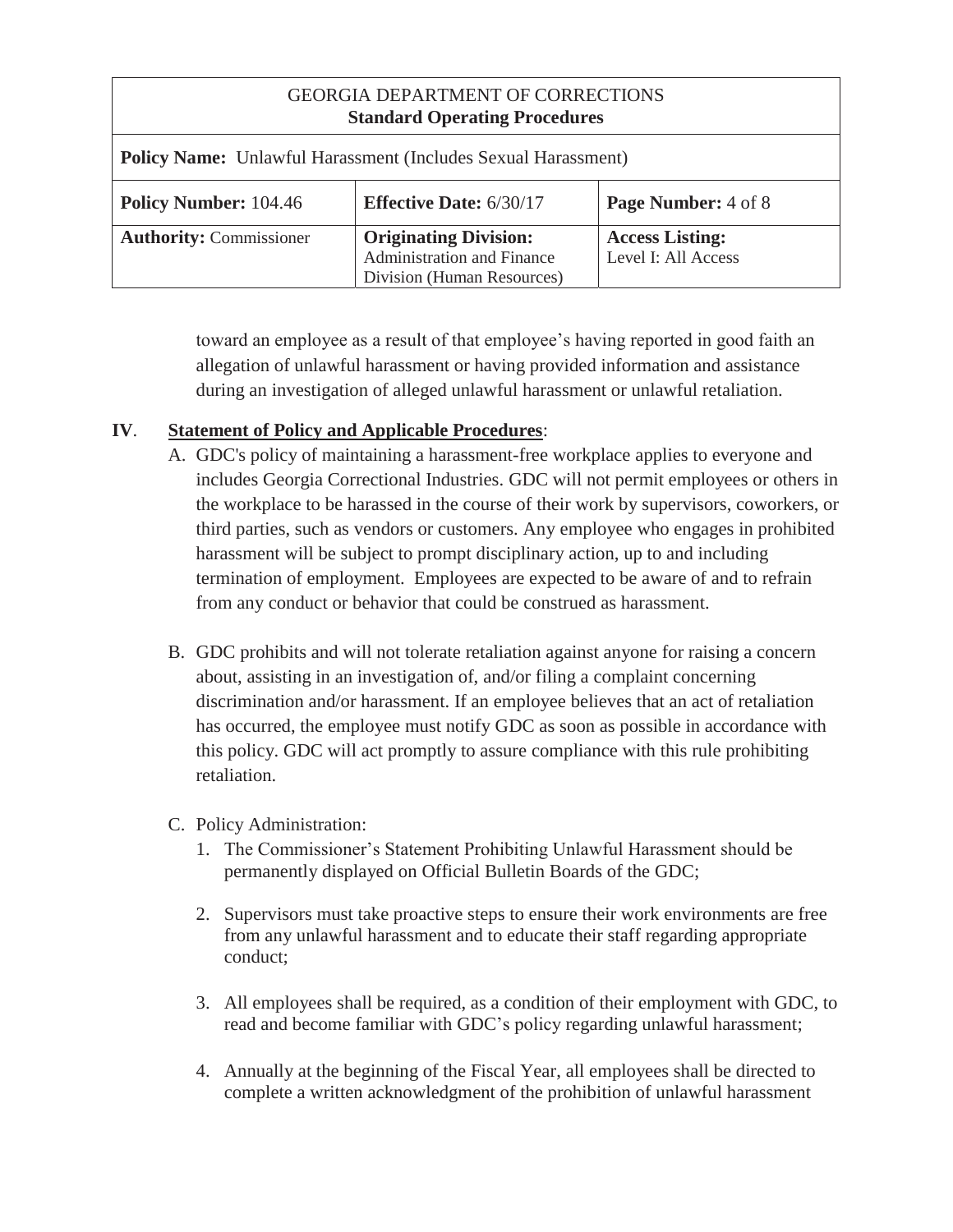toward an employee as a result of that employee's having reported in good faith an allegation of unlawful harassment or having provided information and assistance during an investigation of alleged unlawful harassment or unlawful retaliation.

## IV. Statement of Policy and Applicable Procedures:

A. GDC's policy of maintaining a harassment-free workplace applies to everyone and includes Georgia Correctional Industries. GDC will not permit employees or others in the workplace to be harassed in the course of their work by supervisors, coworkers, or third parties, such as vendors or customers. Any employee who engages in prohibited harassment will be subject to prompt disciplinary action, up to and including termination of employment. Employees are expected to be aware of and to refrain from any conduct or behavior that could be construed as harassment.

B. GDC prohibits and will not tolerate retaliation against anyone for raising a concern about, assisting in an investigation of, and/or filing a complaint concerning discrimination and/or harassment. If an employee believes that an act of retaliation has occurred, the employee must notify GDC as soon as possible in accordance with this policy. GDC will act promptly to assure compliance with this rule prohibiting retaliation.

C. Policy Administration:

1. The Commissioner's Statement Prohibiting Unlawful Harassment should be permanently displayed on Official Bulletin Boards of the GDC;

2. Supervisors must take proactive steps to ensure their work environments are free from any unlawful harassment and to educate their staff regarding appropriate conduct;

3. All employees shall be required, as a condition of their employment with GDC, to read and become familiar with GDC's policy regarding unlawful harassment;

4. Annually at the beginning of the Fiscal Year, all employees shall be directed to complete a written acknowledgment of the prohibition of unlawful harassment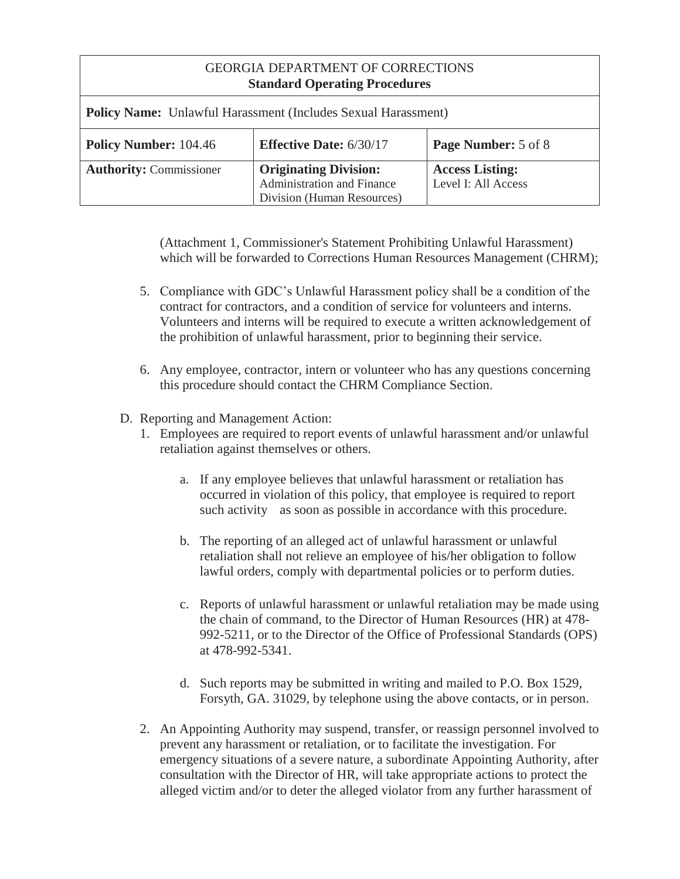(Attachment 1, Commissioner's Statement Prohibiting Unlawful Harassment) which will be forwarded to Corrections Human Resources Management (CHRM);

5. Compliance with GDC's Unlawful Harassment policy shall be a condition of the contract for contractors, and a condition of service for volunteers and interns. Volunteers and interns will be required to execute a written acknowledgement of the prohibition of unlawful harassment, prior to beginning their service.

6. Any employee, contractor, intern or volunteer who has any questions concerning this procedure should contact the CHRM Compliance Section.

D. Reporting and Management Action:

1. Employees are required to report events of unlawful harassment and/or unlawful retaliation against themselves or others.

   a. If any employee believes that unlawful harassment or retaliation has occurred in violation of this policy, that employee is required to report such activity as soon as possible in accordance with this procedure.

   b. The reporting of an alleged act of unlawful harassment or unlawful retaliation shall not relieve an employee of his/her obligation to follow lawful orders, comply with departmental policies or to perform duties.

   c. Reports of unlawful harassment or unlawful retaliation may be made using the chain of command, to the Director of Human Resources (HR) at 478-992-5211, or to the Director of the Office of Professional Standards (OPS) at 478-992-5341.

   d. Such reports may be submitted in writing and mailed to P.O. Box 1529, Forsyth, GA. 31029, by telephone using the above contacts, or in person.

2. An Appointing Authority may suspend, transfer, or reassign personnel involved to prevent any harassment or retaliation, or to facilitate the investigation. For emergency situations of a severe nature, a subordinate Appointing Authority, after consultation with the Director of HR, will take appropriate actions to protect the alleged victim and/or to deter the alleged violator from any further harassment of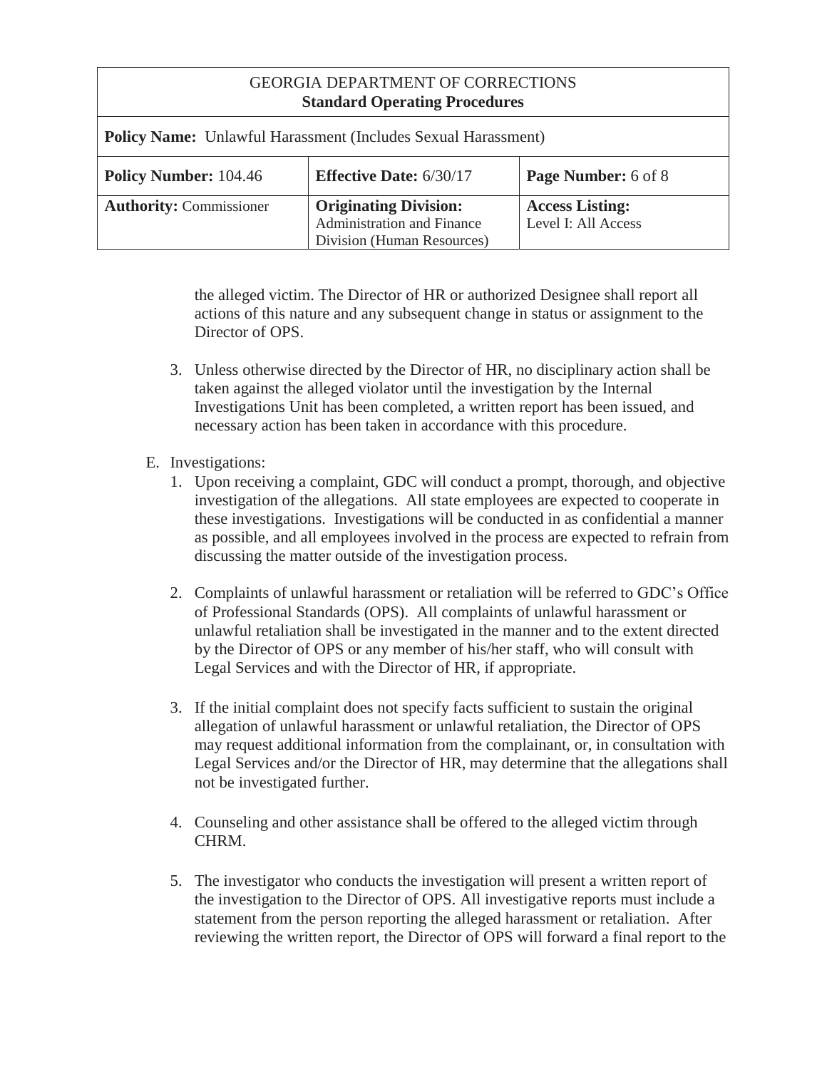the alleged victim. The Director of HR or authorized Designee shall report all actions of this nature and any subsequent change in status or assignment to the Director of OPS.

3. Unless otherwise directed by the Director of HR, no disciplinary action shall be taken against the alleged violator until the investigation by the Internal Investigations Unit has been completed, a written report has been issued, and necessary action has been taken in accordance with this procedure.

E. Investigations:

1. Upon receiving a complaint, GDC will conduct a prompt, thorough, and objective investigation of the allegations. All state employees are expected to cooperate in these investigations. Investigations will be conducted in as confidential a manner as possible, and all employees involved in the process are expected to refrain from discussing the matter outside of the investigation process.

2. Complaints of unlawful harassment or retaliation will be referred to GDC's Office of Professional Standards (OPS). All complaints of unlawful harassment or unlawful retaliation shall be investigated in the manner and to the extent directed by the Director of OPS or any member of his/her staff, who will consult with Legal Services and with the Director of HR, if appropriate.

3. If the initial complaint does not specify facts sufficient to sustain the original allegation of unlawful harassment or unlawful retaliation, the Director of OPS may request additional information from the complainant, or, in consultation with Legal Services and/or the Director of HR, may determine that the allegations shall not be investigated further.

4. Counseling and other assistance shall be offered to the alleged victim through CHRM.

5. The investigator who conducts the investigation will present a written report of the investigation to the Director of OPS. All investigative reports must include a statement from the person reporting the alleged harassment or retaliation. After reviewing the written report, the Director of OPS will forward a final report to the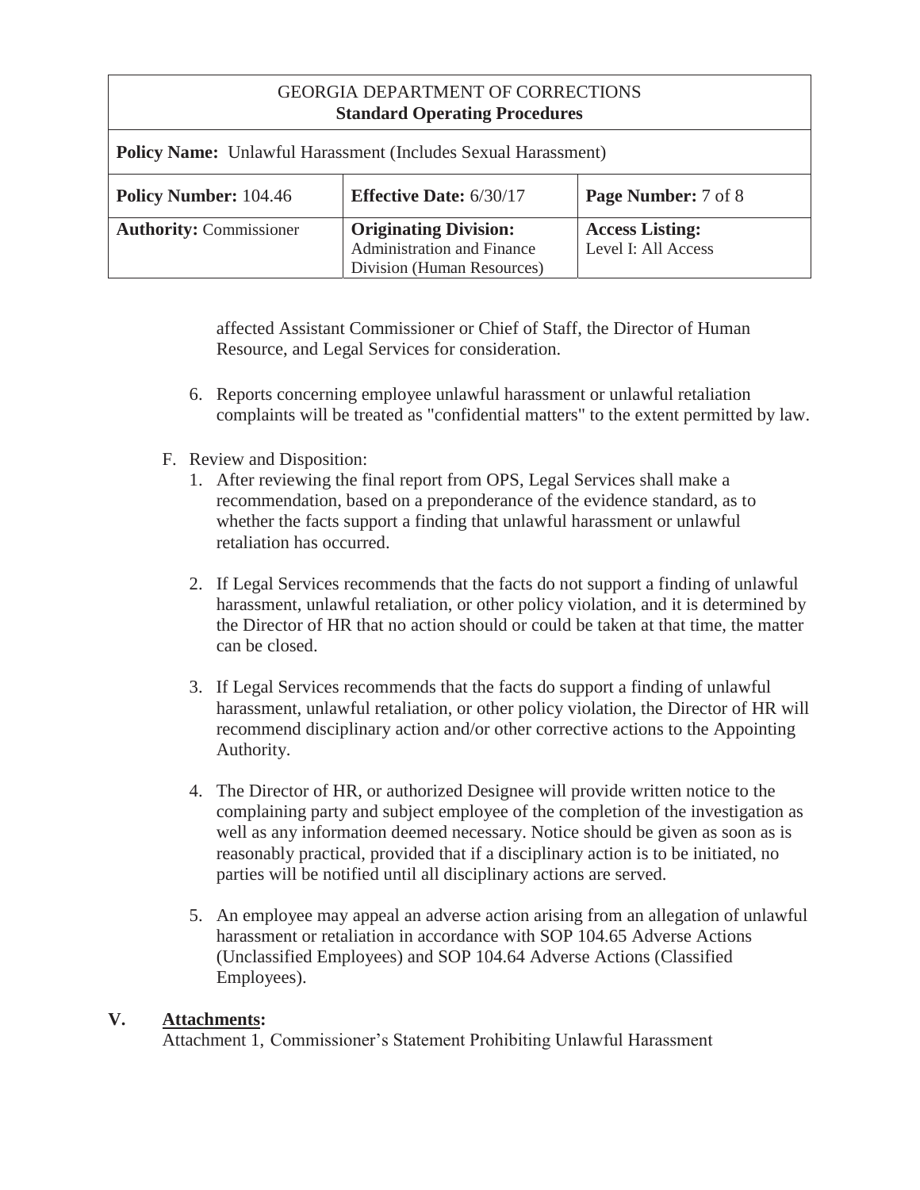affected Assistant Commissioner or Chief of Staff, the Director of Human Resource, and Legal Services for consideration.

6. Reports concerning employee unlawful harassment or unlawful retaliation complaints will be treated as "confidential matters" to the extent permitted by law.

F. Review and Disposition:

1. After reviewing the final report from OPS, Legal Services shall make a recommendation, based on a preponderance of the evidence standard, as to whether the facts support a finding that unlawful harassment or unlawful retaliation has occurred.

2. If Legal Services recommends that the facts do not support a finding of unlawful harassment, unlawful retaliation, or other policy violation, and it is determined by the Director of HR that no action should or could be taken at that time, the matter can be closed.

3. If Legal Services recommends that the facts do support a finding of unlawful harassment, unlawful retaliation, or other policy violation, the Director of HR will recommend disciplinary action and/or other corrective actions to the Appointing Authority.

4. The Director of HR, or authorized Designee will provide written notice to the complaining party and subject employee of the completion of the investigation as well as any information deemed necessary. Notice should be given as soon as is reasonably practical, provided that if a disciplinary action is to be initiated, no parties will be notified until all disciplinary actions are served.

5. An employee may appeal an adverse action arising from an allegation of unlawful harassment or retaliation in accordance with SOP 104.65 Adverse Actions (Unclassified Employees) and SOP 104.64 Adverse Actions (Classified Employees).

## V. <u>Attachments</u>:

Attachment 1, Commissioner's Statement Prohibiting Unlawful Harassment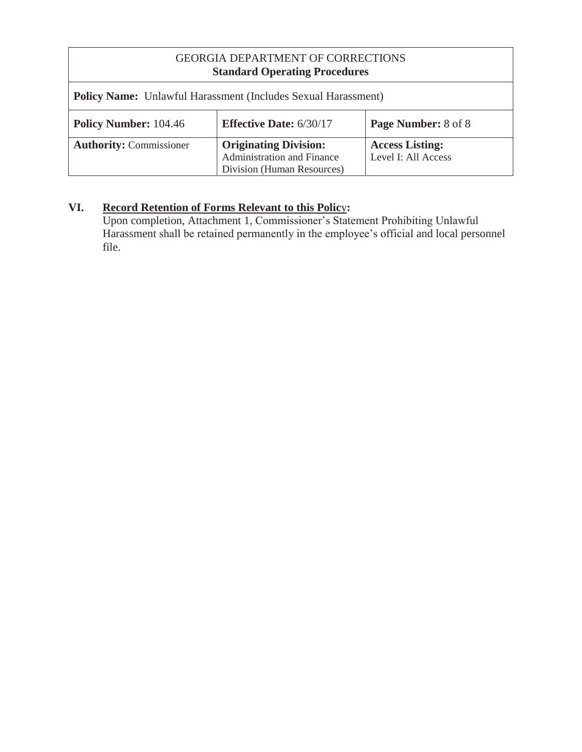## VI. Record Retention of Forms Relevant to this Policy:

Upon completion, Attachment 1, Commissioner's Statement Prohibiting Unlawful Harassment shall be retained permanently in the employee's official and local personnel file.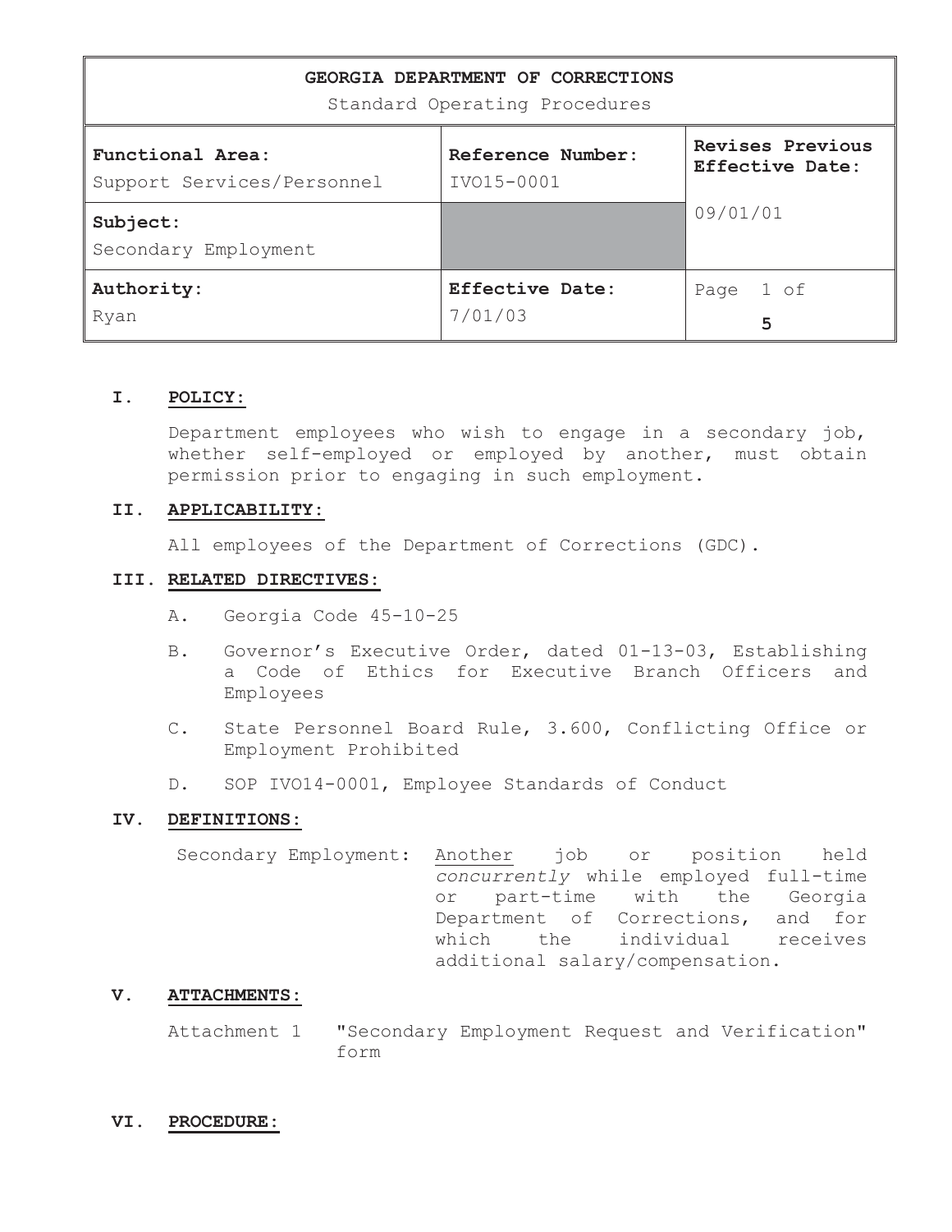| GEORGIA DEPARTMENT OF CORRECTIONS<br>Standard Operating Procedures | | |
|---|---|---|
| **Functional Area:**<br>Support Services/Personnel | **Reference Number:**<br>IVO15-0001 | **Revises Previous Effective Date:**<br>09/01/01 |
| **Subject:**<br>Secondary Employment | | |
| **Authority:**<br>Ryan | **Effective Date:**<br>7/01/03 | Page 1 of 5 |

## I. POLICY:

Department employees who wish to engage in a secondary job, whether self-employed or employed by another, must obtain permission prior to engaging in such employment.

## II. APPLICABILITY:

All employees of the Department of Corrections (GDC).

## III. RELATED DIRECTIVES:

A. Georgia Code 45-10-25

B. Governor's Executive Order, dated 01-13-03, Establishing a Code of Ethics for Executive Branch Officers and Employees

C. State Personnel Board Rule, 3.600, Conflicting Office or Employment Prohibited

D. SOP IVO14-0001, Employee Standards of Conduct

## IV. DEFINITIONS:

Secondary Employment: Another job or position held *concurrently* while employed full-time or part-time with the Georgia Department of Corrections, and for which the individual receives additional salary/compensation.

## V. ATTACHMENTS:

Attachment 1 "Secondary Employment Request and Verification" form

## VI. PROCEDURE: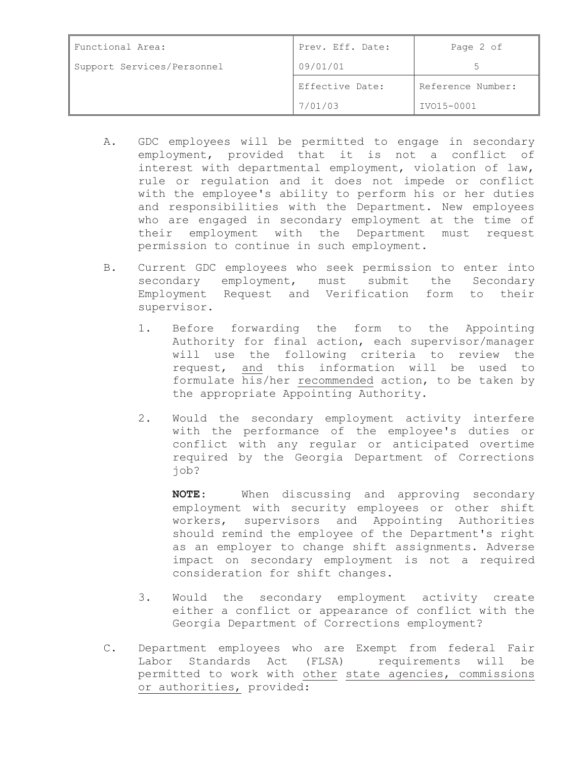A. GDC employees will be permitted to engage in secondary employment, provided that it is not a conflict of interest with departmental employment, violation of law, rule or regulation and it does not impede or conflict with the employee's ability to perform his or her duties and responsibilities with the Department. New employees who are engaged in secondary employment at the time of their employment with the Department must request permission to continue in such employment.

B. Current GDC employees who seek permission to enter into secondary employment, must submit the Secondary Employment Request and Verification form to their supervisor.

   1. Before forwarding the form to the Appointing Authority for final action, each supervisor/manager will use the following criteria to review the request, <u>and</u> this information will be used to formulate his/her <u>recommended</u> action, to be taken by the appropriate Appointing Authority.

   2. Would the secondary employment activity interfere with the performance of the employee's duties or conflict with any regular or anticipated overtime required by the Georgia Department of Corrections job?

      **NOTE**: When discussing and approving secondary employment with security employees or other shift workers, supervisors and Appointing Authorities should remind the employee of the Department's right as an employer to change shift assignments. Adverse impact on secondary employment is not a required consideration for shift changes.

   3. Would the secondary employment activity create either a conflict or appearance of conflict with the Georgia Department of Corrections employment?

C. Department employees who are Exempt from federal Fair Labor Standards Act (FLSA) requirements will be permitted to work with <u>other</u> <u>state agencies, commissions or authorities,</u> provided: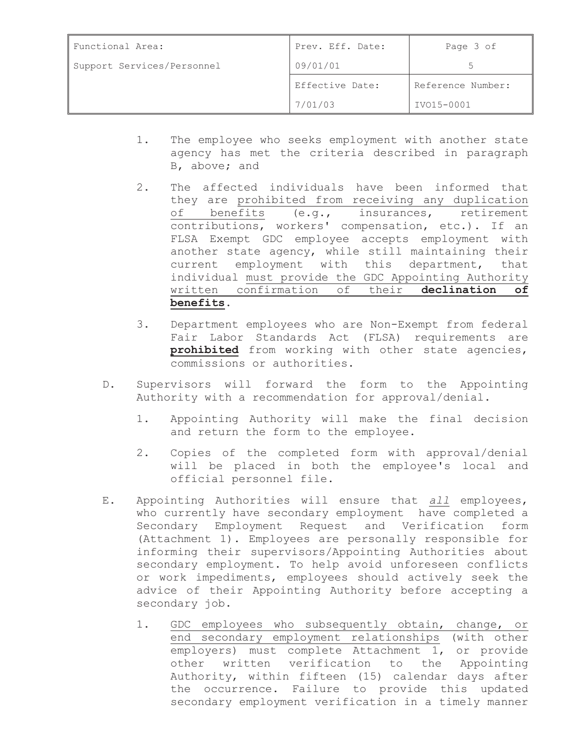| Functional Area: | Prev. Eff. Date: | Page 3 of |
|---|---|---|
| Support Services/Personnel | 09/01/01 | 5 |
| | Effective Date: | Reference Number: |
| | 7/01/03 | IVO15-0001 |

1. The employee who seeks employment with another state agency has met the criteria described in paragraph B, above; and

2. The affected individuals have been informed that they are <u>prohibited from receiving any duplication of benefits</u> (e.g., insurances, retirement contributions, workers' compensation, etc.). If an FLSA Exempt GDC employee accepts employment with another state agency, while still maintaining their current employment with this department, that individual <u>must provide the GDC Appointing Authority written confirmation of their **declination of benefits**</u>.

3. Department employees who are Non-Exempt from federal Fair Labor Standards Act (FLSA) requirements are <u>**prohibited**</u> from working with other state agencies, commissions or authorities.

D. Supervisors will forward the form to the Appointing Authority with a recommendation for approval/denial.

1. Appointing Authority will make the final decision and return the form to the employee.

2. Copies of the completed form with approval/denial will be placed in both the employee's local and official personnel file.

E. Appointing Authorities will ensure that <u>*all*</u> employees, who currently have secondary employment have completed a Secondary Employment Request and Verification form (Attachment 1). Employees are personally responsible for informing their supervisors/Appointing Authorities about secondary employment. To help avoid unforeseen conflicts or work impediments, employees should actively seek the advice of their Appointing Authority before accepting a secondary job.

1. <u>GDC employees who subsequently obtain, change, or end secondary employment relationships</u> (with other employers) must complete Attachment 1, or provide other written verification to the Appointing Authority, within fifteen (15) calendar days after the occurrence. Failure to provide this updated secondary employment verification in a timely manner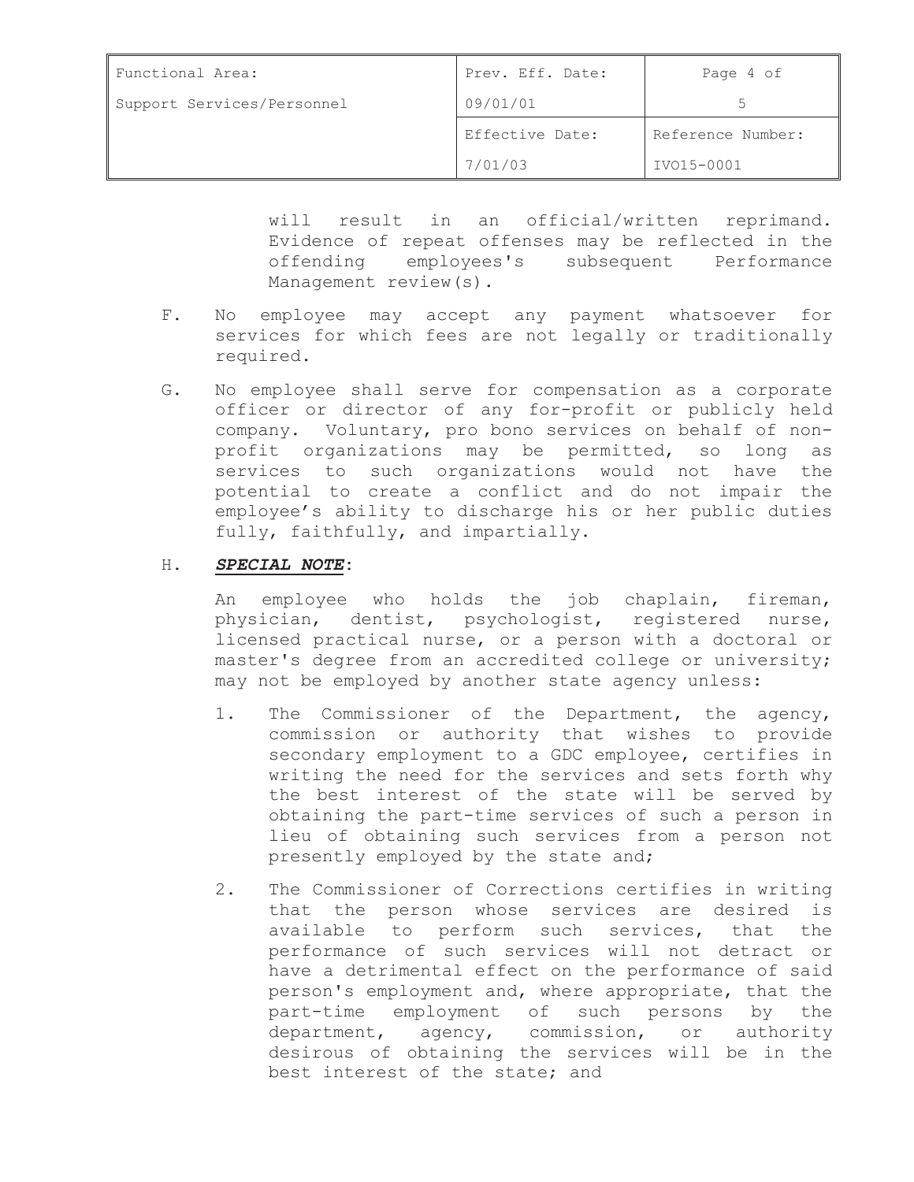will result in an official/written reprimand. Evidence of repeat offenses may be reflected in the offending employees's subsequent Performance Management review(s).

F. No employee may accept any payment whatsoever for services for which fees are not legally or traditionally required.

G. No employee shall serve for compensation as a corporate officer or director of any for-profit or publicly held company. Voluntary, pro bono services on behalf of non-profit organizations may be permitted, so long as services to such organizations would not have the potential to create a conflict and do not impair the employee's ability to discharge his or her public duties fully, faithfully, and impartially.

H. ***SPECIAL NOTE***:

An employee who holds the job chaplain, fireman, physician, dentist, psychologist, registered nurse, licensed practical nurse, or a person with a doctoral or master's degree from an accredited college or university; may not be employed by another state agency unless:

1. The Commissioner of the Department, the agency, commission or authority that wishes to provide secondary employment to a GDC employee, certifies in writing the need for the services and sets forth why the best interest of the state will be served by obtaining the part-time services of such a person in lieu of obtaining such services from a person not presently employed by the state and;

2. The Commissioner of Corrections certifies in writing that the person whose services are desired is available to perform such services, that the performance of such services will not detract or have a detrimental effect on the performance of said person's employment and, where appropriate, that the part-time employment of such persons by the department, agency, commission, or authority desirous of obtaining the services will be in the best interest of the state; and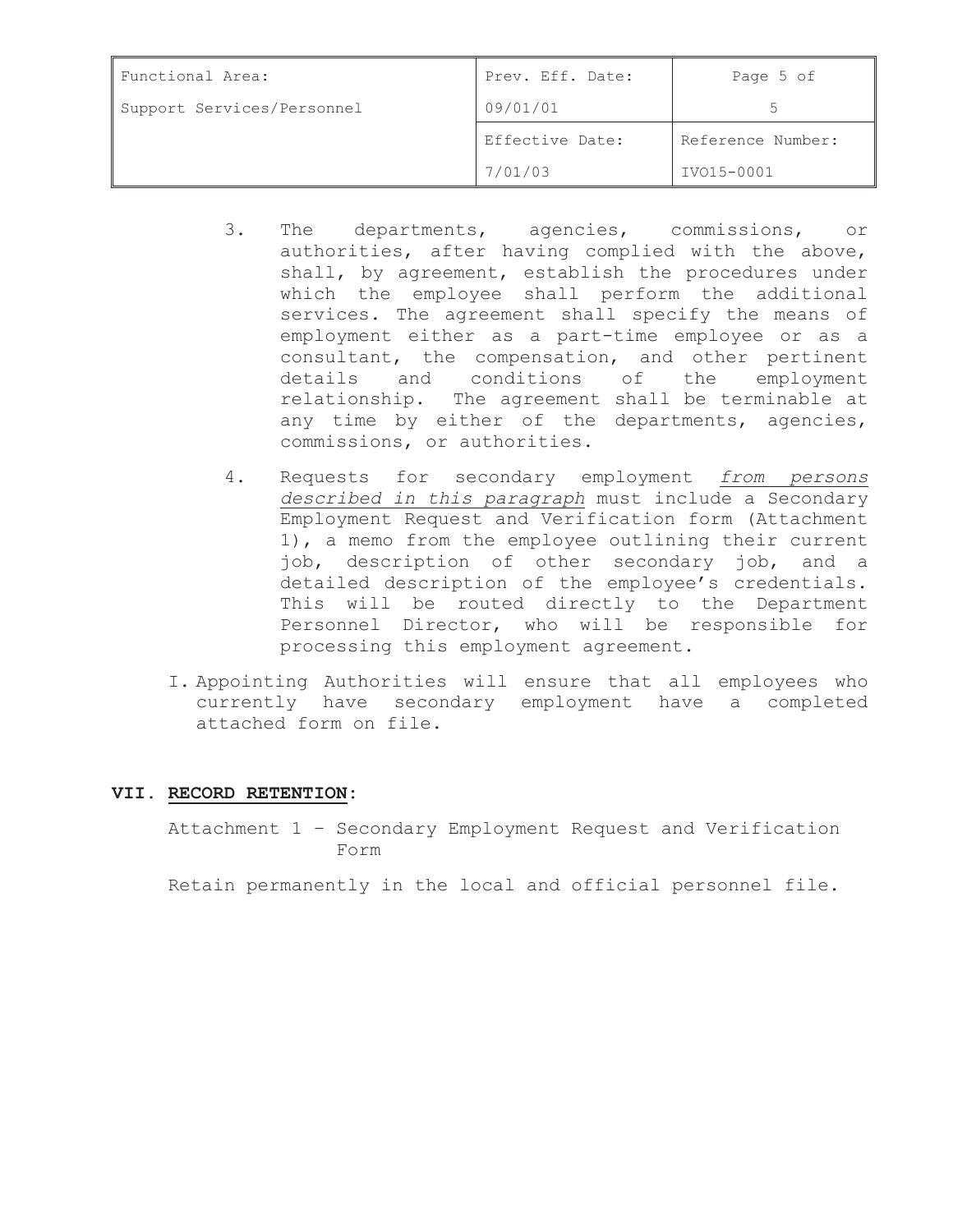3. The departments, agencies, commissions, or authorities, after having complied with the above, shall, by agreement, establish the procedures under which the employee shall perform the additional services. The agreement shall specify the means of employment either as a part-time employee or as a consultant, the compensation, and other pertinent details and conditions of the employment relationship. The agreement shall be terminable at any time by either of the departments, agencies, commissions, or authorities.

4. Requests for secondary employment <u>*from persons described in this paragraph*</u> must include a Secondary Employment Request and Verification form (Attachment 1), a memo from the employee outlining their current job, description of other secondary job, and a detailed description of the employee's credentials. This will be routed directly to the Department Personnel Director, who will be responsible for processing this employment agreement.

I. Appointing Authorities will ensure that all employees who currently have secondary employment have a completed attached form on file.

## VII. <u>RECORD RETENTION</u>:

Attachment 1 – Secondary Employment Request and Verification Form

Retain permanently in the local and official personnel file.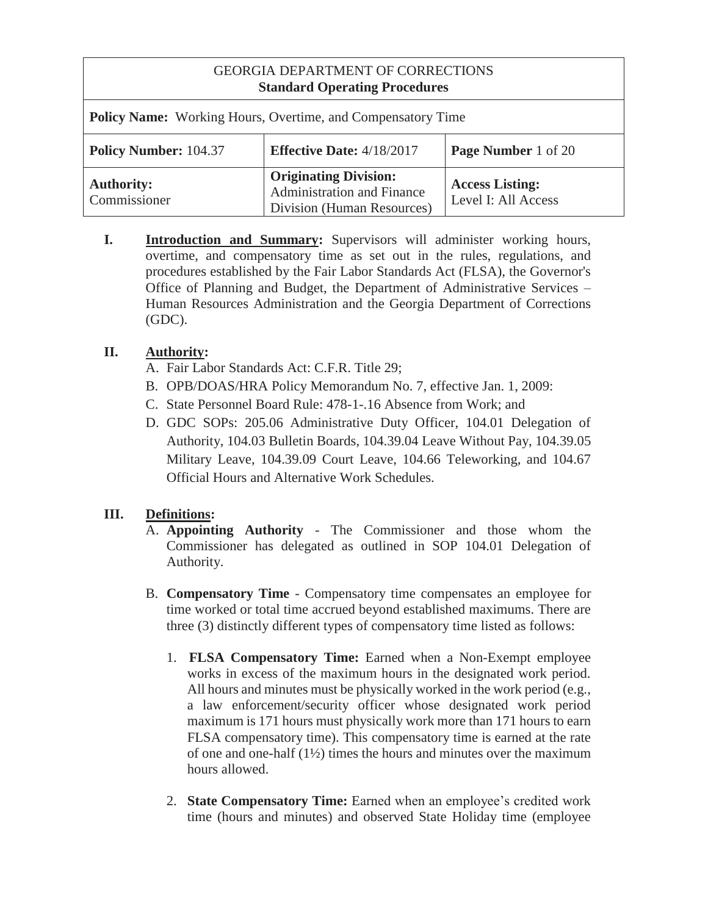| GEORGIA DEPARTMENT OF CORRECTIONS<br>**Standard Operating Procedures** | | |
|---|---|---|
| **Policy Name:** Working Hours, Overtime, and Compensatory Time | | |
| **Policy Number:** 104.37 | **Effective Date:** 4/18/2017 | **Page Number** 1 of 20 |
| **Authority:**<br>Commissioner | **Originating Division:**<br>Administration and Finance Division (Human Resources) | **Access Listing:**<br>Level I: All Access |

**I. Introduction and Summary:** Supervisors will administer working hours, overtime, and compensatory time as set out in the rules, regulations, and procedures established by the Fair Labor Standards Act (FLSA), the Governor's Office of Planning and Budget, the Department of Administrative Services – Human Resources Administration and the Georgia Department of Corrections (GDC).

**II. Authority:**

A. Fair Labor Standards Act: C.F.R. Title 29;

B. OPB/DOAS/HRA Policy Memorandum No. 7, effective Jan. 1, 2009:

C. State Personnel Board Rule: 478-1-.16 Absence from Work; and

D. GDC SOPs: 205.06 Administrative Duty Officer, 104.01 Delegation of Authority, 104.03 Bulletin Boards, 104.39.04 Leave Without Pay, 104.39.05 Military Leave, 104.39.09 Court Leave, 104.66 Teleworking, and 104.67 Official Hours and Alternative Work Schedules.

**III. Definitions:**

A. **Appointing Authority** - The Commissioner and those whom the Commissioner has delegated as outlined in SOP 104.01 Delegation of Authority.

B. **Compensatory Time** - Compensatory time compensates an employee for time worked or total time accrued beyond established maximums. There are three (3) distinctly different types of compensatory time listed as follows:

1. **FLSA Compensatory Time:** Earned when a Non-Exempt employee works in excess of the maximum hours in the designated work period. All hours and minutes must be physically worked in the work period (e.g., a law enforcement/security officer whose designated work period maximum is 171 hours must physically work more than 171 hours to earn FLSA compensatory time). This compensatory time is earned at the rate of one and one-half (1½) times the hours and minutes over the maximum hours allowed.

2. **State Compensatory Time:** Earned when an employee's credited work time (hours and minutes) and observed State Holiday time (employee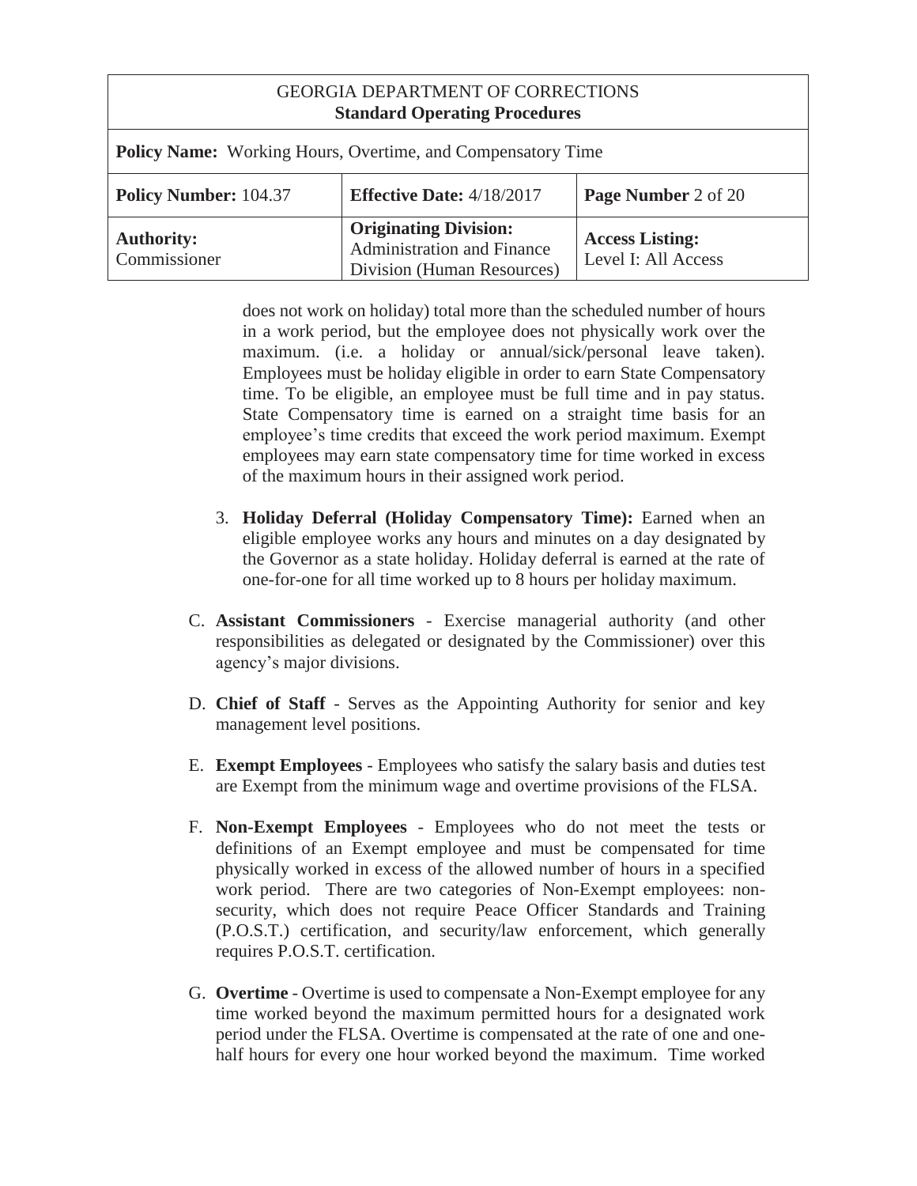does not work on holiday) total more than the scheduled number of hours in a work period, but the employee does not physically work over the maximum. (i.e. a holiday or annual/sick/personal leave taken). Employees must be holiday eligible in order to earn State Compensatory time. To be eligible, an employee must be full time and in pay status. State Compensatory time is earned on a straight time basis for an employee's time credits that exceed the work period maximum. Exempt employees may earn state compensatory time for time worked in excess of the maximum hours in their assigned work period.

3. **Holiday Deferral (Holiday Compensatory Time):** Earned when an eligible employee works any hours and minutes on a day designated by the Governor as a state holiday. Holiday deferral is earned at the rate of one-for-one for all time worked up to 8 hours per holiday maximum.

C. **Assistant Commissioners** - Exercise managerial authority (and other responsibilities as delegated or designated by the Commissioner) over this agency's major divisions.

D. **Chief of Staff** - Serves as the Appointing Authority for senior and key management level positions.

E. **Exempt Employees** - Employees who satisfy the salary basis and duties test are Exempt from the minimum wage and overtime provisions of the FLSA.

F. **Non-Exempt Employees** - Employees who do not meet the tests or definitions of an Exempt employee and must be compensated for time physically worked in excess of the allowed number of hours in a specified work period. There are two categories of Non-Exempt employees: non-security, which does not require Peace Officer Standards and Training (P.O.S.T.) certification, and security/law enforcement, which generally requires P.O.S.T. certification.

G. **Overtime** - Overtime is used to compensate a Non-Exempt employee for any time worked beyond the maximum permitted hours for a designated work period under the FLSA. Overtime is compensated at the rate of one and one-half hours for every one hour worked beyond the maximum. Time worked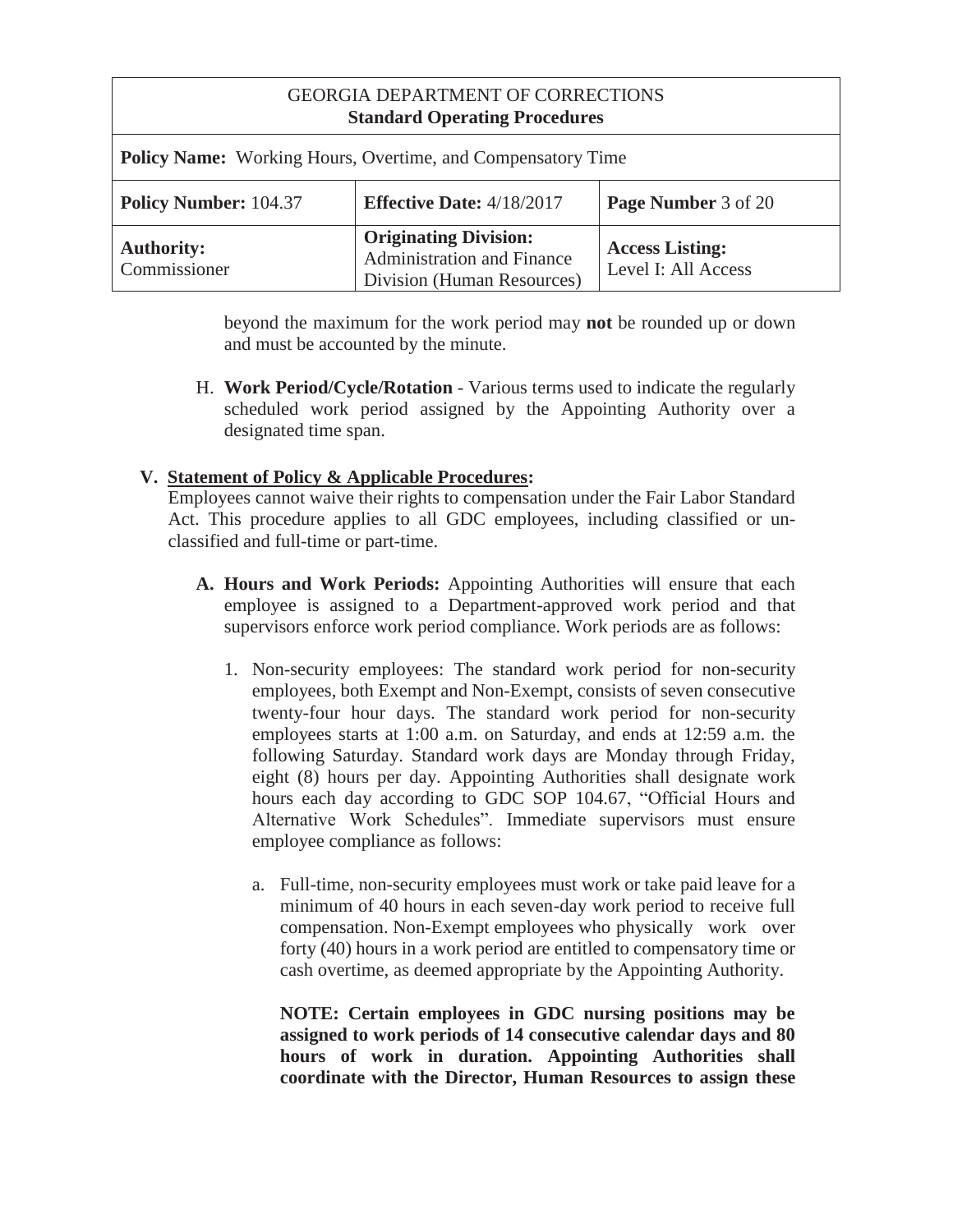beyond the maximum for the work period may **not** be rounded up or down and must be accounted by the minute.

H. **Work Period/Cycle/Rotation** - Various terms used to indicate the regularly scheduled work period assigned by the Appointing Authority over a designated time span.

## V. Statement of Policy & Applicable Procedures:

Employees cannot waive their rights to compensation under the Fair Labor Standard Act. This procedure applies to all GDC employees, including classified or un-classified and full-time or part-time.

**A. Hours and Work Periods:** Appointing Authorities will ensure that each employee is assigned to a Department-approved work period and that supervisors enforce work period compliance. Work periods are as follows:

1. Non-security employees: The standard work period for non-security employees, both Exempt and Non-Exempt, consists of seven consecutive twenty-four hour days. The standard work period for non-security employees starts at 1:00 a.m. on Saturday, and ends at 12:59 a.m. the following Saturday. Standard work days are Monday through Friday, eight (8) hours per day. Appointing Authorities shall designate work hours each day according to GDC SOP 104.67, "Official Hours and Alternative Work Schedules". Immediate supervisors must ensure employee compliance as follows:

   a. Full-time, non-security employees must work or take paid leave for a minimum of 40 hours in each seven-day work period to receive full compensation. Non-Exempt employees who physically work over forty (40) hours in a work period are entitled to compensatory time or cash overtime, as deemed appropriate by the Appointing Authority.

   **NOTE: Certain employees in GDC nursing positions may be assigned to work periods of 14 consecutive calendar days and 80 hours of work in duration. Appointing Authorities shall coordinate with the Director, Human Resources to assign these**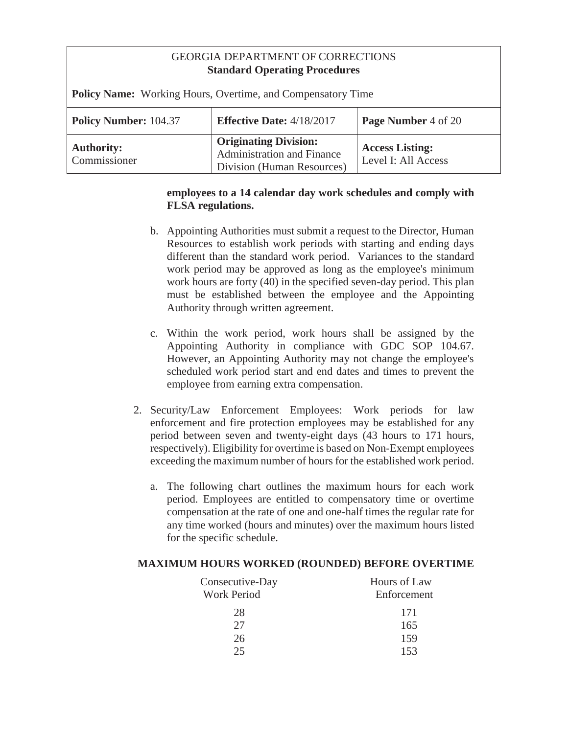**employees to a 14 calendar day work schedules and comply with FLSA regulations.**

b. Appointing Authorities must submit a request to the Director, Human Resources to establish work periods with starting and ending days different than the standard work period. Variances to the standard work period may be approved as long as the employee's minimum work hours are forty (40) in the specified seven-day period. This plan must be established between the employee and the Appointing Authority through written agreement.

c. Within the work period, work hours shall be assigned by the Appointing Authority in compliance with GDC SOP 104.67. However, an Appointing Authority may not change the employee's scheduled work period start and end dates and times to prevent the employee from earning extra compensation.

2. Security/Law Enforcement Employees: Work periods for law enforcement and fire protection employees may be established for any period between seven and twenty-eight days (43 hours to 171 hours, respectively). Eligibility for overtime is based on Non-Exempt employees exceeding the maximum number of hours for the established work period.

   a. The following chart outlines the maximum hours for each work period. Employees are entitled to compensatory time or overtime compensation at the rate of one and one-half times the regular rate for any time worked (hours and minutes) over the maximum hours listed for the specific schedule.

**MAXIMUM HOURS WORKED (ROUNDED) BEFORE OVERTIME**

| Consecutive-Day Work Period | Hours of Law Enforcement |
|---|---|
| 28 | 171 |
| 27 | 165 |
| 26 | 159 |
| 25 | 153 |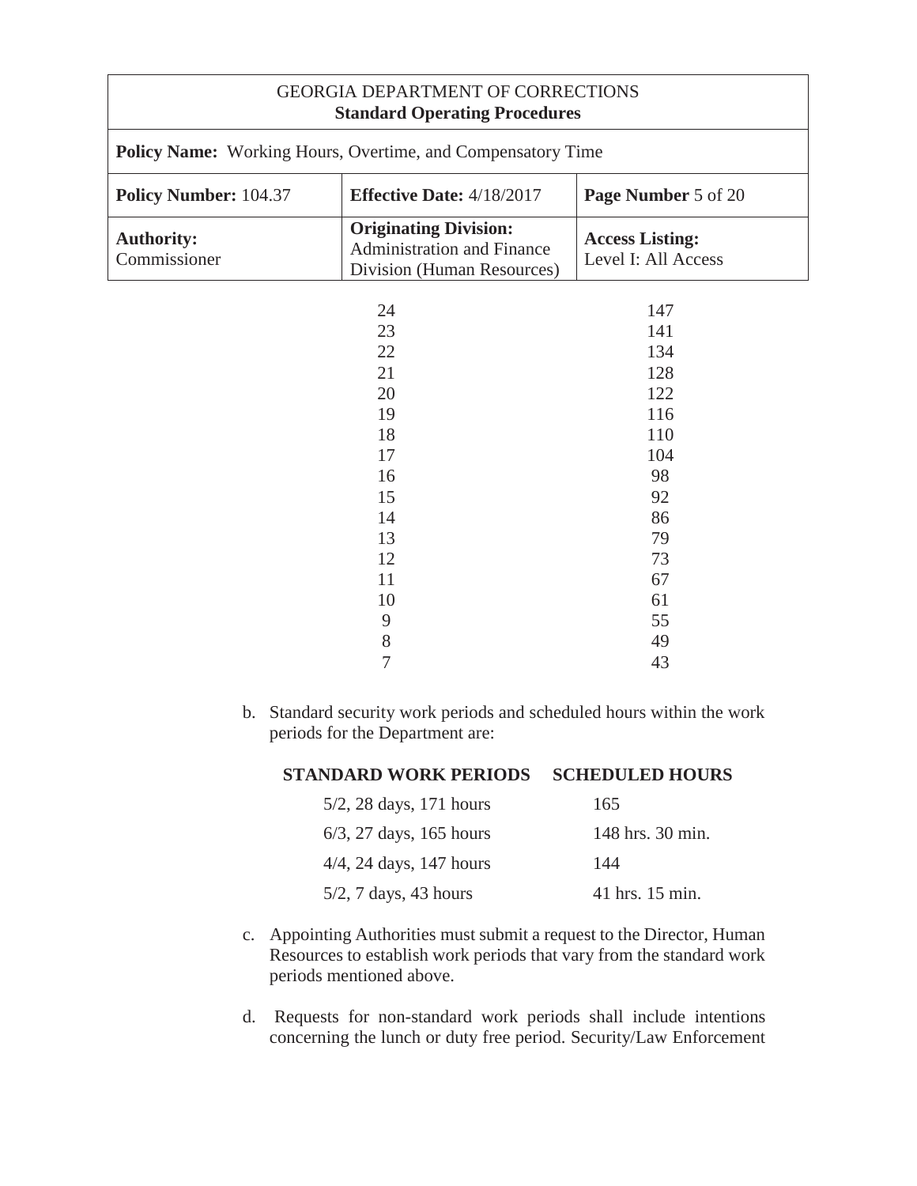| | |
|---|---|
| 24 | 147 |
| 23 | 141 |
| 22 | 134 |
| 21 | 128 |
| 20 | 122 |
| 19 | 116 |
| 18 | 110 |
| 17 | 104 |
| 16 | 98 |
| 15 | 92 |
| 14 | 86 |
| 13 | 79 |
| 12 | 73 |
| 11 | 67 |
| 10 | 61 |
| 9 | 55 |
| 8 | 49 |
| 7 | 43 |

b. Standard security work periods and scheduled hours within the work periods for the Department are:

| STANDARD WORK PERIODS | SCHEDULED HOURS |
|---|---|
| 5/2, 28 days, 171 hours | 165 |
| 6/3, 27 days, 165 hours | 148 hrs. 30 min. |
| 4/4, 24 days, 147 hours | 144 |
| 5/2, 7 days, 43 hours | 41 hrs. 15 min. |

c. Appointing Authorities must submit a request to the Director, Human Resources to establish work periods that vary from the standard work periods mentioned above.

d. Requests for non-standard work periods shall include intentions concerning the lunch or duty free period. Security/Law Enforcement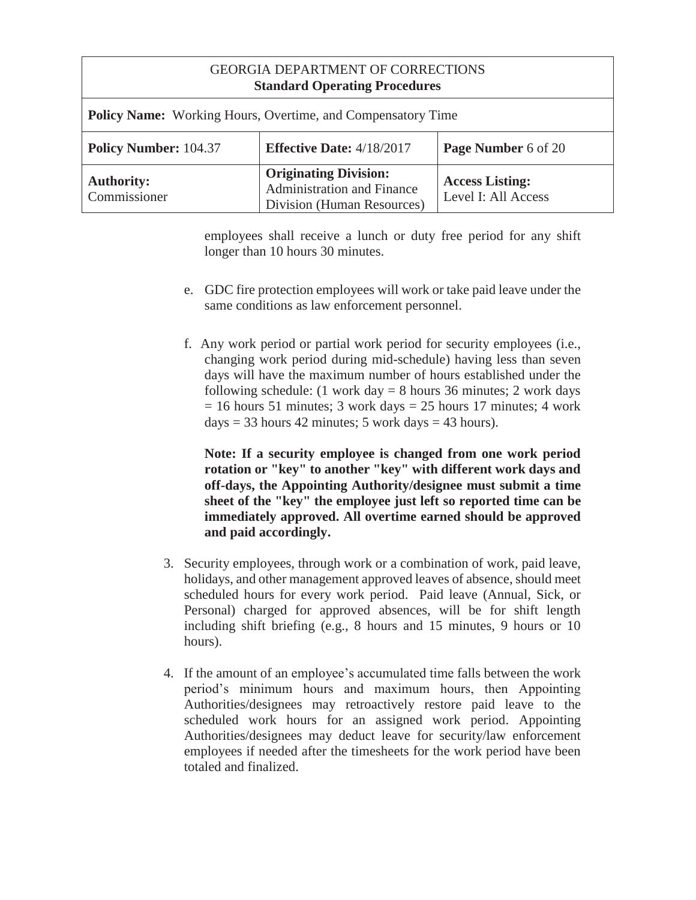employees shall receive a lunch or duty free period for any shift longer than 10 hours 30 minutes.

e. GDC fire protection employees will work or take paid leave under the same conditions as law enforcement personnel.

f. Any work period or partial work period for security employees (i.e., changing work period during mid-schedule) having less than seven days will have the maximum number of hours established under the following schedule: (1 work day = 8 hours 36 minutes; 2 work days = 16 hours 51 minutes; 3 work days = 25 hours 17 minutes; 4 work days = 33 hours 42 minutes; 5 work days = 43 hours).

**Note: If a security employee is changed from one work period rotation or "key" to another "key" with different work days and off-days, the Appointing Authority/designee must submit a time sheet of the "key" the employee just left so reported time can be immediately approved. All overtime earned should be approved and paid accordingly.**

3. Security employees, through work or a combination of work, paid leave, holidays, and other management approved leaves of absence, should meet scheduled hours for every work period. Paid leave (Annual, Sick, or Personal) charged for approved absences, will be for shift length including shift briefing (e.g., 8 hours and 15 minutes, 9 hours or 10 hours).

4. If the amount of an employee's accumulated time falls between the work period's minimum hours and maximum hours, then Appointing Authorities/designees may retroactively restore paid leave to the scheduled work hours for an assigned work period. Appointing Authorities/designees may deduct leave for security/law enforcement employees if needed after the timesheets for the work period have been totaled and finalized.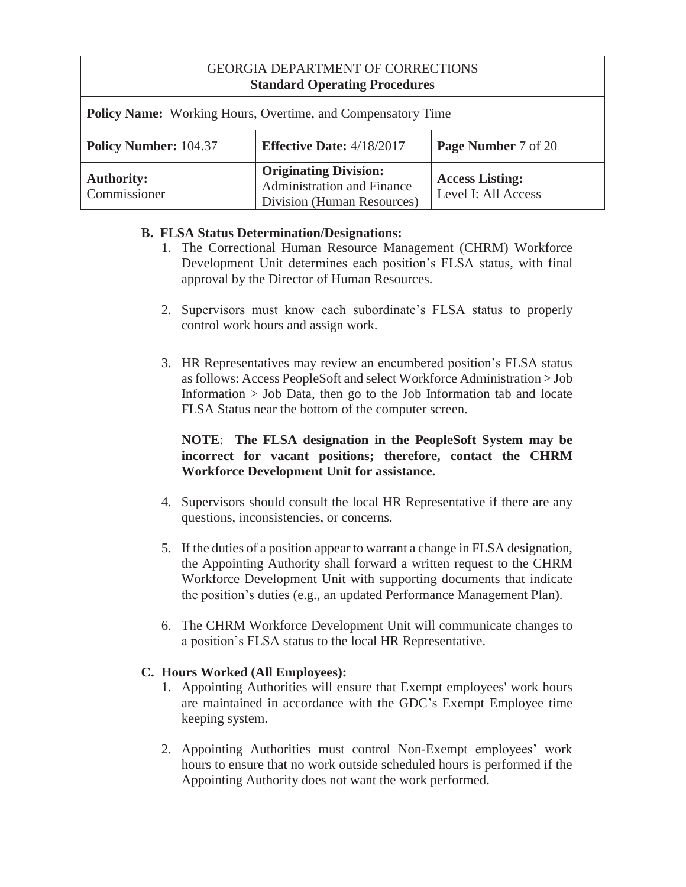### B. FLSA Status Determination/Designations:

1. The Correctional Human Resource Management (CHRM) Workforce Development Unit determines each position's FLSA status, with final approval by the Director of Human Resources.

2. Supervisors must know each subordinate's FLSA status to properly control work hours and assign work.

3. HR Representatives may review an encumbered position's FLSA status as follows: Access PeopleSoft and select Workforce Administration > Job Information > Job Data, then go to the Job Information tab and locate FLSA Status near the bottom of the computer screen.

   **NOTE**: **The FLSA designation in the PeopleSoft System may be incorrect for vacant positions; therefore, contact the CHRM Workforce Development Unit for assistance.**

4. Supervisors should consult the local HR Representative if there are any questions, inconsistencies, or concerns.

5. If the duties of a position appear to warrant a change in FLSA designation, the Appointing Authority shall forward a written request to the CHRM Workforce Development Unit with supporting documents that indicate the position's duties (e.g., an updated Performance Management Plan).

6. The CHRM Workforce Development Unit will communicate changes to a position's FLSA status to the local HR Representative.

### C. Hours Worked (All Employees):

1. Appointing Authorities will ensure that Exempt employees' work hours are maintained in accordance with the GDC's Exempt Employee time keeping system.

2. Appointing Authorities must control Non-Exempt employees' work hours to ensure that no work outside scheduled hours is performed if the Appointing Authority does not want the work performed.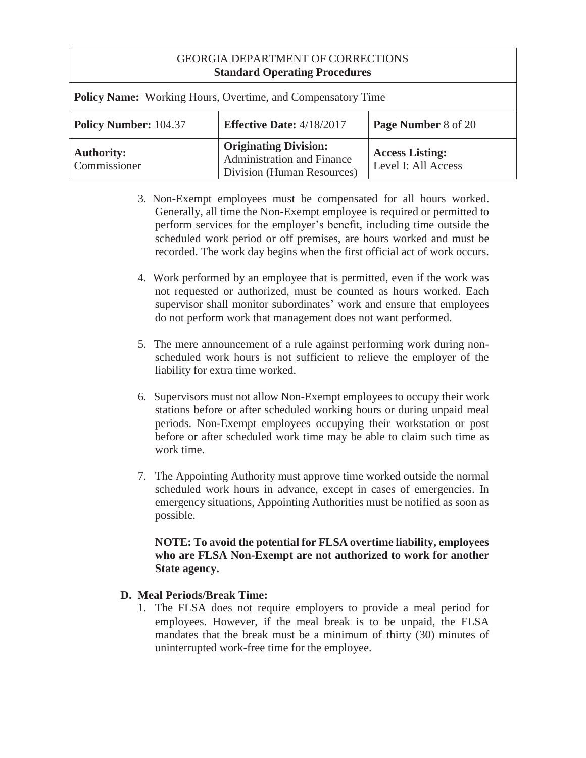3. Non-Exempt employees must be compensated for all hours worked. Generally, all time the Non-Exempt employee is required or permitted to perform services for the employer's benefit, including time outside the scheduled work period or off premises, are hours worked and must be recorded. The work day begins when the first official act of work occurs.

4. Work performed by an employee that is permitted, even if the work was not requested or authorized, must be counted as hours worked. Each supervisor shall monitor subordinates' work and ensure that employees do not perform work that management does not want performed.

5. The mere announcement of a rule against performing work during non-scheduled work hours is not sufficient to relieve the employer of the liability for extra time worked.

6. Supervisors must not allow Non-Exempt employees to occupy their work stations before or after scheduled working hours or during unpaid meal periods. Non-Exempt employees occupying their workstation or post before or after scheduled work time may be able to claim such time as work time.

7. The Appointing Authority must approve time worked outside the normal scheduled work hours in advance, except in cases of emergencies. In emergency situations, Appointing Authorities must be notified as soon as possible.

   **NOTE: To avoid the potential for FLSA overtime liability, employees who are FLSA Non-Exempt are not authorized to work for another State agency.**

**D. Meal Periods/Break Time:**

1. The FLSA does not require employers to provide a meal period for employees. However, if the meal break is to be unpaid, the FLSA mandates that the break must be a minimum of thirty (30) minutes of uninterrupted work-free time for the employee.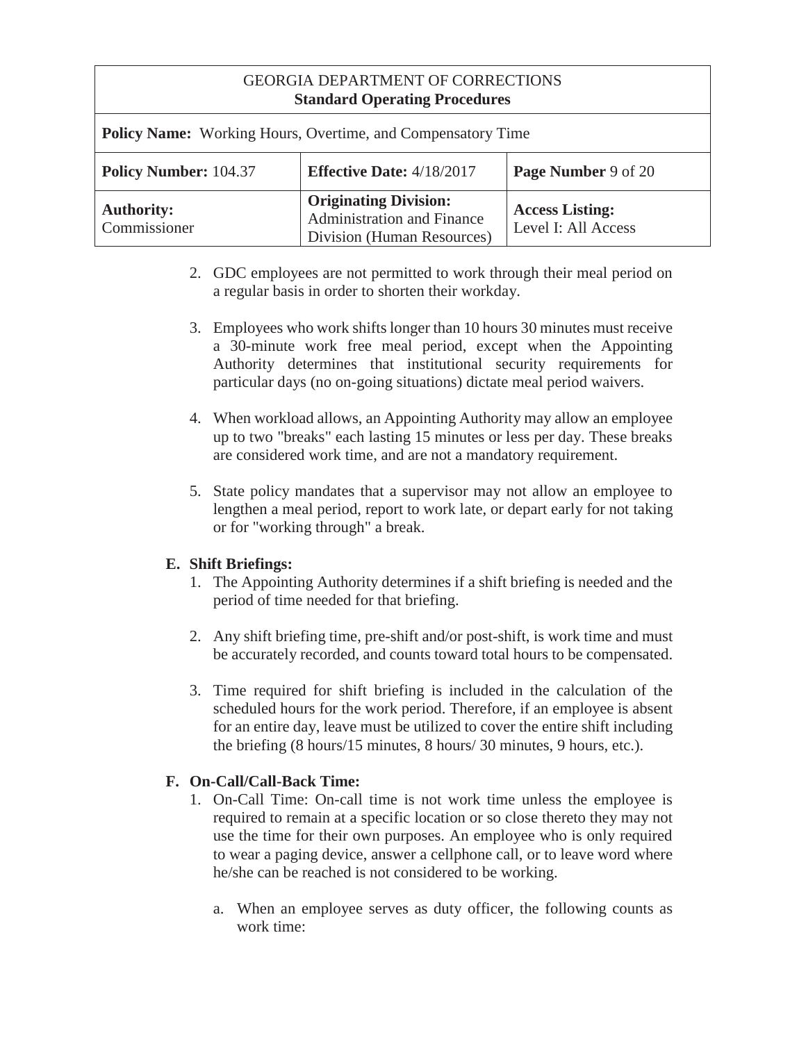2. GDC employees are not permitted to work through their meal period on a regular basis in order to shorten their workday.

3. Employees who work shifts longer than 10 hours 30 minutes must receive a 30-minute work free meal period, except when the Appointing Authority determines that institutional security requirements for particular days (no on-going situations) dictate meal period waivers.

4. When workload allows, an Appointing Authority may allow an employee up to two "breaks" each lasting 15 minutes or less per day. These breaks are considered work time, and are not a mandatory requirement.

5. State policy mandates that a supervisor may not allow an employee to lengthen a meal period, report to work late, or depart early for not taking or for "working through" a break.

**E. Shift Briefings:**

1. The Appointing Authority determines if a shift briefing is needed and the period of time needed for that briefing.

2. Any shift briefing time, pre-shift and/or post-shift, is work time and must be accurately recorded, and counts toward total hours to be compensated.

3. Time required for shift briefing is included in the calculation of the scheduled hours for the work period. Therefore, if an employee is absent for an entire day, leave must be utilized to cover the entire shift including the briefing (8 hours/15 minutes, 8 hours/ 30 minutes, 9 hours, etc.).

**F. On-Call/Call-Back Time:**

1. On-Call Time: On-call time is not work time unless the employee is required to remain at a specific location or so close thereto they may not use the time for their own purposes. An employee who is only required to wear a paging device, answer a cellphone call, or to leave word where he/she can be reached is not considered to be working.

   a. When an employee serves as duty officer, the following counts as work time: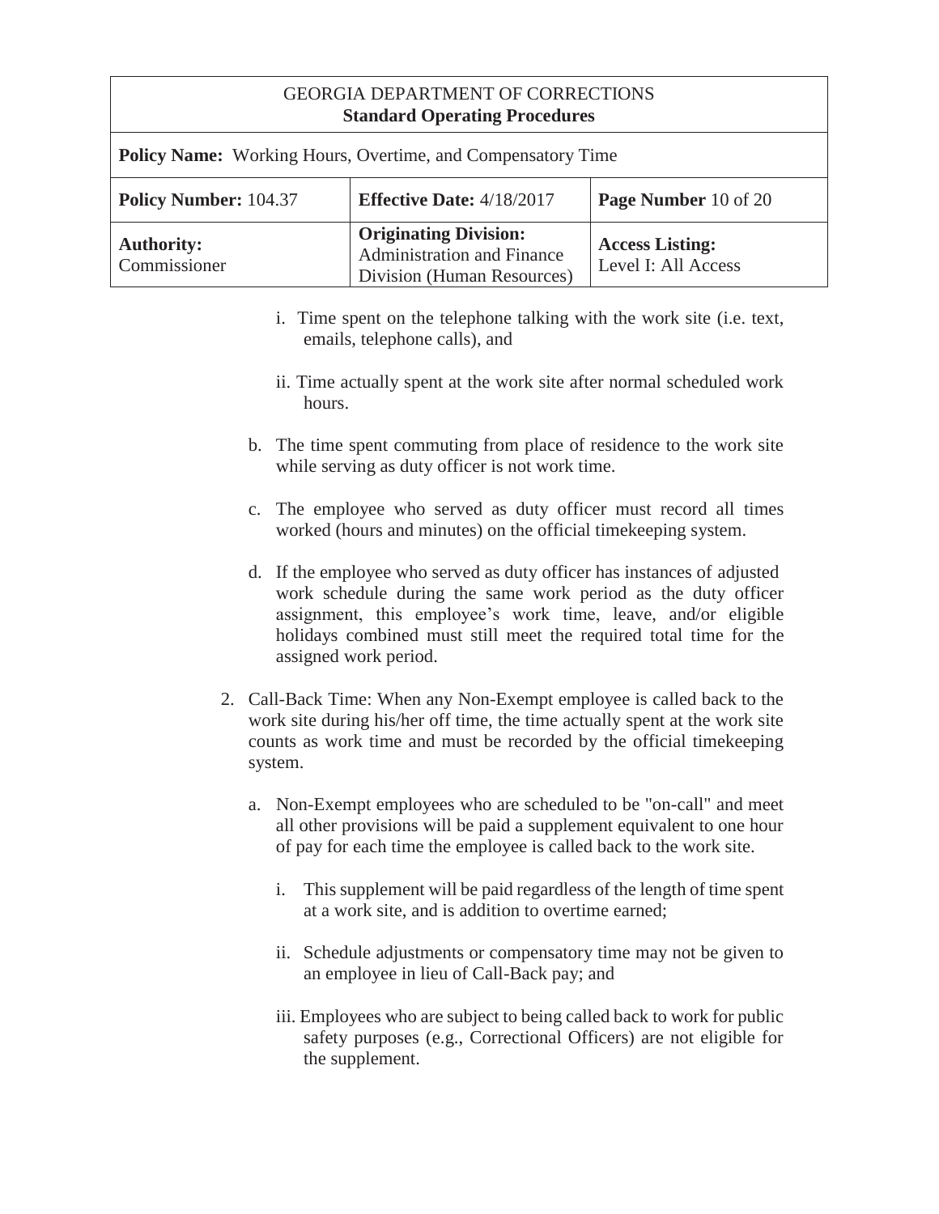i. Time spent on the telephone talking with the work site (i.e. text, emails, telephone calls), and

ii. Time actually spent at the work site after normal scheduled work hours.

b. The time spent commuting from place of residence to the work site while serving as duty officer is not work time.

c. The employee who served as duty officer must record all times worked (hours and minutes) on the official timekeeping system.

d. If the employee who served as duty officer has instances of adjusted work schedule during the same work period as the duty officer assignment, this employee's work time, leave, and/or eligible holidays combined must still meet the required total time for the assigned work period.

2. Call-Back Time: When any Non-Exempt employee is called back to the work site during his/her off time, the time actually spent at the work site counts as work time and must be recorded by the official timekeeping system.

   a. Non-Exempt employees who are scheduled to be "on-call" and meet all other provisions will be paid a supplement equivalent to one hour of pay for each time the employee is called back to the work site.

      i. This supplement will be paid regardless of the length of time spent at a work site, and is addition to overtime earned;

      ii. Schedule adjustments or compensatory time may not be given to an employee in lieu of Call-Back pay; and

      iii. Employees who are subject to being called back to work for public safety purposes (e.g., Correctional Officers) are not eligible for the supplement.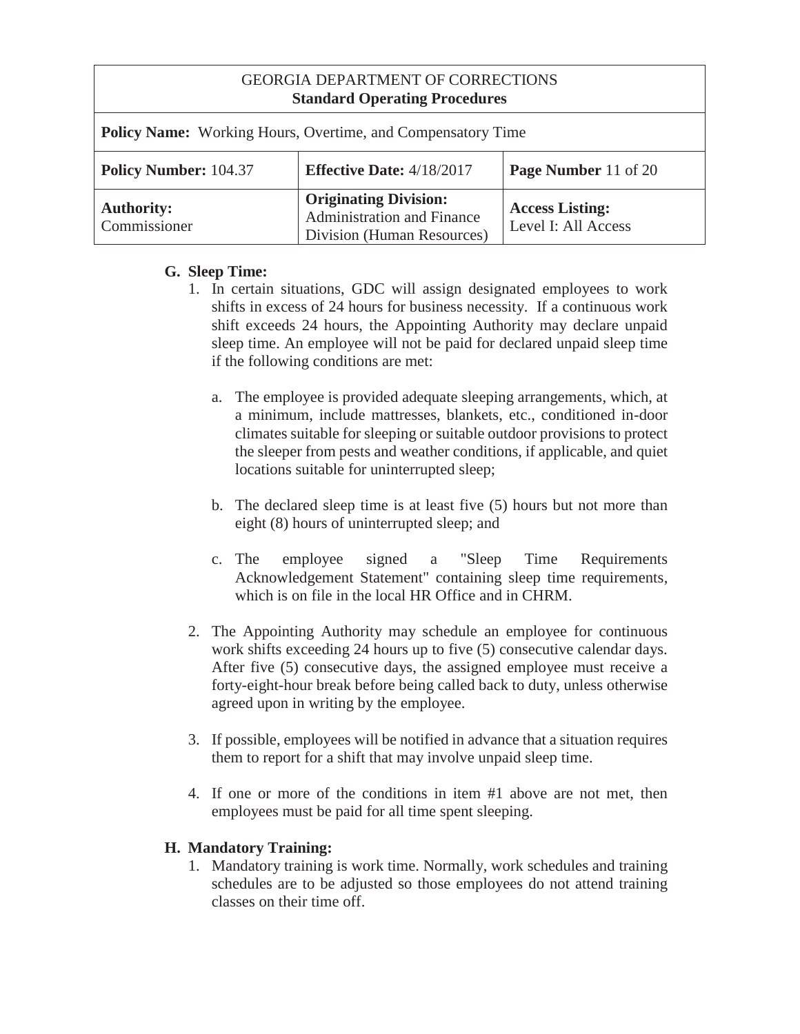**G. Sleep Time:**

1. In certain situations, GDC will assign designated employees to work shifts in excess of 24 hours for business necessity. If a continuous work shift exceeds 24 hours, the Appointing Authority may declare unpaid sleep time. An employee will not be paid for declared unpaid sleep time if the following conditions are met:

   a. The employee is provided adequate sleeping arrangements, which, at a minimum, include mattresses, blankets, etc., conditioned in-door climates suitable for sleeping or suitable outdoor provisions to protect the sleeper from pests and weather conditions, if applicable, and quiet locations suitable for uninterrupted sleep;

   b. The declared sleep time is at least five (5) hours but not more than eight (8) hours of uninterrupted sleep; and

   c. The employee signed a "Sleep Time Requirements Acknowledgement Statement" containing sleep time requirements, which is on file in the local HR Office and in CHRM.

2. The Appointing Authority may schedule an employee for continuous work shifts exceeding 24 hours up to five (5) consecutive calendar days. After five (5) consecutive days, the assigned employee must receive a forty-eight-hour break before being called back to duty, unless otherwise agreed upon in writing by the employee.

3. If possible, employees will be notified in advance that a situation requires them to report for a shift that may involve unpaid sleep time.

4. If one or more of the conditions in item #1 above are not met, then employees must be paid for all time spent sleeping.

**H. Mandatory Training:**

1. Mandatory training is work time. Normally, work schedules and training schedules are to be adjusted so those employees do not attend training classes on their time off.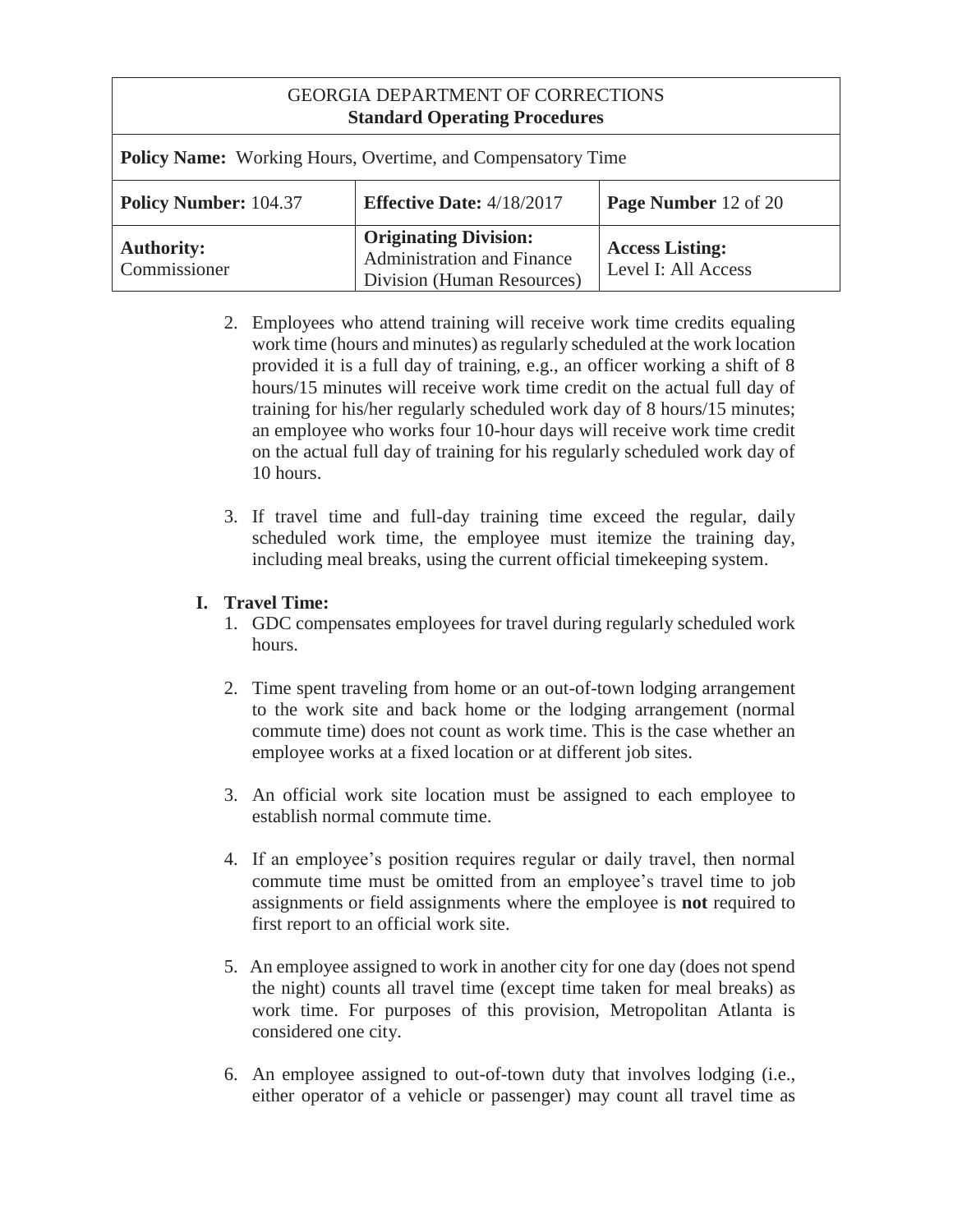2. Employees who attend training will receive work time credits equaling work time (hours and minutes) as regularly scheduled at the work location provided it is a full day of training, e.g., an officer working a shift of 8 hours/15 minutes will receive work time credit on the actual full day of training for his/her regularly scheduled work day of 8 hours/15 minutes; an employee who works four 10-hour days will receive work time credit on the actual full day of training for his regularly scheduled work day of 10 hours.

3. If travel time and full-day training time exceed the regular, daily scheduled work time, the employee must itemize the training day, including meal breaks, using the current official timekeeping system.

**I. Travel Time:**

1. GDC compensates employees for travel during regularly scheduled work hours.

2. Time spent traveling from home or an out-of-town lodging arrangement to the work site and back home or the lodging arrangement (normal commute time) does not count as work time. This is the case whether an employee works at a fixed location or at different job sites.

3. An official work site location must be assigned to each employee to establish normal commute time.

4. If an employee's position requires regular or daily travel, then normal commute time must be omitted from an employee's travel time to job assignments or field assignments where the employee is **not** required to first report to an official work site.

5. An employee assigned to work in another city for one day (does not spend the night) counts all travel time (except time taken for meal breaks) as work time. For purposes of this provision, Metropolitan Atlanta is considered one city.

6. An employee assigned to out-of-town duty that involves lodging (i.e., either operator of a vehicle or passenger) may count all travel time as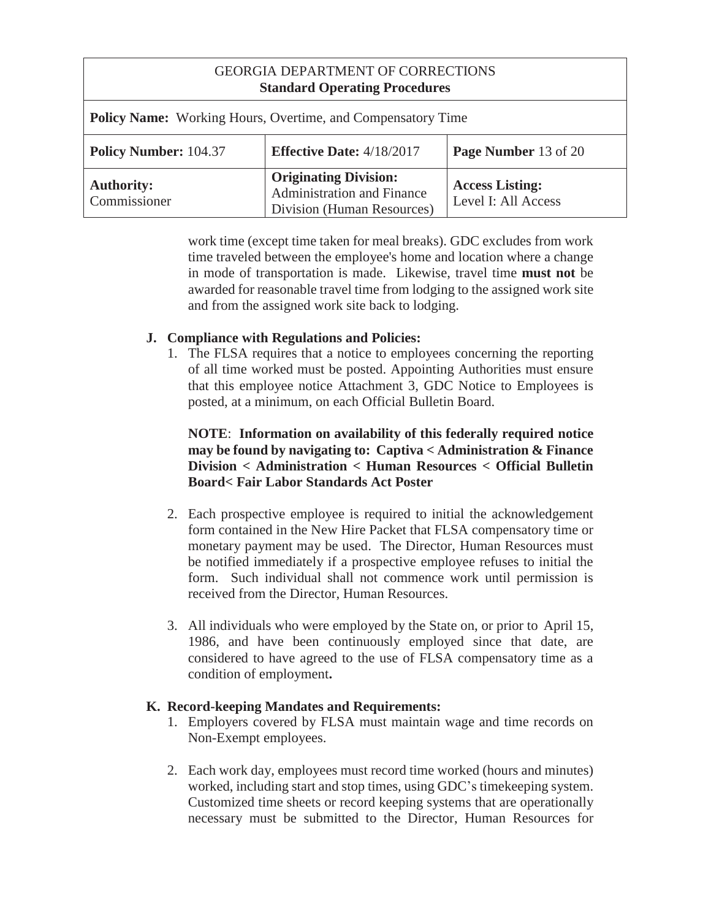work time (except time taken for meal breaks). GDC excludes from work time traveled between the employee's home and location where a change in mode of transportation is made. Likewise, travel time **must not** be awarded for reasonable travel time from lodging to the assigned work site and from the assigned work site back to lodging.

**J. Compliance with Regulations and Policies:**

1. The FLSA requires that a notice to employees concerning the reporting of all time worked must be posted. Appointing Authorities must ensure that this employee notice Attachment 3, GDC Notice to Employees is posted, at a minimum, on each Official Bulletin Board.

   **NOTE**: **Information on availability of this federally required notice may be found by navigating to: Captiva < Administration & Finance Division < Administration < Human Resources < Official Bulletin Board< Fair Labor Standards Act Poster**

2. Each prospective employee is required to initial the acknowledgement form contained in the New Hire Packet that FLSA compensatory time or monetary payment may be used. The Director, Human Resources must be notified immediately if a prospective employee refuses to initial the form. Such individual shall not commence work until permission is received from the Director, Human Resources.

3. All individuals who were employed by the State on, or prior to April 15, 1986, and have been continuously employed since that date, are considered to have agreed to the use of FLSA compensatory time as a condition of employment**.**

**K. Record-keeping Mandates and Requirements:**

1. Employers covered by FLSA must maintain wage and time records on Non-Exempt employees.

2. Each work day, employees must record time worked (hours and minutes) worked, including start and stop times, using GDC's timekeeping system. Customized time sheets or record keeping systems that are operationally necessary must be submitted to the Director, Human Resources for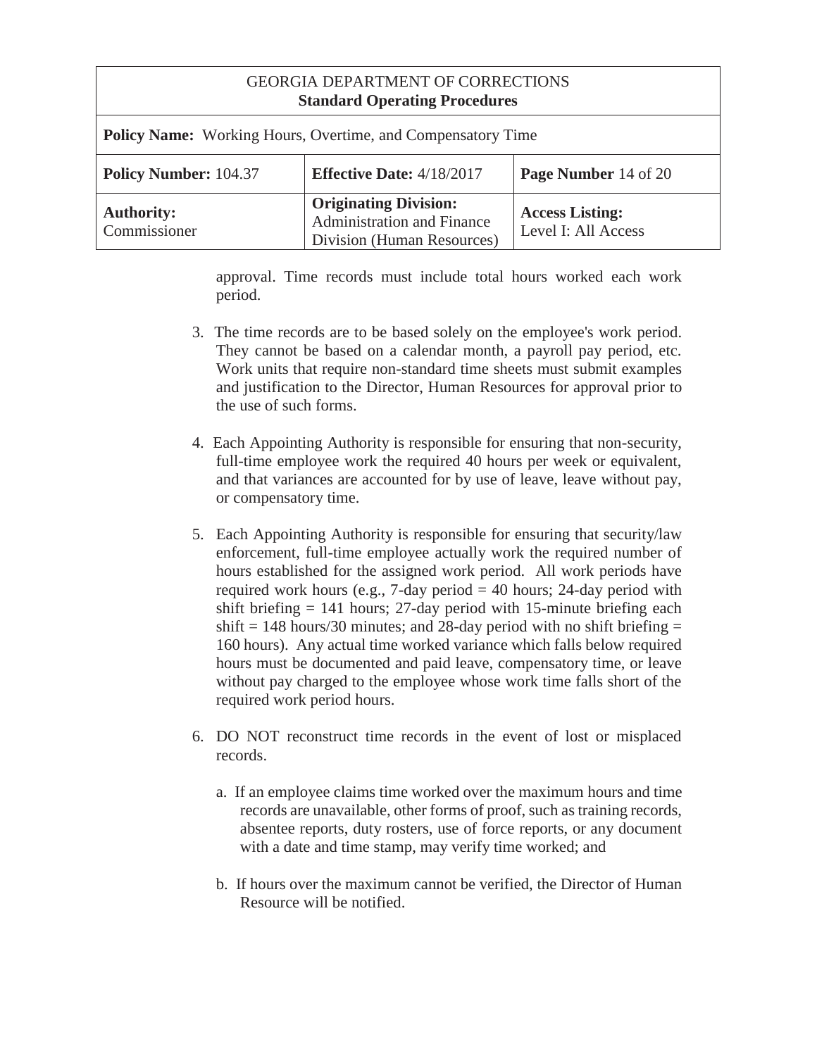approval. Time records must include total hours worked each work period.

3. The time records are to be based solely on the employee's work period. They cannot be based on a calendar month, a payroll pay period, etc. Work units that require non-standard time sheets must submit examples and justification to the Director, Human Resources for approval prior to the use of such forms.

4. Each Appointing Authority is responsible for ensuring that non-security, full-time employee work the required 40 hours per week or equivalent, and that variances are accounted for by use of leave, leave without pay, or compensatory time.

5. Each Appointing Authority is responsible for ensuring that security/law enforcement, full-time employee actually work the required number of hours established for the assigned work period. All work periods have required work hours (e.g., 7-day period = 40 hours; 24-day period with shift briefing = 141 hours; 27-day period with 15-minute briefing each shift = 148 hours/30 minutes; and 28-day period with no shift briefing = 160 hours). Any actual time worked variance which falls below required hours must be documented and paid leave, compensatory time, or leave without pay charged to the employee whose work time falls short of the required work period hours.

6. DO NOT reconstruct time records in the event of lost or misplaced records.

   a. If an employee claims time worked over the maximum hours and time records are unavailable, other forms of proof, such as training records, absentee reports, duty rosters, use of force reports, or any document with a date and time stamp, may verify time worked; and

   b. If hours over the maximum cannot be verified, the Director of Human Resource will be notified.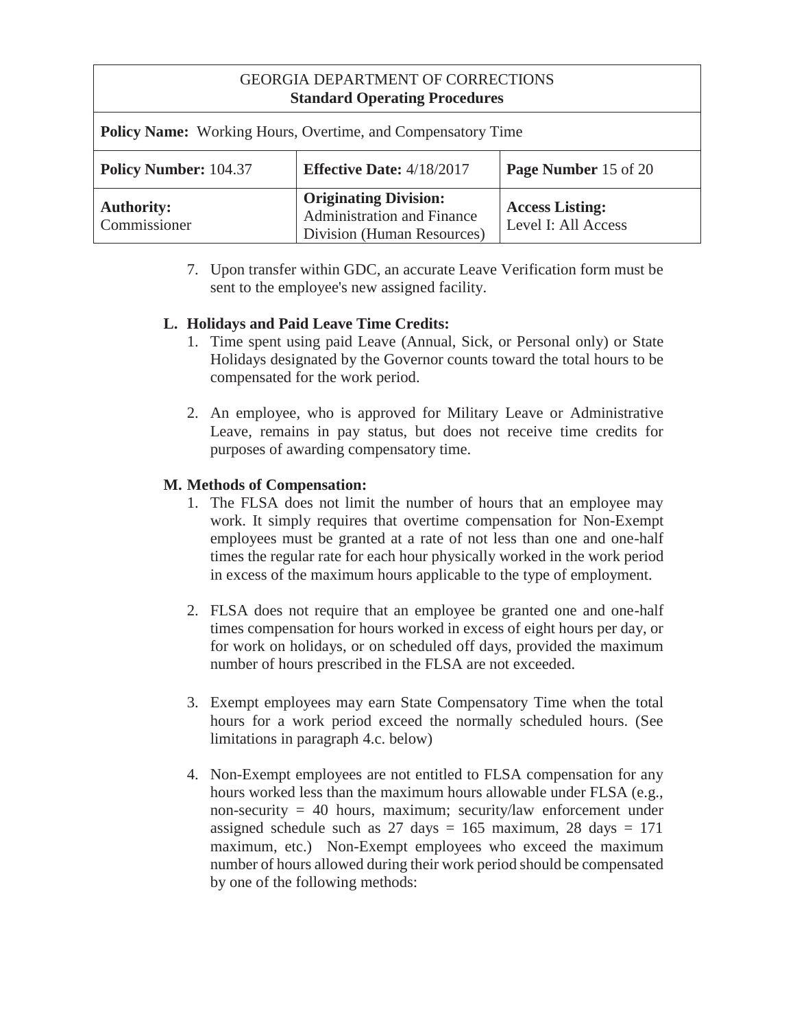7. Upon transfer within GDC, an accurate Leave Verification form must be sent to the employee's new assigned facility.

**L. Holidays and Paid Leave Time Credits:**

1. Time spent using paid Leave (Annual, Sick, or Personal only) or State Holidays designated by the Governor counts toward the total hours to be compensated for the work period.

2. An employee, who is approved for Military Leave or Administrative Leave, remains in pay status, but does not receive time credits for purposes of awarding compensatory time.

**M. Methods of Compensation:**

1. The FLSA does not limit the number of hours that an employee may work. It simply requires that overtime compensation for Non-Exempt employees must be granted at a rate of not less than one and one-half times the regular rate for each hour physically worked in the work period in excess of the maximum hours applicable to the type of employment.

2. FLSA does not require that an employee be granted one and one-half times compensation for hours worked in excess of eight hours per day, or for work on holidays, or on scheduled off days, provided the maximum number of hours prescribed in the FLSA are not exceeded.

3. Exempt employees may earn State Compensatory Time when the total hours for a work period exceed the normally scheduled hours. (See limitations in paragraph 4.c. below)

4. Non-Exempt employees are not entitled to FLSA compensation for any hours worked less than the maximum hours allowable under FLSA (e.g., non-security = 40 hours, maximum; security/law enforcement under assigned schedule such as 27 days = 165 maximum, 28 days = 171 maximum, etc.) Non-Exempt employees who exceed the maximum number of hours allowed during their work period should be compensated by one of the following methods: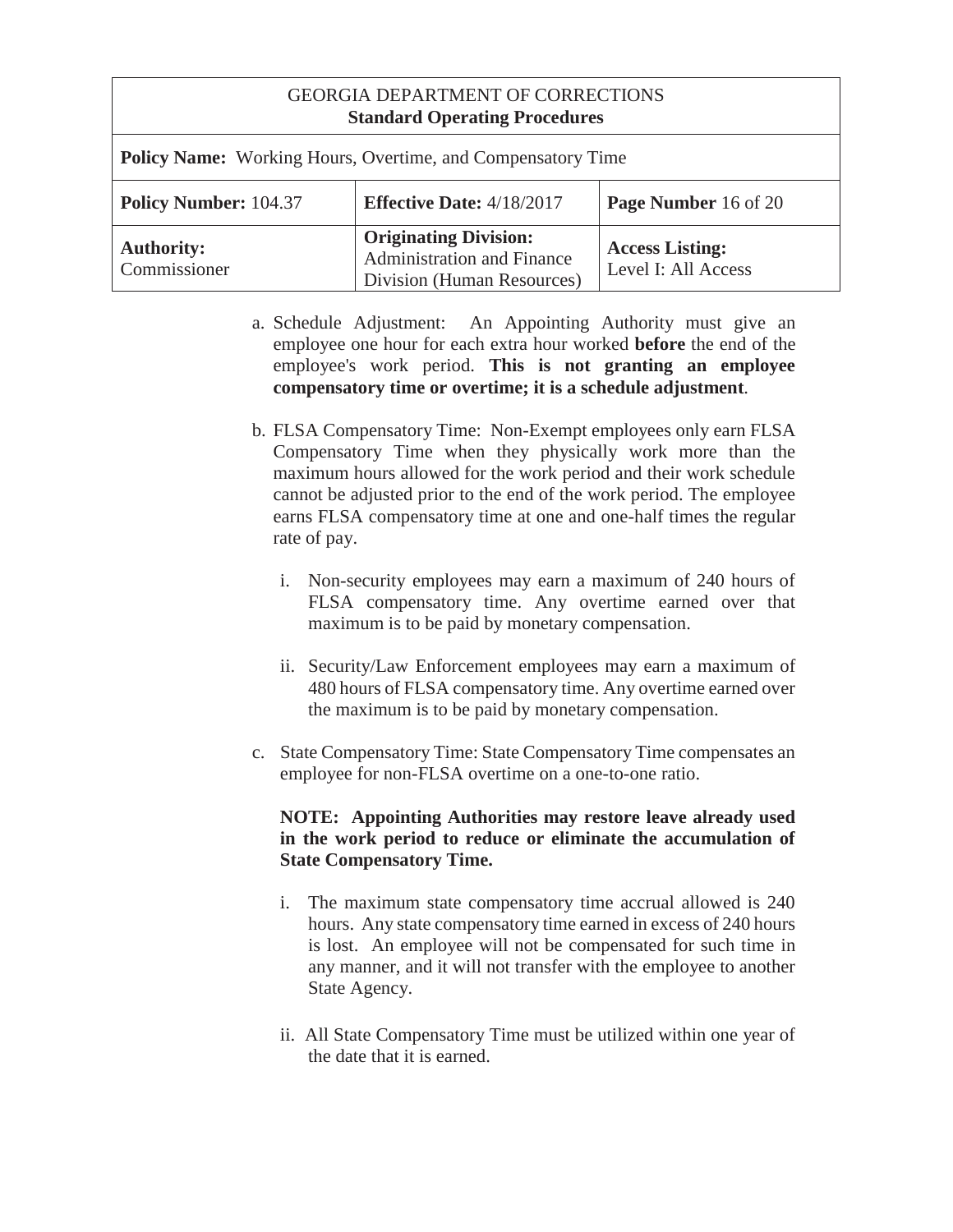a. Schedule Adjustment: An Appointing Authority must give an employee one hour for each extra hour worked **before** the end of the employee's work period. **This is not granting an employee compensatory time or overtime; it is a schedule adjustment**.

b. FLSA Compensatory Time: Non-Exempt employees only earn FLSA Compensatory Time when they physically work more than the maximum hours allowed for the work period and their work schedule cannot be adjusted prior to the end of the work period. The employee earns FLSA compensatory time at one and one-half times the regular rate of pay.

   i. Non-security employees may earn a maximum of 240 hours of FLSA compensatory time. Any overtime earned over that maximum is to be paid by monetary compensation.

   ii. Security/Law Enforcement employees may earn a maximum of 480 hours of FLSA compensatory time. Any overtime earned over the maximum is to be paid by monetary compensation.

c. State Compensatory Time: State Compensatory Time compensates an employee for non-FLSA overtime on a one-to-one ratio.

   **NOTE: Appointing Authorities may restore leave already used in the work period to reduce or eliminate the accumulation of State Compensatory Time.**

   i. The maximum state compensatory time accrual allowed is 240 hours. Any state compensatory time earned in excess of 240 hours is lost. An employee will not be compensated for such time in any manner, and it will not transfer with the employee to another State Agency.

   ii. All State Compensatory Time must be utilized within one year of the date that it is earned.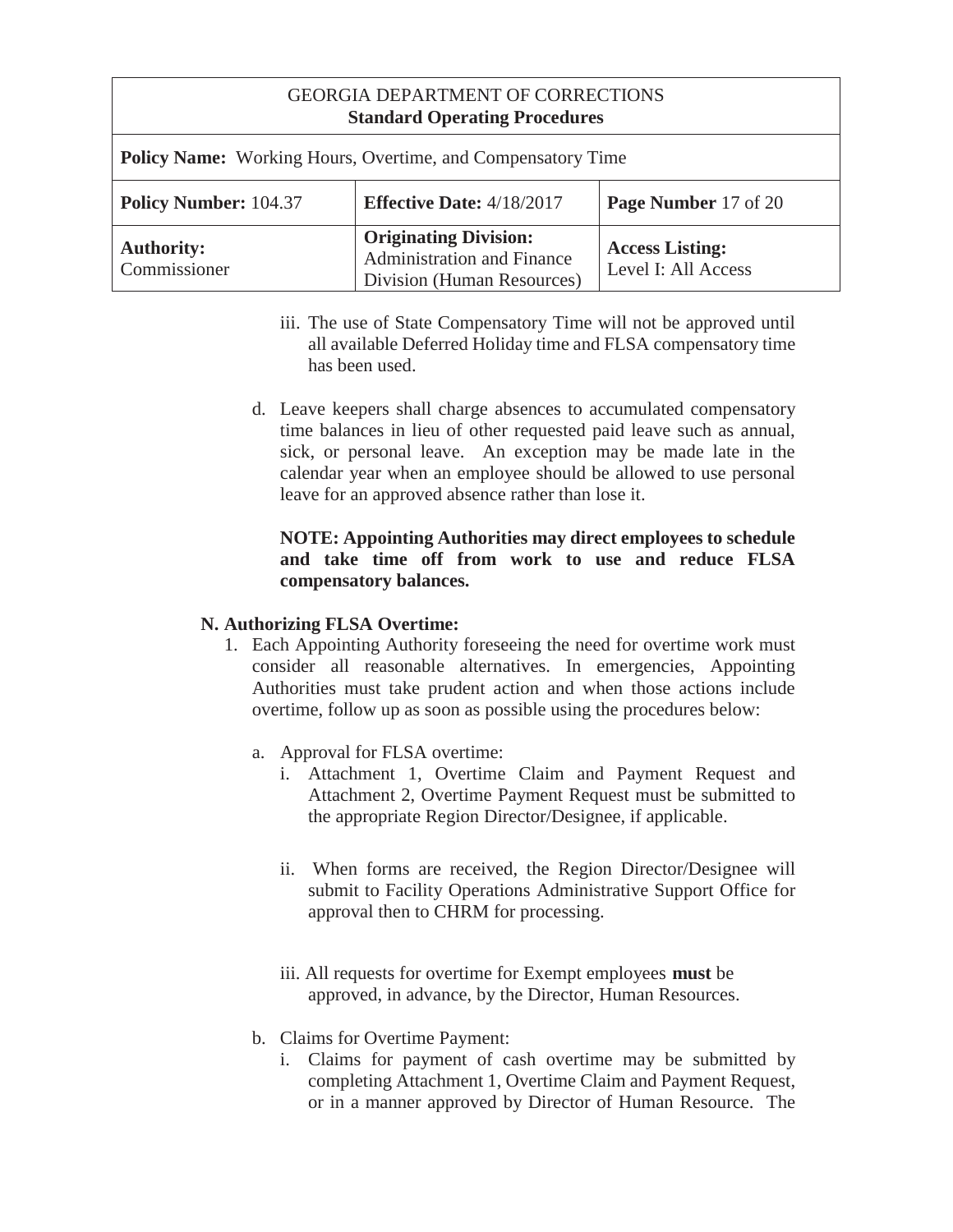iii. The use of State Compensatory Time will not be approved until all available Deferred Holiday time and FLSA compensatory time has been used.

d. Leave keepers shall charge absences to accumulated compensatory time balances in lieu of other requested paid leave such as annual, sick, or personal leave. An exception may be made late in the calendar year when an employee should be allowed to use personal leave for an approved absence rather than lose it.

**NOTE: Appointing Authorities may direct employees to schedule and take time off from work to use and reduce FLSA compensatory balances.**

**N. Authorizing FLSA Overtime:**

1. Each Appointing Authority foreseeing the need for overtime work must consider all reasonable alternatives. In emergencies, Appointing Authorities must take prudent action and when those actions include overtime, follow up as soon as possible using the procedures below:

   a. Approval for FLSA overtime:

      i. Attachment 1, Overtime Claim and Payment Request and Attachment 2, Overtime Payment Request must be submitted to the appropriate Region Director/Designee, if applicable.

      ii. When forms are received, the Region Director/Designee will submit to Facility Operations Administrative Support Office for approval then to CHRM for processing.

      iii. All requests for overtime for Exempt employees **must** be approved, in advance, by the Director, Human Resources.

   b. Claims for Overtime Payment:

      i. Claims for payment of cash overtime may be submitted by completing Attachment 1, Overtime Claim and Payment Request, or in a manner approved by Director of Human Resource. The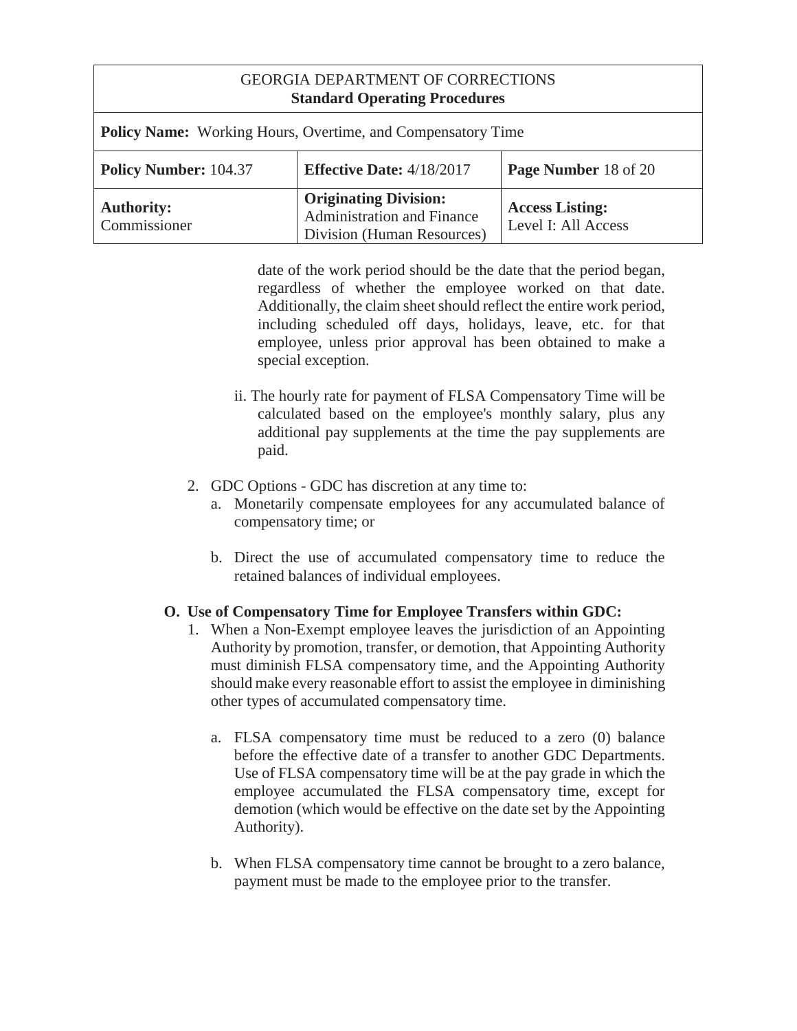date of the work period should be the date that the period began, regardless of whether the employee worked on that date. Additionally, the claim sheet should reflect the entire work period, including scheduled off days, holidays, leave, etc. for that employee, unless prior approval has been obtained to make a special exception.

ii. The hourly rate for payment of FLSA Compensatory Time will be calculated based on the employee's monthly salary, plus any additional pay supplements at the time the pay supplements are paid.

2. GDC Options - GDC has discretion at any time to:
   a. Monetarily compensate employees for any accumulated balance of compensatory time; or

   b. Direct the use of accumulated compensatory time to reduce the retained balances of individual employees.

**O. Use of Compensatory Time for Employee Transfers within GDC:**

1. When a Non-Exempt employee leaves the jurisdiction of an Appointing Authority by promotion, transfer, or demotion, that Appointing Authority must diminish FLSA compensatory time, and the Appointing Authority should make every reasonable effort to assist the employee in diminishing other types of accumulated compensatory time.

   a. FLSA compensatory time must be reduced to a zero (0) balance before the effective date of a transfer to another GDC Departments. Use of FLSA compensatory time will be at the pay grade in which the employee accumulated the FLSA compensatory time, except for demotion (which would be effective on the date set by the Appointing Authority).

   b. When FLSA compensatory time cannot be brought to a zero balance, payment must be made to the employee prior to the transfer.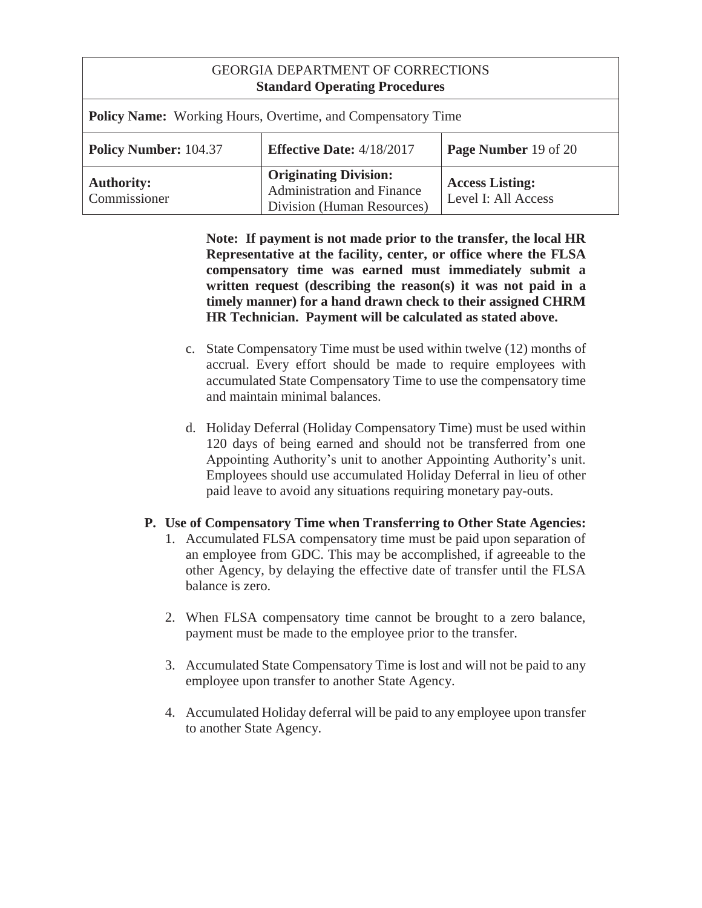**Note: If payment is not made prior to the transfer, the local HR Representative at the facility, center, or office where the FLSA compensatory time was earned must immediately submit a written request (describing the reason(s) it was not paid in a timely manner) for a hand drawn check to their assigned CHRM HR Technician. Payment will be calculated as stated above.**

c. State Compensatory Time must be used within twelve (12) months of accrual. Every effort should be made to require employees with accumulated State Compensatory Time to use the compensatory time and maintain minimal balances.

d. Holiday Deferral (Holiday Compensatory Time) must be used within 120 days of being earned and should not be transferred from one Appointing Authority's unit to another Appointing Authority's unit. Employees should use accumulated Holiday Deferral in lieu of other paid leave to avoid any situations requiring monetary pay-outs.

**P. Use of Compensatory Time when Transferring to Other State Agencies:**

1. Accumulated FLSA compensatory time must be paid upon separation of an employee from GDC. This may be accomplished, if agreeable to the other Agency, by delaying the effective date of transfer until the FLSA balance is zero.

2. When FLSA compensatory time cannot be brought to a zero balance, payment must be made to the employee prior to the transfer.

3. Accumulated State Compensatory Time is lost and will not be paid to any employee upon transfer to another State Agency.

4. Accumulated Holiday deferral will be paid to any employee upon transfer to another State Agency.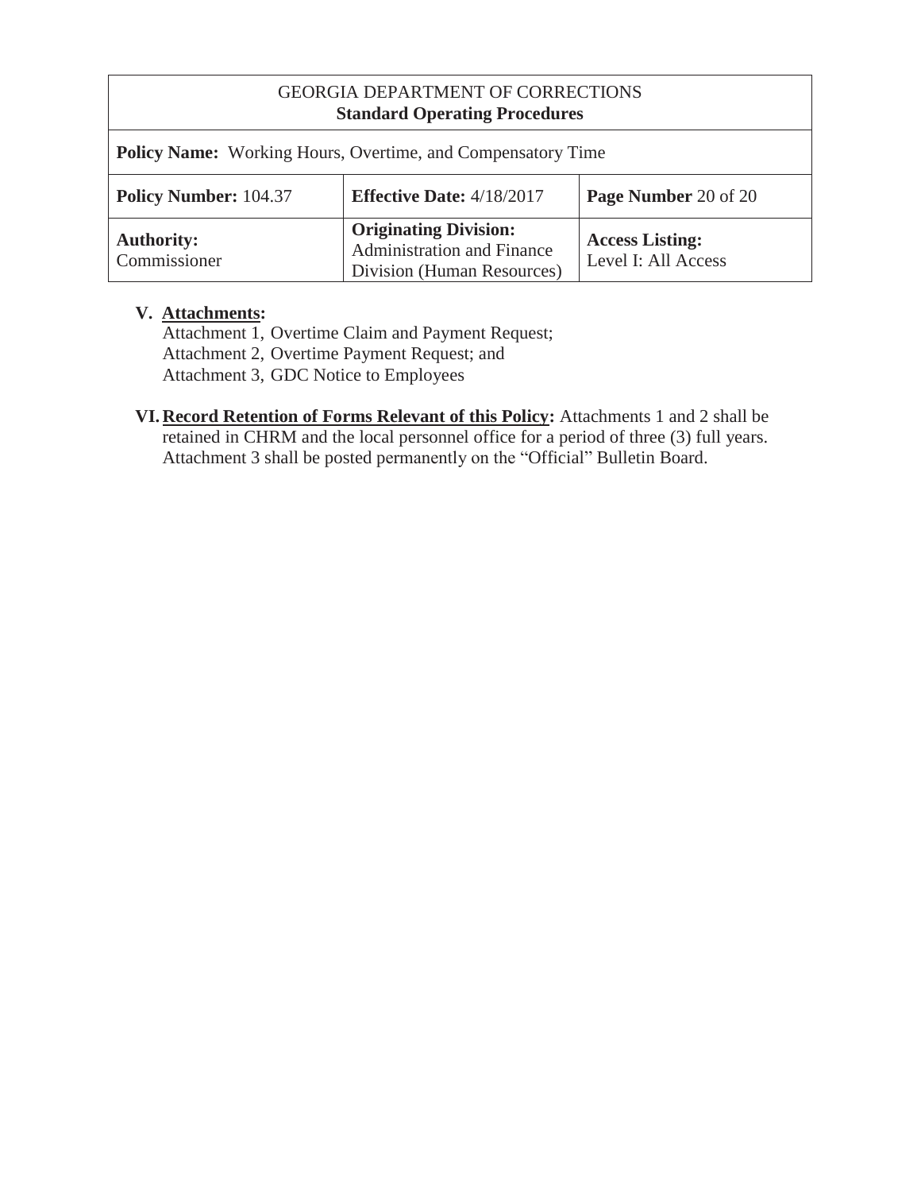| GEORGIA DEPARTMENT OF CORRECTIONS **Standard Operating Procedures** | | |
|---|---|---|
| **Policy Name:** Working Hours, Overtime, and Compensatory Time | | |
| **Policy Number:** 104.37 | **Effective Date:** 4/18/2017 | **Page Number** 20 of 20 |
| **Authority:** Commissioner | **Originating Division:** Administration and Finance Division (Human Resources) | **Access Listing:** Level I: All Access |

**V. Attachments:**

Attachment 1, Overtime Claim and Payment Request;
Attachment 2, Overtime Payment Request; and
Attachment 3, GDC Notice to Employees

**VI. Record Retention of Forms Relevant of this Policy:** Attachments 1 and 2 shall be retained in CHRM and the local personnel office for a period of three (3) full years. Attachment 3 shall be posted permanently on the "Official" Bulletin Board.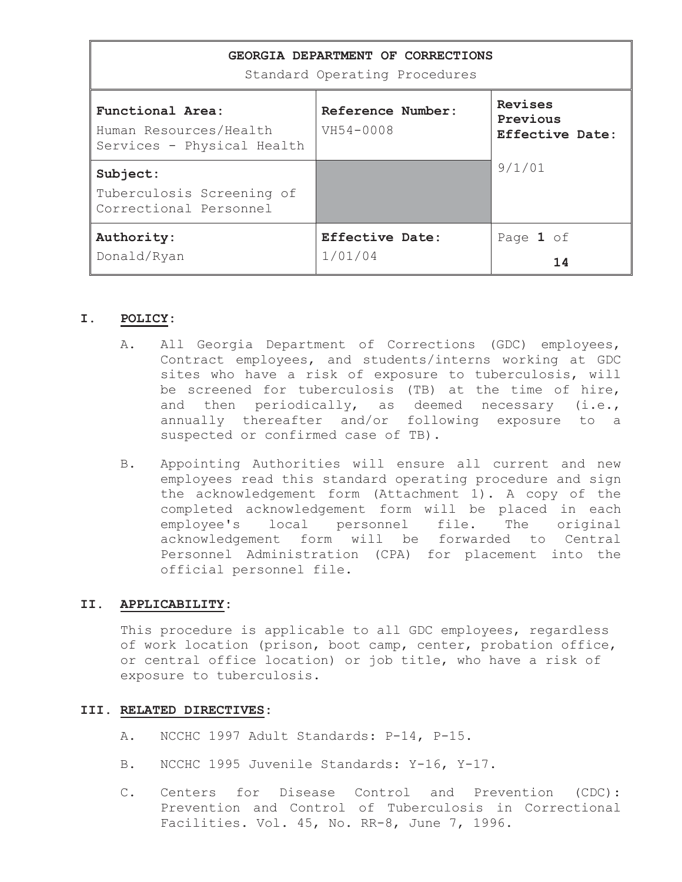| GEORGIA DEPARTMENT OF CORRECTIONS<br>Standard Operating Procedures | | |
|---|---|---|
| **Functional Area:**<br>Human Resources/Health Services - Physical Health | **Reference Number:**<br>VH54-0008 | **Revises Previous Effective Date:**<br><br>9/1/01 |
| **Subject:**<br>Tuberculosis Screening of Correctional Personnel | | |
| **Authority:**<br>Donald/Ryan | **Effective Date:**<br>1/01/04 | Page **1** of **14** |

## I. POLICY:

A. All Georgia Department of Corrections (GDC) employees, Contract employees, and students/interns working at GDC sites who have a risk of exposure to tuberculosis, will be screened for tuberculosis (TB) at the time of hire, and then periodically, as deemed necessary (i.e., annually thereafter and/or following exposure to a suspected or confirmed case of TB).

B. Appointing Authorities will ensure all current and new employees read this standard operating procedure and sign the acknowledgement form (Attachment 1). A copy of the completed acknowledgement form will be placed in each employee's local personnel file. The original acknowledgement form will be forwarded to Central Personnel Administration (CPA) for placement into the official personnel file.

## II. APPLICABILITY:

This procedure is applicable to all GDC employees, regardless of work location (prison, boot camp, center, probation office, or central office location) or job title, who have a risk of exposure to tuberculosis.

## III. RELATED DIRECTIVES:

A. NCCHC 1997 Adult Standards: P-14, P-15.

B. NCCHC 1995 Juvenile Standards: Y-16, Y-17.

C. Centers for Disease Control and Prevention (CDC): Prevention and Control of Tuberculosis in Correctional Facilities. Vol. 45, No. RR-8, June 7, 1996.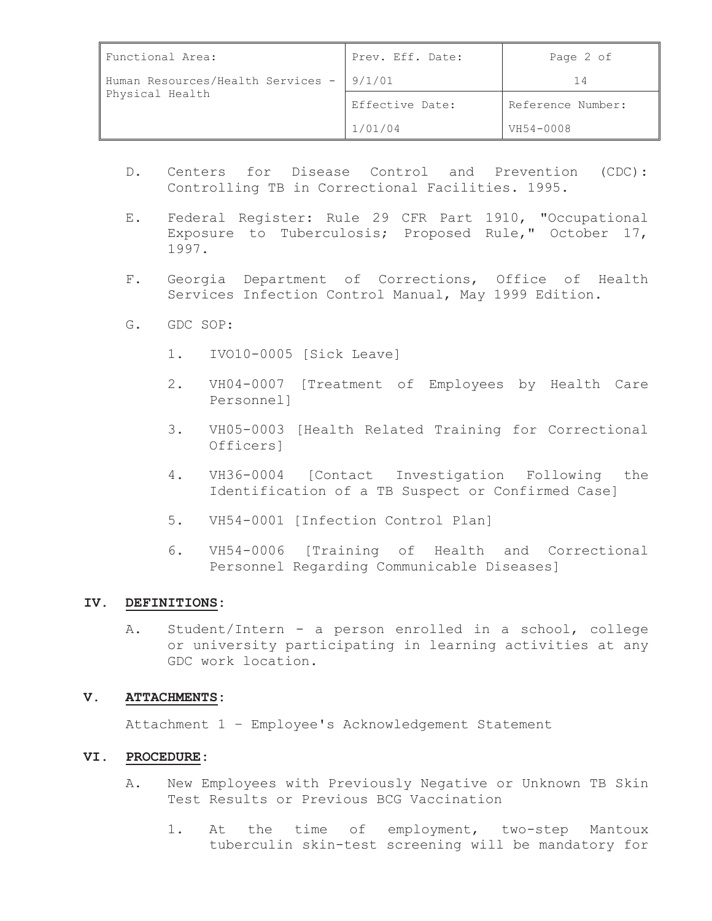D. Centers for Disease Control and Prevention (CDC): Controlling TB in Correctional Facilities. 1995.

E. Federal Register: Rule 29 CFR Part 1910, "Occupational Exposure to Tuberculosis; Proposed Rule," October 17, 1997.

F. Georgia Department of Corrections, Office of Health Services Infection Control Manual, May 1999 Edition.

G. GDC SOP:

1. IVO10-0005 [Sick Leave]

2. VH04-0007 [Treatment of Employees by Health Care Personnel]

3. VH05-0003 [Health Related Training for Correctional Officers]

4. VH36-0004 [Contact Investigation Following the Identification of a TB Suspect or Confirmed Case]

5. VH54-0001 [Infection Control Plan]

6. VH54-0006 [Training of Health and Correctional Personnel Regarding Communicable Diseases]

## IV. DEFINITIONS:

A. Student/Intern - a person enrolled in a school, college or university participating in learning activities at any GDC work location.

## V. ATTACHMENTS:

Attachment 1 – Employee's Acknowledgement Statement

## VI. PROCEDURE:

A. New Employees with Previously Negative or Unknown TB Skin Test Results or Previous BCG Vaccination

1. At the time of employment, two-step Mantoux tuberculin skin-test screening will be mandatory for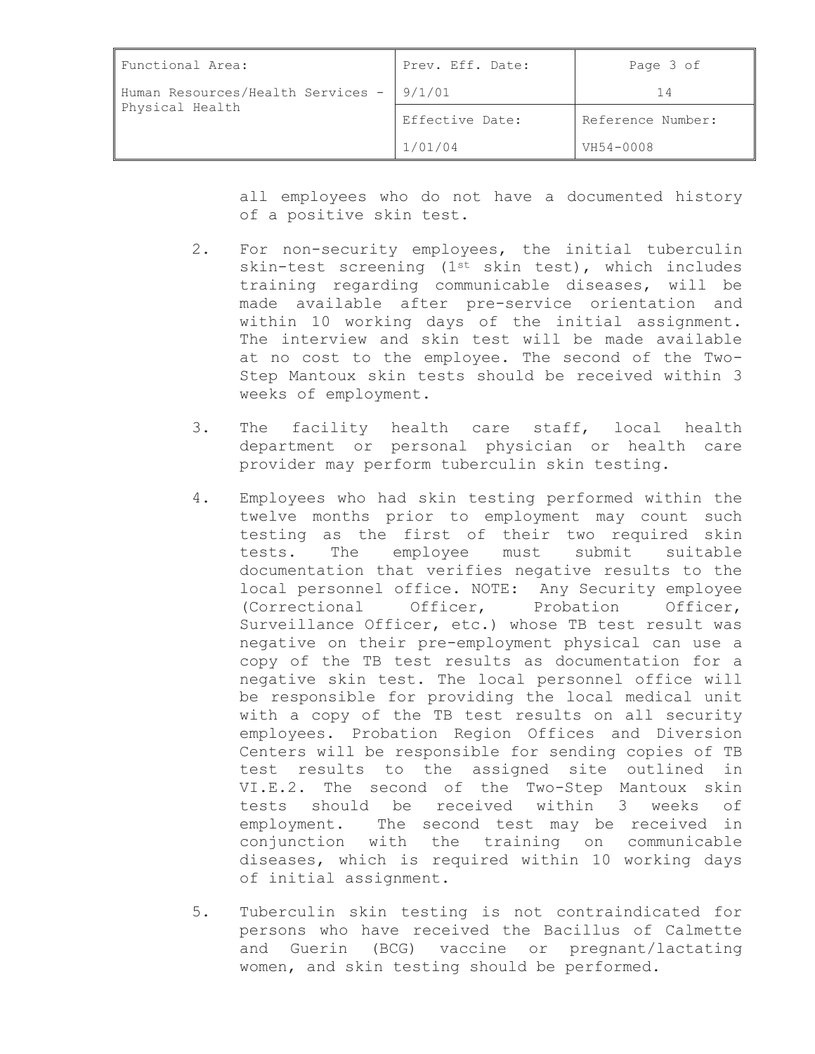all employees who do not have a documented history of a positive skin test.

2. For non-security employees, the initial tuberculin skin-test screening (1st skin test), which includes training regarding communicable diseases, will be made available after pre-service orientation and within 10 working days of the initial assignment. The interview and skin test will be made available at no cost to the employee. The second of the Two-Step Mantoux skin tests should be received within 3 weeks of employment.

3. The facility health care staff, local health department or personal physician or health care provider may perform tuberculin skin testing.

4. Employees who had skin testing performed within the twelve months prior to employment may count such testing as the first of their two required skin tests. The employee must submit suitable documentation that verifies negative results to the local personnel office. NOTE: Any Security employee (Correctional Officer, Probation Officer, Surveillance Officer, etc.) whose TB test result was negative on their pre-employment physical can use a copy of the TB test results as documentation for a negative skin test. The local personnel office will be responsible for providing the local medical unit with a copy of the TB test results on all security employees. Probation Region Offices and Diversion Centers will be responsible for sending copies of TB test results to the assigned site outlined in VI.E.2. The second of the Two-Step Mantoux skin tests should be received within 3 weeks of employment. The second test may be received in conjunction with the training on communicable diseases, which is required within 10 working days of initial assignment.

5. Tuberculin skin testing is not contraindicated for persons who have received the Bacillus of Calmette and Guerin (BCG) vaccine or pregnant/lactating women, and skin testing should be performed.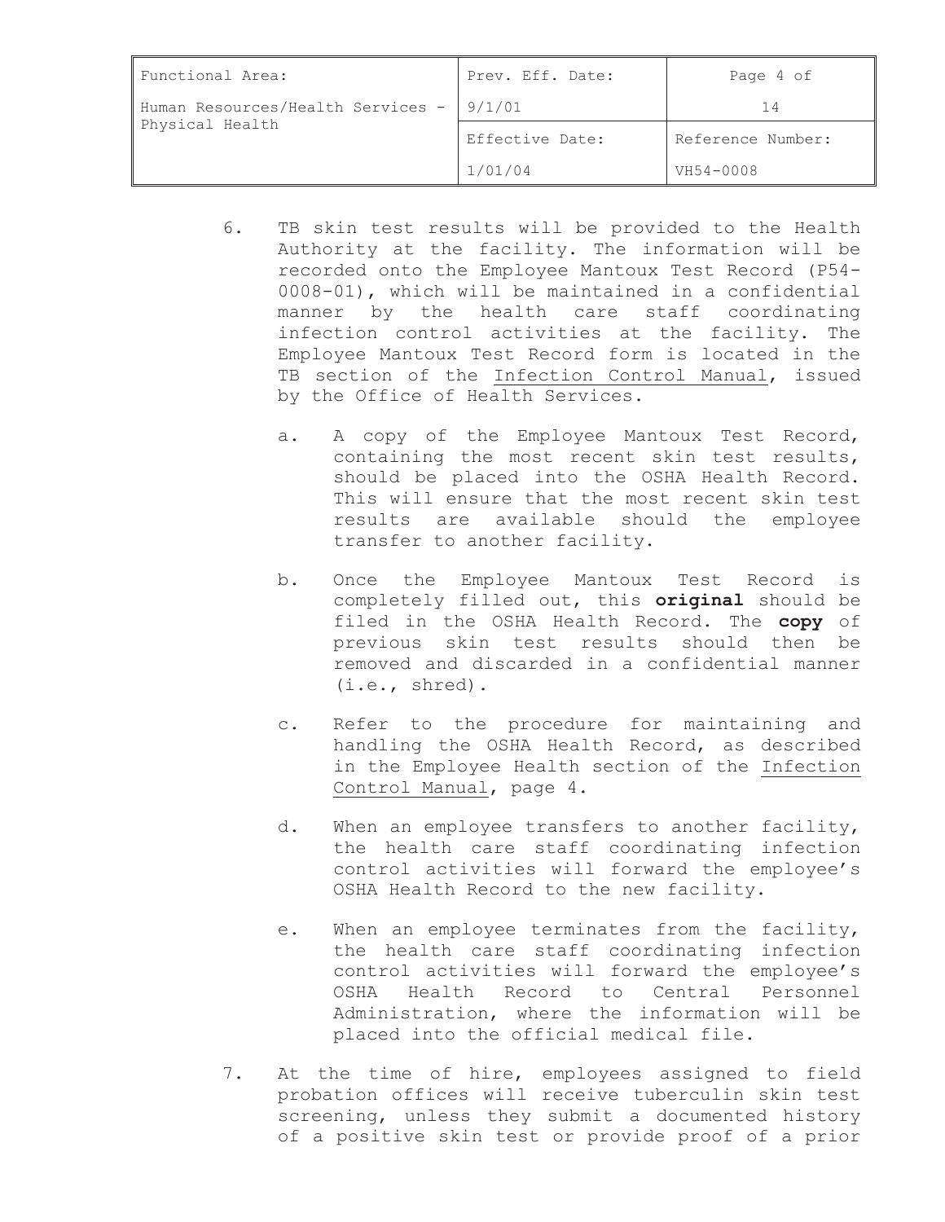6. TB skin test results will be provided to the Health Authority at the facility. The information will be recorded onto the Employee Mantoux Test Record (P54-0008-01), which will be maintained in a confidential manner by the health care staff coordinating infection control activities at the facility. The Employee Mantoux Test Record form is located in the TB section of the Infection Control Manual, issued by the Office of Health Services.

   a. A copy of the Employee Mantoux Test Record, containing the most recent skin test results, should be placed into the OSHA Health Record. This will ensure that the most recent skin test results are available should the employee transfer to another facility.

   b. Once the Employee Mantoux Test Record is completely filled out, this **original** should be filed in the OSHA Health Record. The **copy** of previous skin test results should then be removed and discarded in a confidential manner (i.e., shred).

   c. Refer to the procedure for maintaining and handling the OSHA Health Record, as described in the Employee Health section of the Infection Control Manual, page 4.

   d. When an employee transfers to another facility, the health care staff coordinating infection control activities will forward the employee's OSHA Health Record to the new facility.

   e. When an employee terminates from the facility, the health care staff coordinating infection control activities will forward the employee's OSHA Health Record to Central Personnel Administration, where the information will be placed into the official medical file.

7. At the time of hire, employees assigned to field probation offices will receive tuberculin skin test screening, unless they submit a documented history of a positive skin test or provide proof of a prior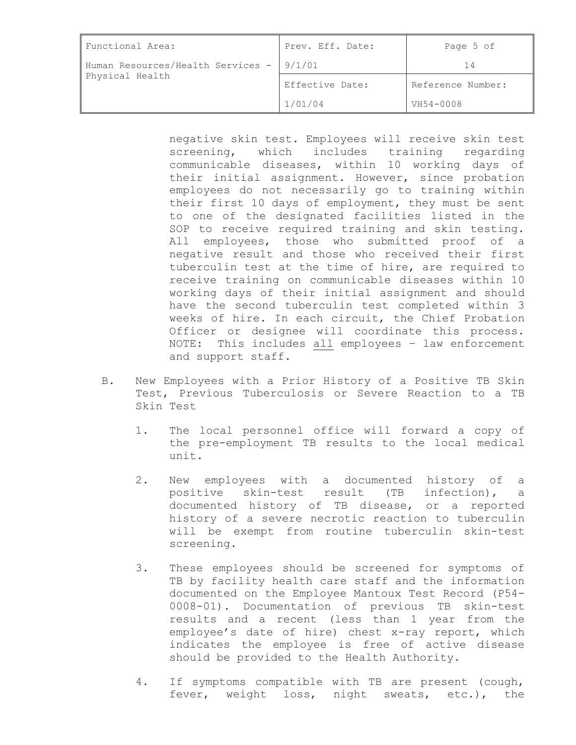negative skin test. Employees will receive skin test screening, which includes training regarding communicable diseases, within 10 working days of their initial assignment. However, since probation employees do not necessarily go to training within their first 10 days of employment, they must be sent to one of the designated facilities listed in the SOP to receive required training and skin testing. All employees, those who submitted proof of a negative result and those who received their first tuberculin test at the time of hire, are required to receive training on communicable diseases within 10 working days of their initial assignment and should have the second tuberculin test completed within 3 weeks of hire. In each circuit, the Chief Probation Officer or designee will coordinate this process. NOTE: This includes all employees – law enforcement and support staff.

B. New Employees with a Prior History of a Positive TB Skin Test, Previous Tuberculosis or Severe Reaction to a TB Skin Test

1. The local personnel office will forward a copy of the pre-employment TB results to the local medical unit.

2. New employees with a documented history of a positive skin-test result (TB infection), a documented history of TB disease, or a reported history of a severe necrotic reaction to tuberculin will be exempt from routine tuberculin skin-test screening.

3. These employees should be screened for symptoms of TB by facility health care staff and the information documented on the Employee Mantoux Test Record (P54-0008-01). Documentation of previous TB skin-test results and a recent (less than 1 year from the employee's date of hire) chest x-ray report, which indicates the employee is free of active disease should be provided to the Health Authority.

4. If symptoms compatible with TB are present (cough, fever, weight loss, night sweats, etc.), the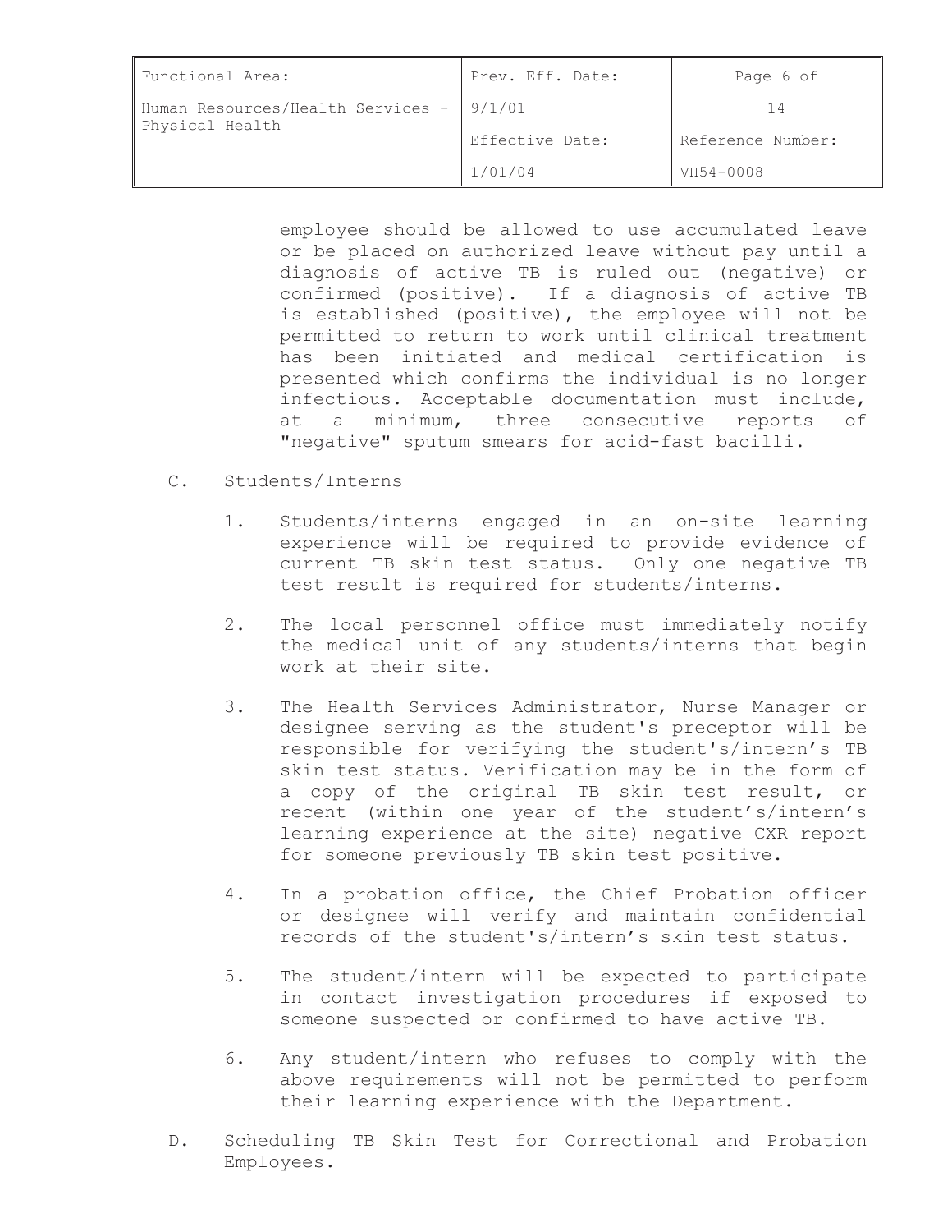employee should be allowed to use accumulated leave or be placed on authorized leave without pay until a diagnosis of active TB is ruled out (negative) or confirmed (positive). If a diagnosis of active TB is established (positive), the employee will not be permitted to return to work until clinical treatment has been initiated and medical certification is presented which confirms the individual is no longer infectious. Acceptable documentation must include, at a minimum, three consecutive reports of "negative" sputum smears for acid-fast bacilli.

C. Students/Interns

1. Students/interns engaged in an on-site learning experience will be required to provide evidence of current TB skin test status. Only one negative TB test result is required for students/interns.

2. The local personnel office must immediately notify the medical unit of any students/interns that begin work at their site.

3. The Health Services Administrator, Nurse Manager or designee serving as the student's preceptor will be responsible for verifying the student's/intern's TB skin test status. Verification may be in the form of a copy of the original TB skin test result, or recent (within one year of the student's/intern's learning experience at the site) negative CXR report for someone previously TB skin test positive.

4. In a probation office, the Chief Probation officer or designee will verify and maintain confidential records of the student's/intern's skin test status.

5. The student/intern will be expected to participate in contact investigation procedures if exposed to someone suspected or confirmed to have active TB.

6. Any student/intern who refuses to comply with the above requirements will not be permitted to perform their learning experience with the Department.

D. Scheduling TB Skin Test for Correctional and Probation Employees.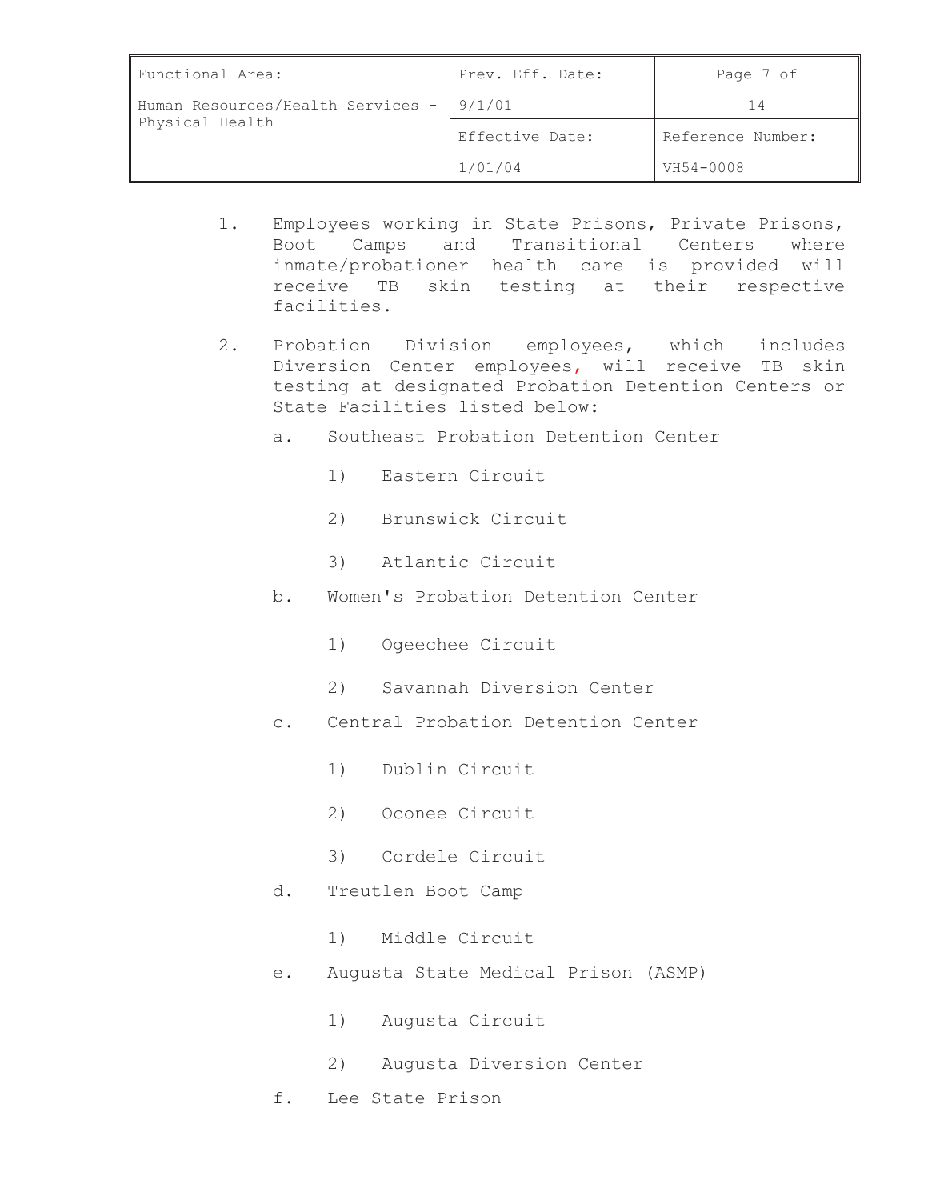1. Employees working in State Prisons, Private Prisons, Boot Camps and Transitional Centers where inmate/probationer health care is provided will receive TB skin testing at their respective facilities.

2. Probation Division employees, which includes Diversion Center employees, will receive TB skin testing at designated Probation Detention Centers or State Facilities listed below:

   a. Southeast Probation Detention Center

      1) Eastern Circuit

      2) Brunswick Circuit

      3) Atlantic Circuit

   b. Women's Probation Detention Center

      1) Ogeechee Circuit

      2) Savannah Diversion Center

   c. Central Probation Detention Center

      1) Dublin Circuit

      2) Oconee Circuit

      3) Cordele Circuit

   d. Treutlen Boot Camp

      1) Middle Circuit

   e. Augusta State Medical Prison (ASMP)

      1) Augusta Circuit

      2) Augusta Diversion Center

   f. Lee State Prison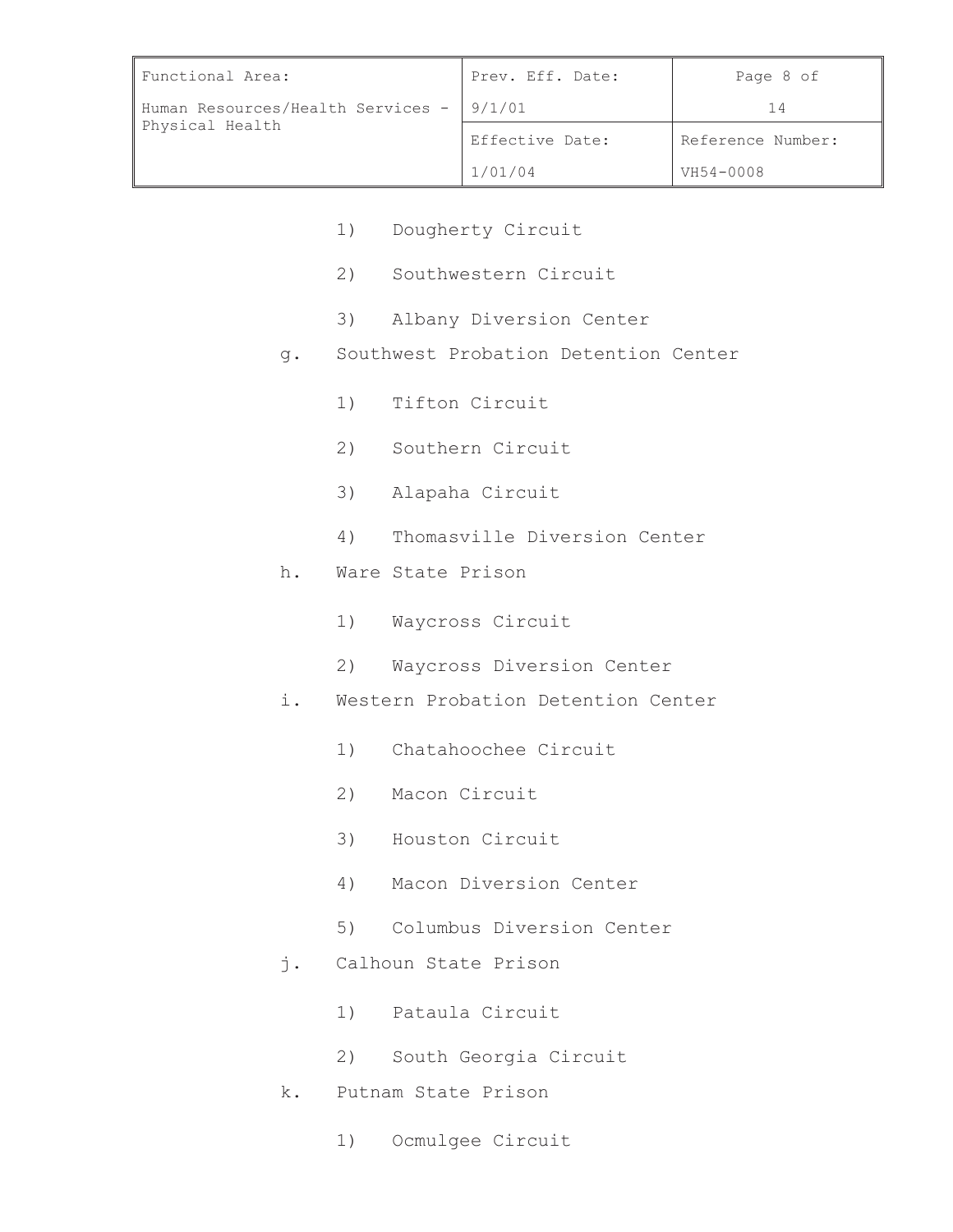1) Dougherty Circuit

2) Southwestern Circuit

3) Albany Diversion Center

g. Southwest Probation Detention Center

1) Tifton Circuit

2) Southern Circuit

3) Alapaha Circuit

4) Thomasville Diversion Center

h. Ware State Prison

1) Waycross Circuit

2) Waycross Diversion Center

i. Western Probation Detention Center

1) Chatahoochee Circuit

2) Macon Circuit

3) Houston Circuit

4) Macon Diversion Center

5) Columbus Diversion Center

j. Calhoun State Prison

1) Pataula Circuit

2) South Georgia Circuit

k. Putnam State Prison

1) Ocmulgee Circuit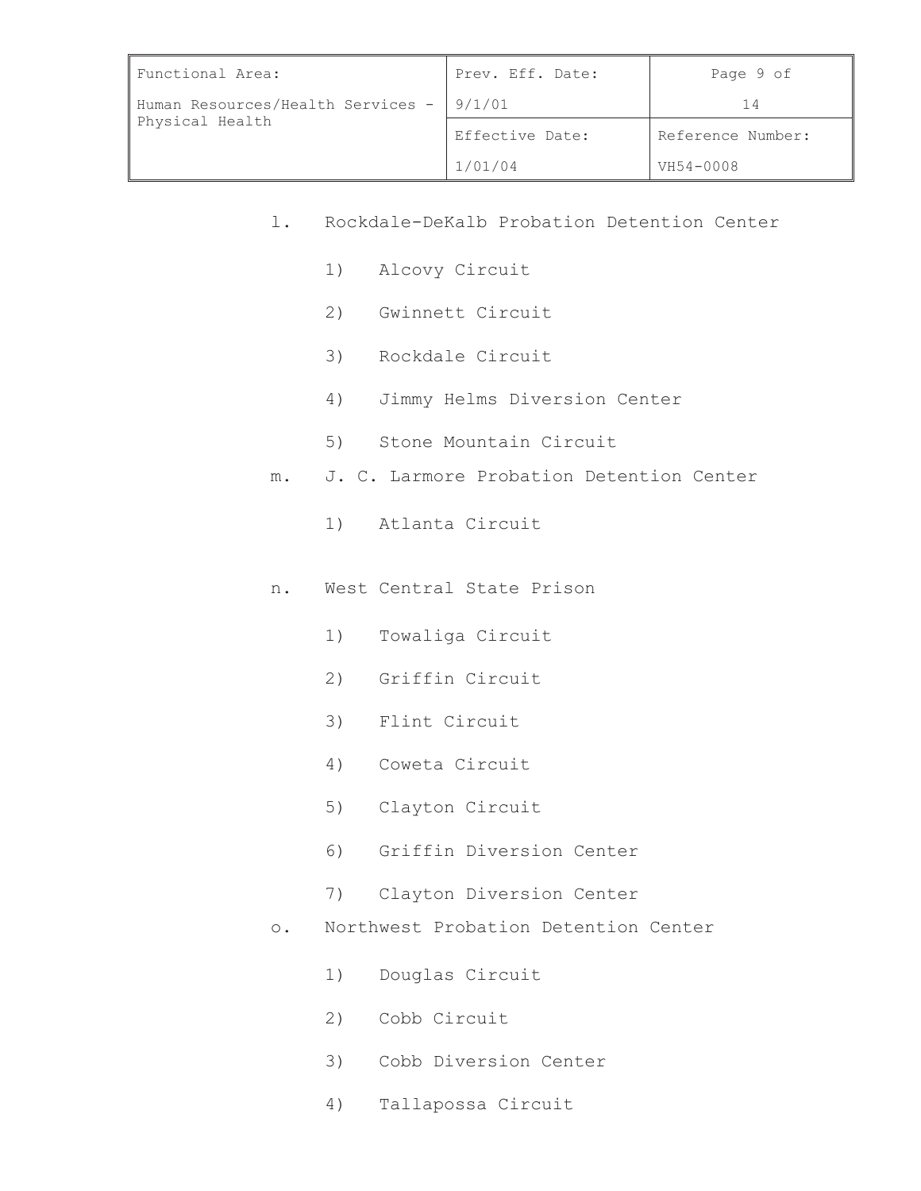l. Rockdale-DeKalb Probation Detention Center

    1) Alcovy Circuit

    2) Gwinnett Circuit

    3) Rockdale Circuit

    4) Jimmy Helms Diversion Center

    5) Stone Mountain Circuit

m. J. C. Larmore Probation Detention Center

    1) Atlanta Circuit

n. West Central State Prison

    1) Towaliga Circuit

    2) Griffin Circuit

    3) Flint Circuit

    4) Coweta Circuit

    5) Clayton Circuit

    6) Griffin Diversion Center

    7) Clayton Diversion Center

o. Northwest Probation Detention Center

    1) Douglas Circuit

    2) Cobb Circuit

    3) Cobb Diversion Center

    4) Tallapossa Circuit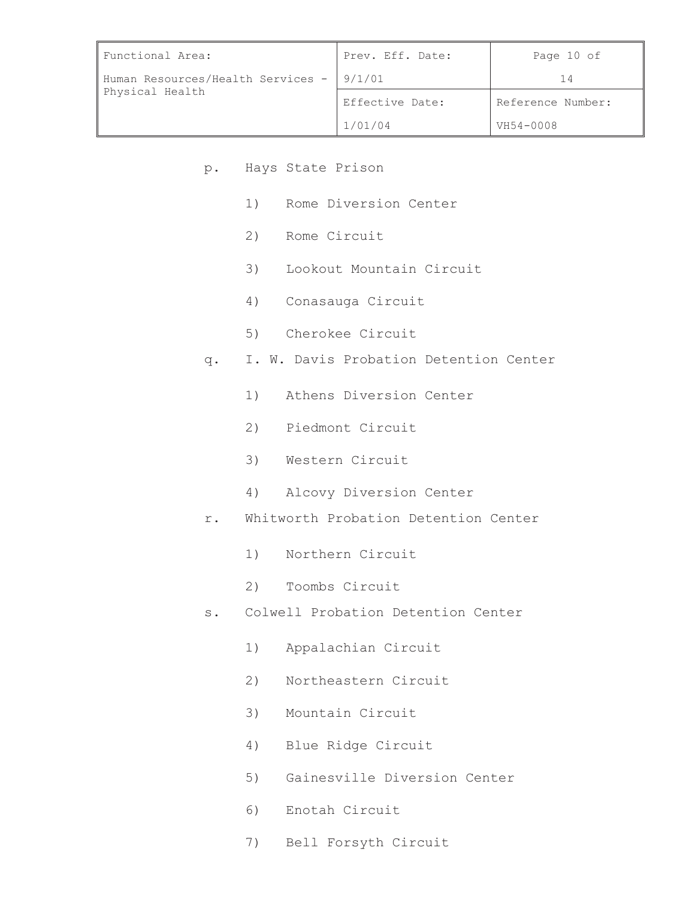p. Hays State Prison

   1) Rome Diversion Center

   2) Rome Circuit

   3) Lookout Mountain Circuit

   4) Conasauga Circuit

   5) Cherokee Circuit

q. I. W. Davis Probation Detention Center

   1) Athens Diversion Center

   2) Piedmont Circuit

   3) Western Circuit

   4) Alcovy Diversion Center

r. Whitworth Probation Detention Center

   1) Northern Circuit

   2) Toombs Circuit

s. Colwell Probation Detention Center

   1) Appalachian Circuit

   2) Northeastern Circuit

   3) Mountain Circuit

   4) Blue Ridge Circuit

   5) Gainesville Diversion Center

   6) Enotah Circuit

   7) Bell Forsyth Circuit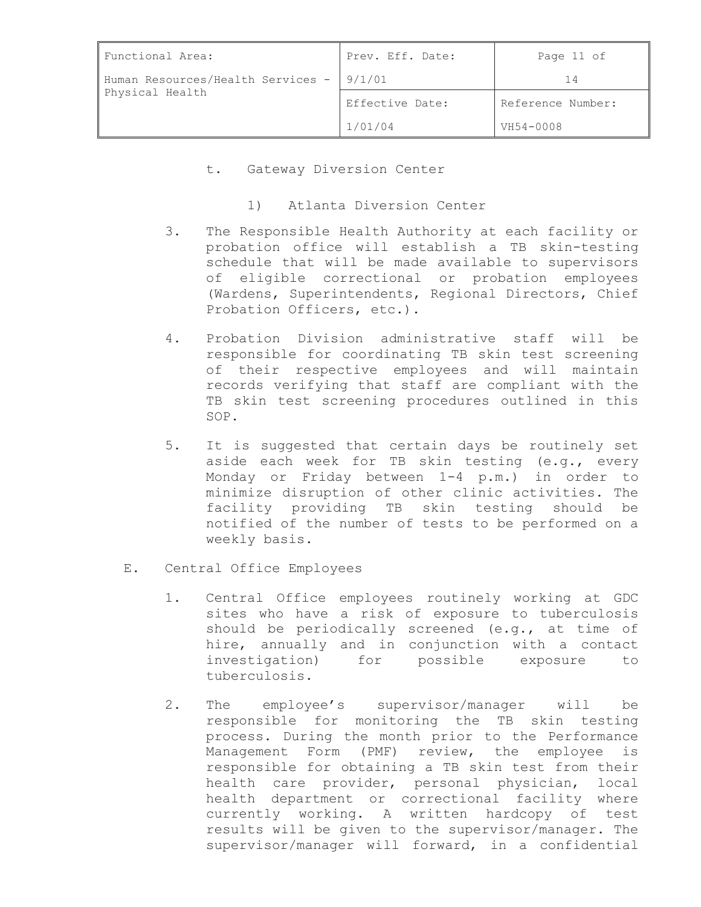t. Gateway Diversion Center

1) Atlanta Diversion Center

3. The Responsible Health Authority at each facility or probation office will establish a TB skin-testing schedule that will be made available to supervisors of eligible correctional or probation employees (Wardens, Superintendents, Regional Directors, Chief Probation Officers, etc.).

4. Probation Division administrative staff will be responsible for coordinating TB skin test screening of their respective employees and will maintain records verifying that staff are compliant with the TB skin test screening procedures outlined in this SOP.

5. It is suggested that certain days be routinely set aside each week for TB skin testing (e.g., every Monday or Friday between 1-4 p.m.) in order to minimize disruption of other clinic activities. The facility providing TB skin testing should be notified of the number of tests to be performed on a weekly basis.

E. Central Office Employees

1. Central Office employees routinely working at GDC sites who have a risk of exposure to tuberculosis should be periodically screened (e.g., at time of hire, annually and in conjunction with a contact investigation) for possible exposure to tuberculosis.

2. The employee's supervisor/manager will be responsible for monitoring the TB skin testing process. During the month prior to the Performance Management Form (PMF) review, the employee is responsible for obtaining a TB skin test from their health care provider, personal physician, local health department or correctional facility where currently working. A written hardcopy of test results will be given to the supervisor/manager. The supervisor/manager will forward, in a confidential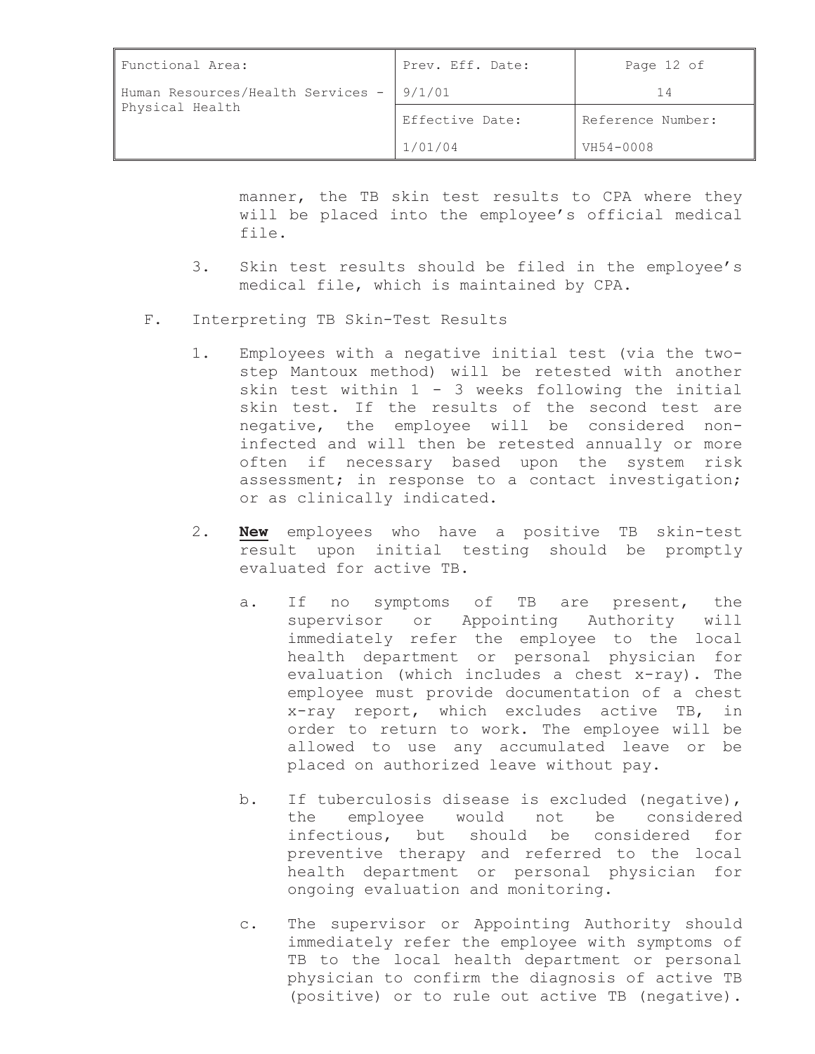manner, the TB skin test results to CPA where they will be placed into the employee's official medical file.

3. Skin test results should be filed in the employee's medical file, which is maintained by CPA.

F. Interpreting TB Skin-Test Results

1. Employees with a negative initial test (via the two-step Mantoux method) will be retested with another skin test within 1 - 3 weeks following the initial skin test. If the results of the second test are negative, the employee will be considered non-infected and will then be retested annually or more often if necessary based upon the system risk assessment; in response to a contact investigation; or as clinically indicated.

2. **New** employees who have a positive TB skin-test result upon initial testing should be promptly evaluated for active TB.

   a. If no symptoms of TB are present, the supervisor or Appointing Authority will immediately refer the employee to the local health department or personal physician for evaluation (which includes a chest x-ray). The employee must provide documentation of a chest x-ray report, which excludes active TB, in order to return to work. The employee will be allowed to use any accumulated leave or be placed on authorized leave without pay.

   b. If tuberculosis disease is excluded (negative), the employee would not be considered infectious, but should be considered for preventive therapy and referred to the local health department or personal physician for ongoing evaluation and monitoring.

   c. The supervisor or Appointing Authority should immediately refer the employee with symptoms of TB to the local health department or personal physician to confirm the diagnosis of active TB (positive) or to rule out active TB (negative).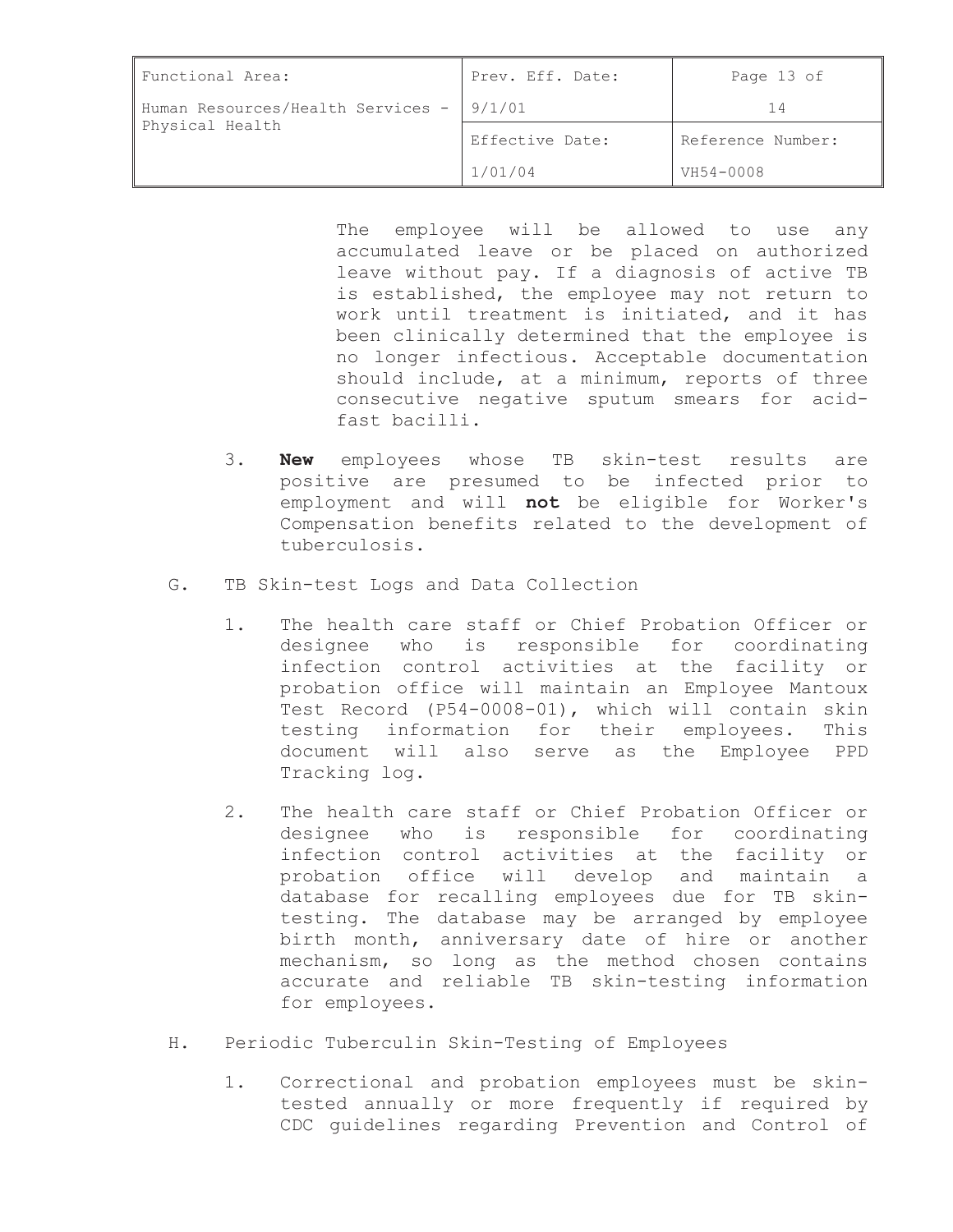The employee will be allowed to use any accumulated leave or be placed on authorized leave without pay. If a diagnosis of active TB is established, the employee may not return to work until treatment is initiated, and it has been clinically determined that the employee is no longer infectious. Acceptable documentation should include, at a minimum, reports of three consecutive negative sputum smears for acid-fast bacilli.

3. **New** employees whose TB skin-test results are positive are presumed to be infected prior to employment and will **not** be eligible for Worker's Compensation benefits related to the development of tuberculosis.

G. TB Skin-test Logs and Data Collection

1. The health care staff or Chief Probation Officer or designee who is responsible for coordinating infection control activities at the facility or probation office will maintain an Employee Mantoux Test Record (P54-0008-01), which will contain skin testing information for their employees. This document will also serve as the Employee PPD Tracking log.

2. The health care staff or Chief Probation Officer or designee who is responsible for coordinating infection control activities at the facility or probation office will develop and maintain a database for recalling employees due for TB skin-testing. The database may be arranged by employee birth month, anniversary date of hire or another mechanism, so long as the method chosen contains accurate and reliable TB skin-testing information for employees.

H. Periodic Tuberculin Skin-Testing of Employees

1. Correctional and probation employees must be skin-tested annually or more frequently if required by CDC guidelines regarding Prevention and Control of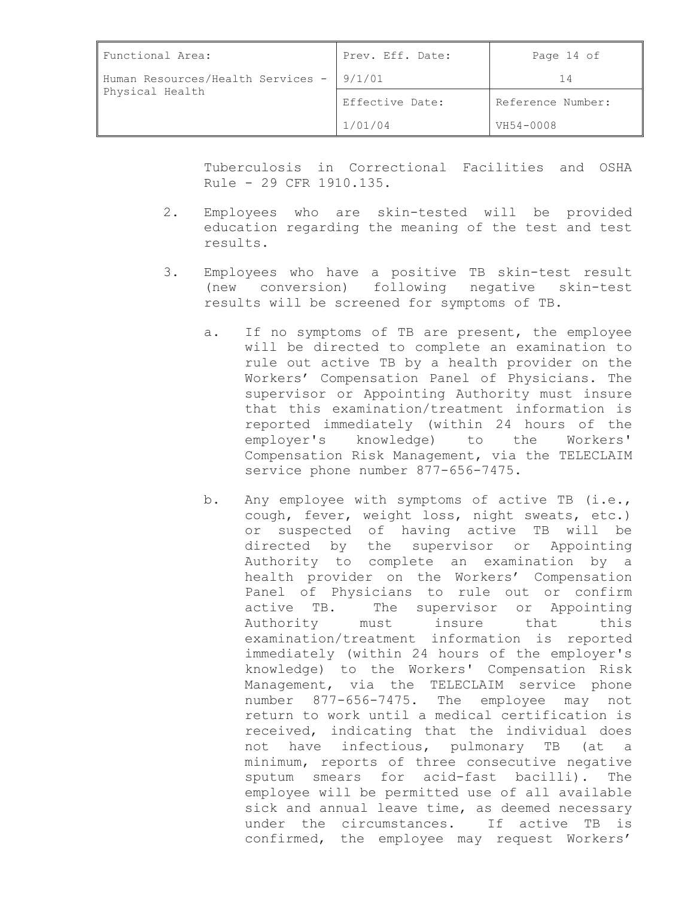Tuberculosis in Correctional Facilities and OSHA Rule - 29 CFR 1910.135.

2. Employees who are skin-tested will be provided education regarding the meaning of the test and test results.

3. Employees who have a positive TB skin-test result (new conversion) following negative skin-test results will be screened for symptoms of TB.

   a. If no symptoms of TB are present, the employee will be directed to complete an examination to rule out active TB by a health provider on the Workers' Compensation Panel of Physicians. The supervisor or Appointing Authority must insure that this examination/treatment information is reported immediately (within 24 hours of the employer's knowledge) to the Workers' Compensation Risk Management, via the TELECLAIM service phone number 877-656-7475.

   b. Any employee with symptoms of active TB (i.e., cough, fever, weight loss, night sweats, etc.) or suspected of having active TB will be directed by the supervisor or Appointing Authority to complete an examination by a health provider on the Workers' Compensation Panel of Physicians to rule out or confirm active TB. The supervisor or Appointing Authority must insure that this examination/treatment information is reported immediately (within 24 hours of the employer's knowledge) to the Workers' Compensation Risk Management, via the TELECLAIM service phone number 877-656-7475. The employee may not return to work until a medical certification is received, indicating that the individual does not have infectious, pulmonary TB (at a minimum, reports of three consecutive negative sputum smears for acid-fast bacilli). The employee will be permitted use of all available sick and annual leave time, as deemed necessary under the circumstances. If active TB is confirmed, the employee may request Workers'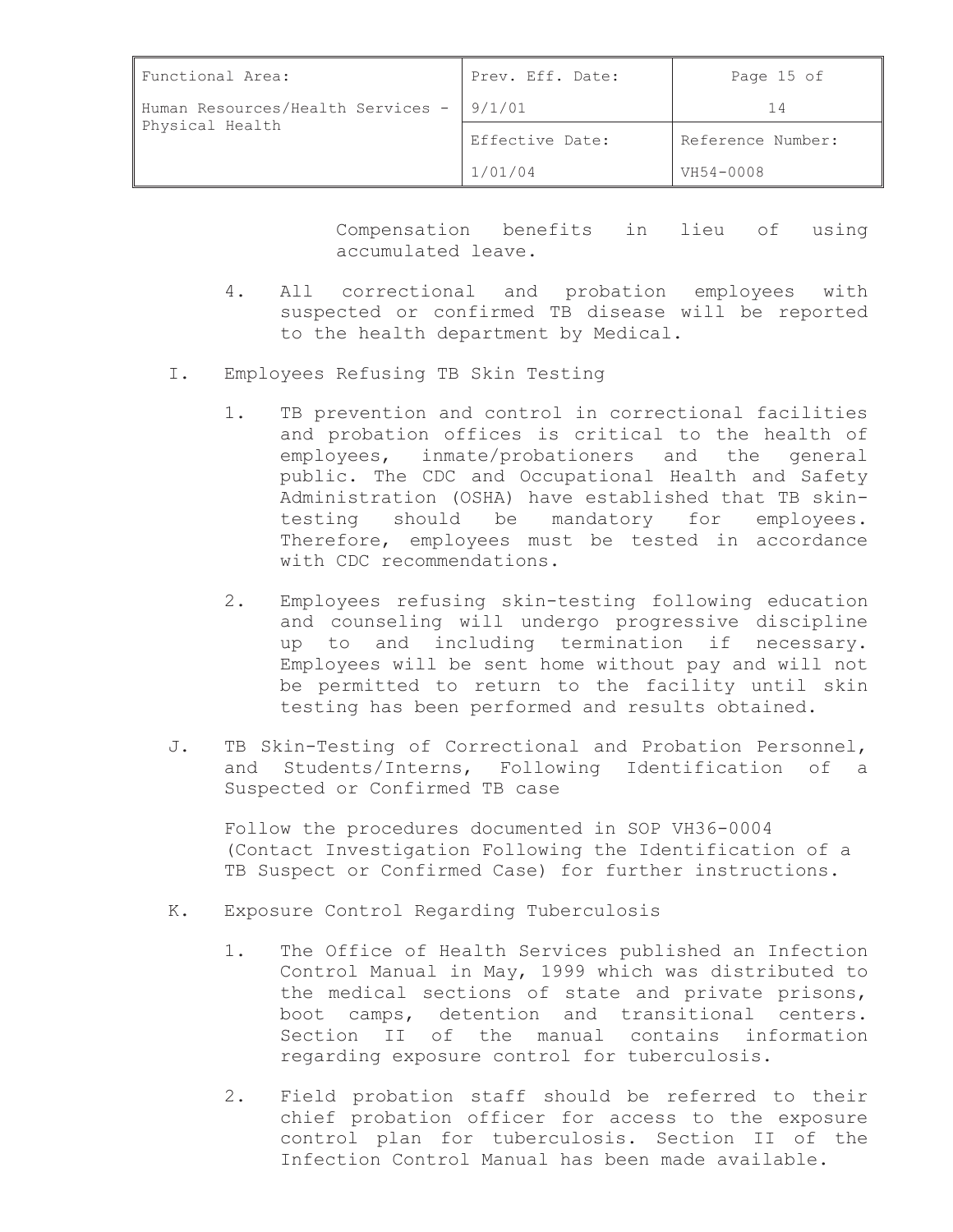Compensation benefits in lieu of using accumulated leave.

4. All correctional and probation employees with suspected or confirmed TB disease will be reported to the health department by Medical.

I. Employees Refusing TB Skin Testing

1. TB prevention and control in correctional facilities and probation offices is critical to the health of employees, inmate/probationers and the general public. The CDC and Occupational Health and Safety Administration (OSHA) have established that TB skin-testing should be mandatory for employees. Therefore, employees must be tested in accordance with CDC recommendations.

2. Employees refusing skin-testing following education and counseling will undergo progressive discipline up to and including termination if necessary. Employees will be sent home without pay and will not be permitted to return to the facility until skin testing has been performed and results obtained.

J. TB Skin-Testing of Correctional and Probation Personnel, and Students/Interns, Following Identification of a Suspected or Confirmed TB case

Follow the procedures documented in SOP VH36-0004 (Contact Investigation Following the Identification of a TB Suspect or Confirmed Case) for further instructions.

K. Exposure Control Regarding Tuberculosis

1. The Office of Health Services published an Infection Control Manual in May, 1999 which was distributed to the medical sections of state and private prisons, boot camps, detention and transitional centers. Section II of the manual contains information regarding exposure control for tuberculosis.

2. Field probation staff should be referred to their chief probation officer for access to the exposure control plan for tuberculosis. Section II of the Infection Control Manual has been made available.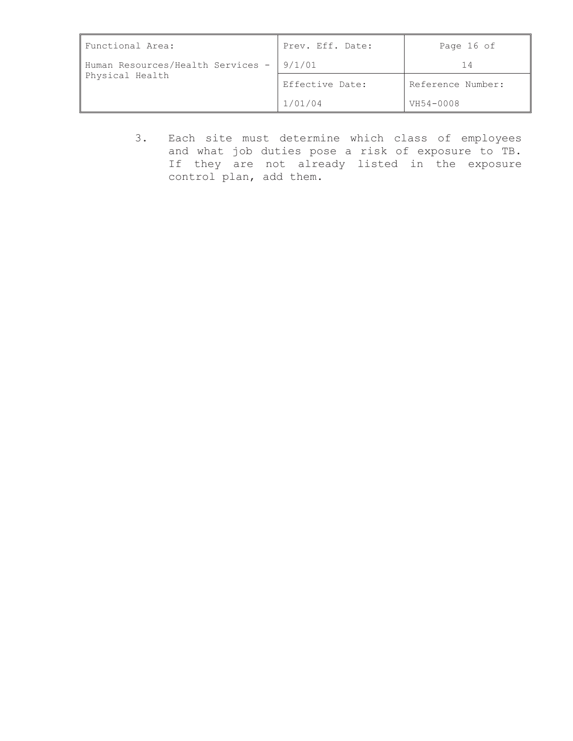3. Each site must determine which class of employees and what job duties pose a risk of exposure to TB. If they are not already listed in the exposure control plan, add them.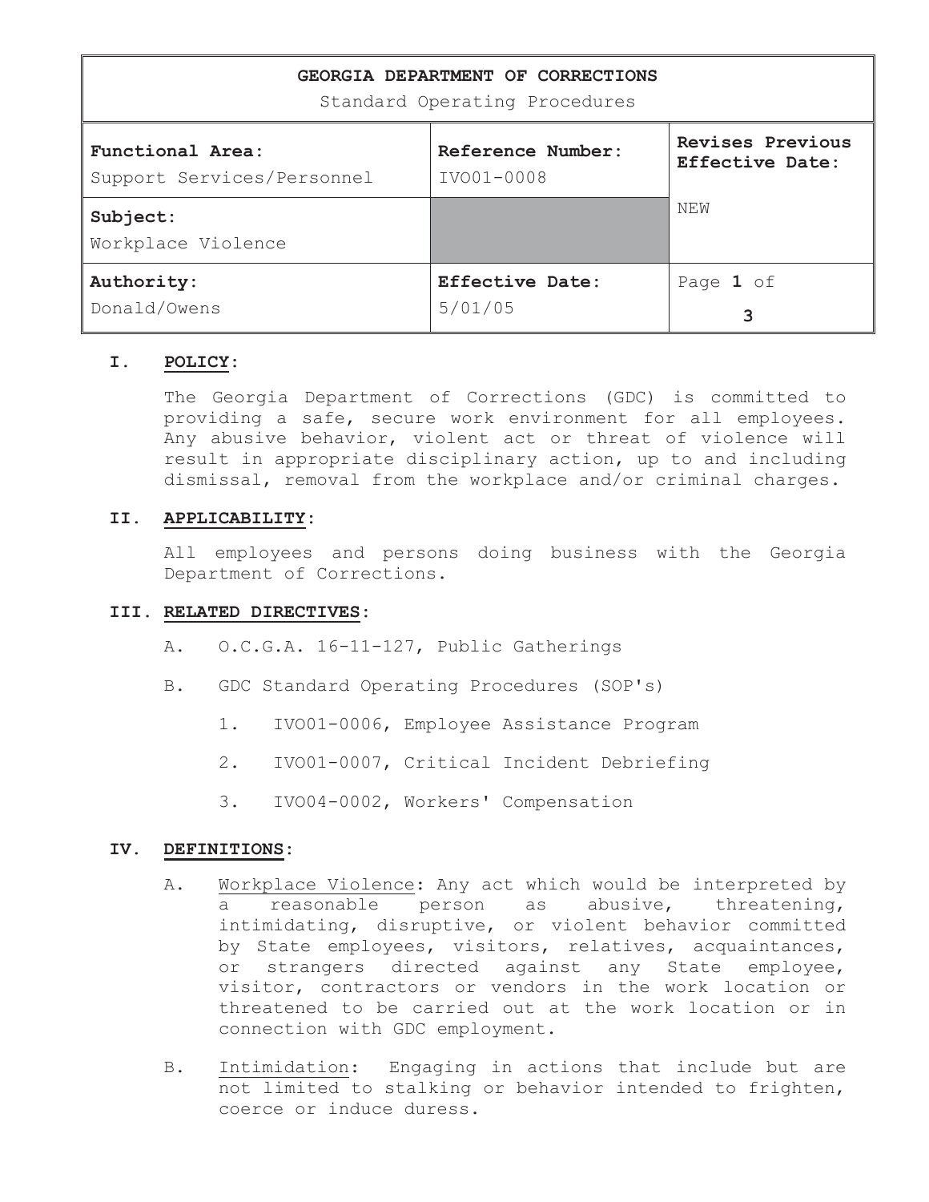| GEORGIA DEPARTMENT OF CORRECTIONS<br>Standard Operating Procedures | | |
|---|---|---|
| **Functional Area:**<br>Support Services/Personnel | **Reference Number:**<br>IVO01-0008 | **Revises Previous Effective Date:**<br>NEW |
| **Subject:**<br>Workplace Violence | | |
| **Authority:**<br>Donald/Owens | **Effective Date:**<br>5/01/05 | Page **1** of **3** |

## I. POLICY:

The Georgia Department of Corrections (GDC) is committed to providing a safe, secure work environment for all employees. Any abusive behavior, violent act or threat of violence will result in appropriate disciplinary action, up to and including dismissal, removal from the workplace and/or criminal charges.

## II. APPLICABILITY:

All employees and persons doing business with the Georgia Department of Corrections.

## III. RELATED DIRECTIVES:

A. O.C.G.A. 16-11-127, Public Gatherings

B. GDC Standard Operating Procedures (SOP's)

1. IVO01-0006, Employee Assistance Program
2. IVO01-0007, Critical Incident Debriefing
3. IVO04-0002, Workers' Compensation

## IV. DEFINITIONS:

A. Workplace Violence: Any act which would be interpreted by a reasonable person as abusive, threatening, intimidating, disruptive, or violent behavior committed by State employees, visitors, relatives, acquaintances, or strangers directed against any State employee, visitor, contractors or vendors in the work location or threatened to be carried out at the work location or in connection with GDC employment.

B. Intimidation: Engaging in actions that include but are not limited to stalking or behavior intended to frighten, coerce or induce duress.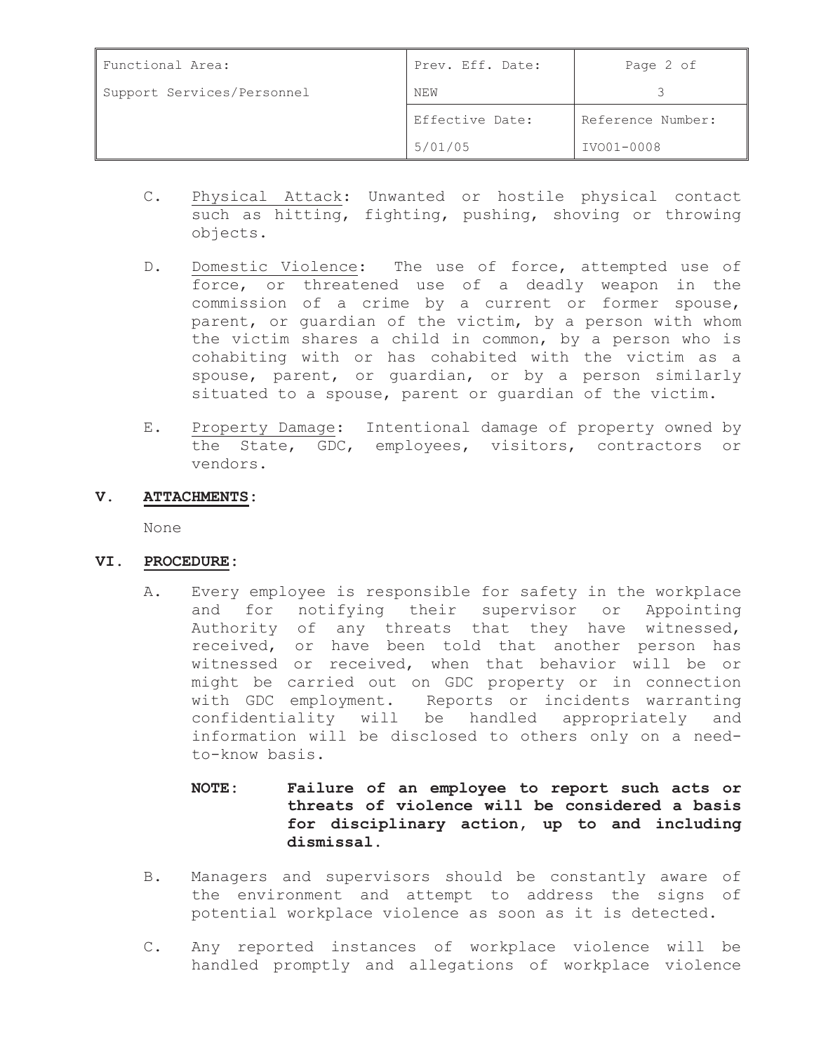C. Physical Attack: Unwanted or hostile physical contact such as hitting, fighting, pushing, shoving or throwing objects.

D. Domestic Violence: The use of force, attempted use of force, or threatened use of a deadly weapon in the commission of a crime by a current or former spouse, parent, or guardian of the victim, by a person with whom the victim shares a child in common, by a person who is cohabiting with or has cohabited with the victim as a spouse, parent, or guardian, or by a person similarly situated to a spouse, parent or guardian of the victim.

E. Property Damage: Intentional damage of property owned by the State, GDC, employees, visitors, contractors or vendors.

## V. ATTACHMENTS:

None

## VI. PROCEDURE:

A. Every employee is responsible for safety in the workplace and for notifying their supervisor or Appointing Authority of any threats that they have witnessed, received, or have been told that another person has witnessed or received, when that behavior will be or might be carried out on GDC property or in connection with GDC employment. Reports or incidents warranting confidentiality will be handled appropriately and information will be disclosed to others only on a need-to-know basis.

**NOTE: Failure of an employee to report such acts or threats of violence will be considered a basis for disciplinary action, up to and including dismissal.**

B. Managers and supervisors should be constantly aware of the environment and attempt to address the signs of potential workplace violence as soon as it is detected.

C. Any reported instances of workplace violence will be handled promptly and allegations of workplace violence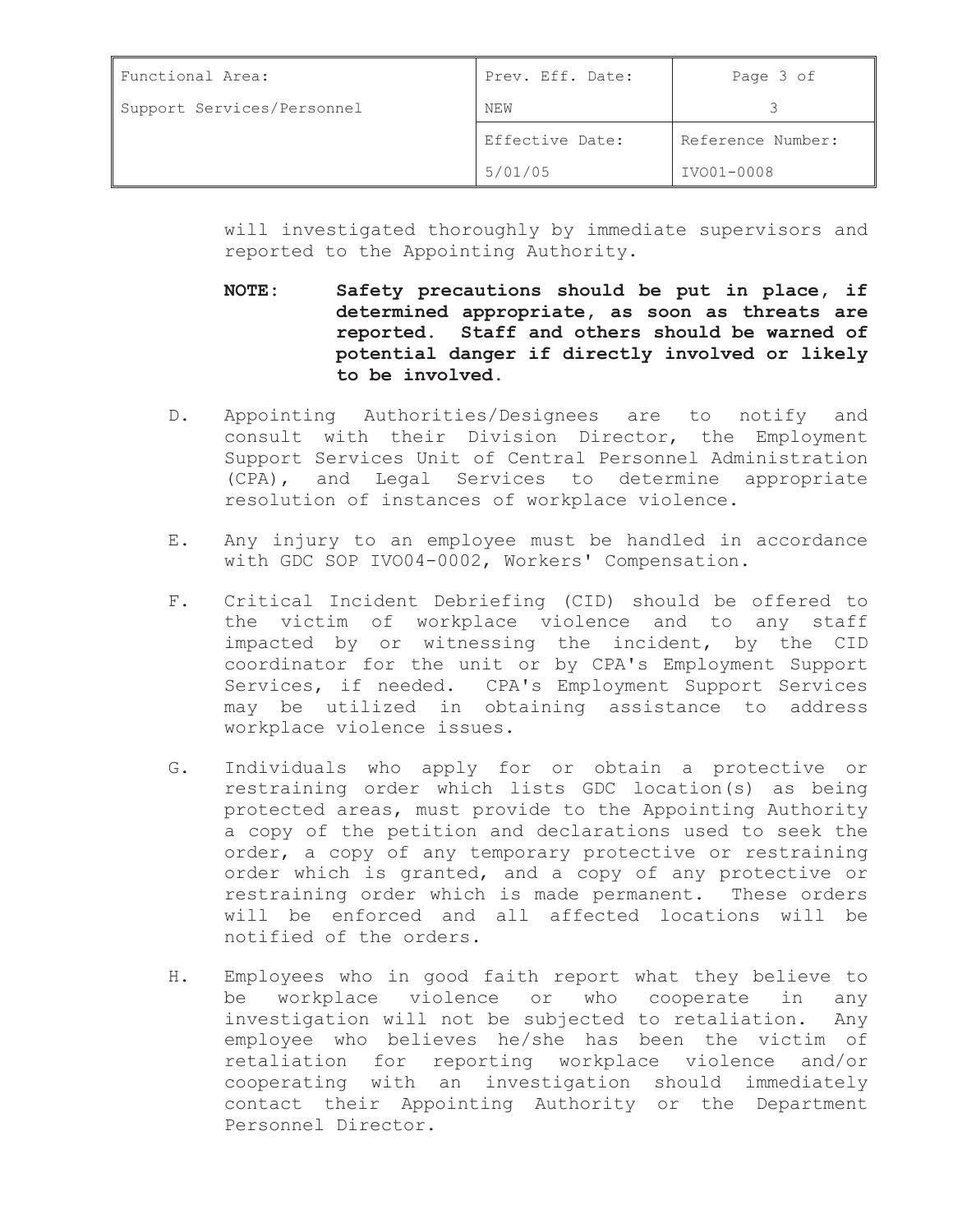will investigated thoroughly by immediate supervisors and reported to the Appointing Authority.

**NOTE: Safety precautions should be put in place, if determined appropriate, as soon as threats are reported. Staff and others should be warned of potential danger if directly involved or likely to be involved.**

D. Appointing Authorities/Designees are to notify and consult with their Division Director, the Employment Support Services Unit of Central Personnel Administration (CPA), and Legal Services to determine appropriate resolution of instances of workplace violence.

E. Any injury to an employee must be handled in accordance with GDC SOP IVO04-0002, Workers' Compensation.

F. Critical Incident Debriefing (CID) should be offered to the victim of workplace violence and to any staff impacted by or witnessing the incident, by the CID coordinator for the unit or by CPA's Employment Support Services, if needed. CPA's Employment Support Services may be utilized in obtaining assistance to address workplace violence issues.

G. Individuals who apply for or obtain a protective or restraining order which lists GDC location(s) as being protected areas, must provide to the Appointing Authority a copy of the petition and declarations used to seek the order, a copy of any temporary protective or restraining order which is granted, and a copy of any protective or restraining order which is made permanent. These orders will be enforced and all affected locations will be notified of the orders.

H. Employees who in good faith report what they believe to be workplace violence or who cooperate in any investigation will not be subjected to retaliation. Any employee who believes he/she has been the victim of retaliation for reporting workplace violence and/or cooperating with an investigation should immediately contact their Appointing Authority or the Department Personnel Director.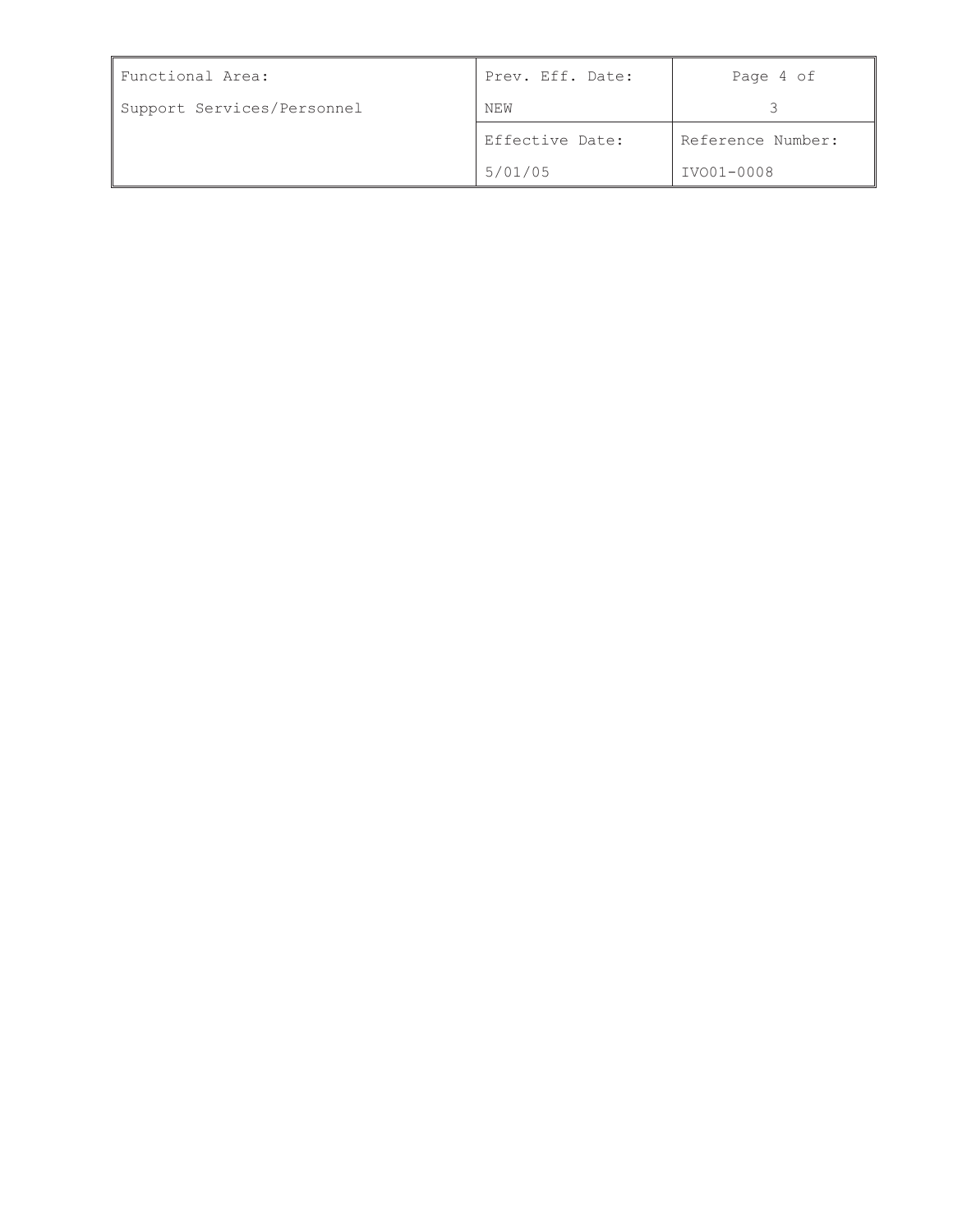| Functional Area: | Prev. Eff. Date: | Page 4 of |
| --- | --- | --- |
| Support Services/Personnel | NEW | 3 |
| | Effective Date: | Reference Number: |
| | 5/01/05 | IVO01-0008 |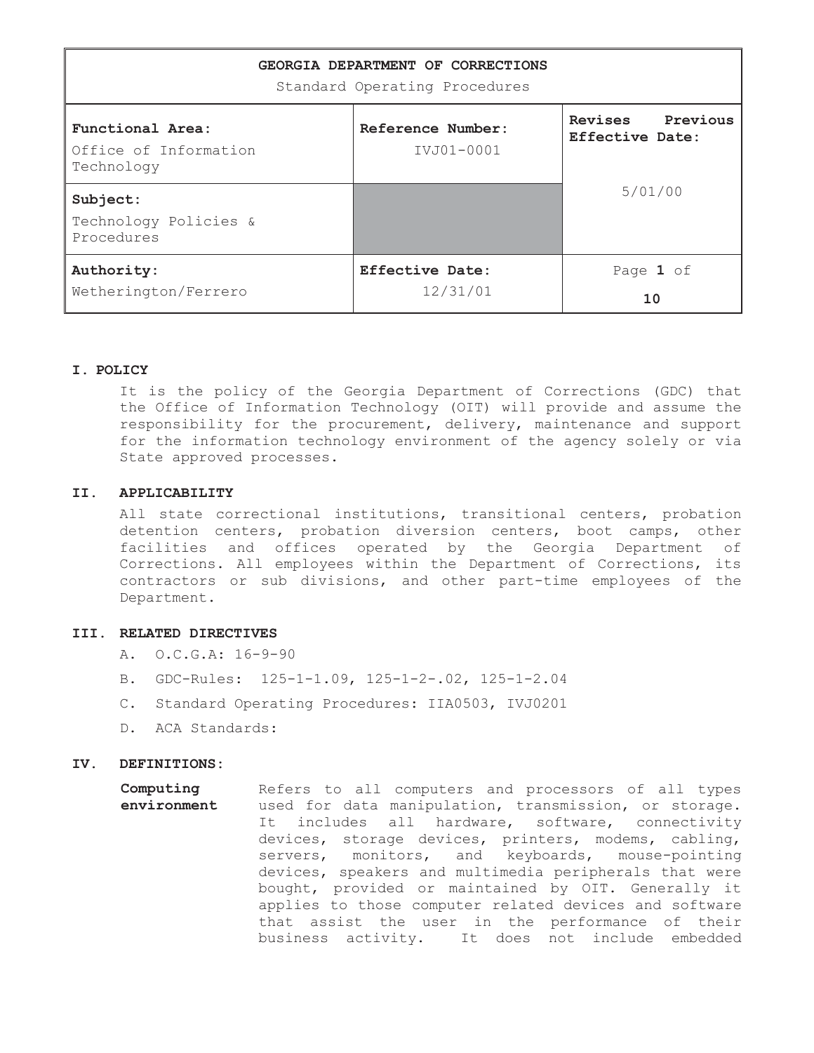| GEORGIA DEPARTMENT OF CORRECTIONS<br>Standard Operating Procedures | | |
|---|---|---|
| **Functional Area:**<br>Office of Information Technology | **Reference Number:**<br>IVJ01-0001 | **Revises Previous Effective Date:** |
| **Subject:**<br>Technology Policies & Procedures | | 5/01/00 |
| **Authority:**<br>Wetherington/Ferrero | **Effective Date:**<br>12/31/01 | Page **1** of **10** |

**I. POLICY**

It is the policy of the Georgia Department of Corrections (GDC) that the Office of Information Technology (OIT) will provide and assume the responsibility for the procurement, delivery, maintenance and support for the information technology environment of the agency solely or via State approved processes.

**II. APPLICABILITY**

All state correctional institutions, transitional centers, probation detention centers, probation diversion centers, boot camps, other facilities and offices operated by the Georgia Department of Corrections. All employees within the Department of Corrections, its contractors or sub divisions, and other part-time employees of the Department.

**III. RELATED DIRECTIVES**

A. O.C.G.A: 16-9-90

B. GDC-Rules: 125-1-1.09, 125-1-2-.02, 125-1-2.04

C. Standard Operating Procedures: IIA0503, IVJ0201

D. ACA Standards:

**IV. DEFINITIONS:**

**Computing environment** Refers to all computers and processors of all types used for data manipulation, transmission, or storage. It includes all hardware, software, connectivity devices, storage devices, printers, modems, cabling, servers, monitors, and keyboards, mouse-pointing devices, speakers and multimedia peripherals that were bought, provided or maintained by OIT. Generally it applies to those computer related devices and software that assist the user in the performance of their business activity. It does not include embedded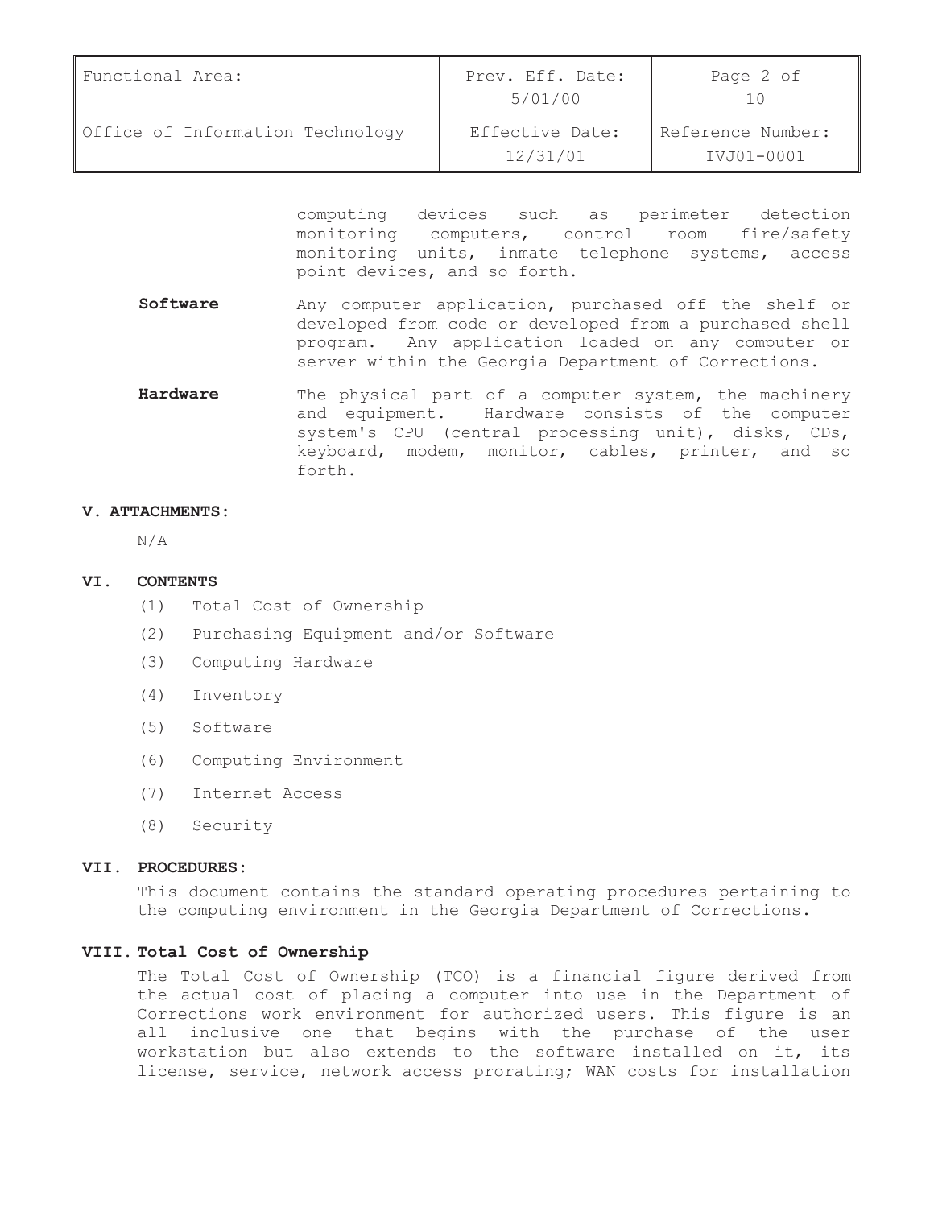computing devices such as perimeter detection monitoring computers, control room fire/safety monitoring units, inmate telephone systems, access point devices, and so forth.

**Software** Any computer application, purchased off the shelf or developed from code or developed from a purchased shell program. Any application loaded on any computer or server within the Georgia Department of Corrections.

**Hardware** The physical part of a computer system, the machinery and equipment. Hardware consists of the computer system's CPU (central processing unit), disks, CDs, keyboard, modem, monitor, cables, printer, and so forth.

## V. ATTACHMENTS:

N/A

## VI. CONTENTS

(1) Total Cost of Ownership

(2) Purchasing Equipment and/or Software

(3) Computing Hardware

(4) Inventory

(5) Software

(6) Computing Environment

(7) Internet Access

(8) Security

## VII. PROCEDURES:

This document contains the standard operating procedures pertaining to the computing environment in the Georgia Department of Corrections.

## VIII. Total Cost of Ownership

The Total Cost of Ownership (TCO) is a financial figure derived from the actual cost of placing a computer into use in the Department of Corrections work environment for authorized users. This figure is an all inclusive one that begins with the purchase of the user workstation but also extends to the software installed on it, its license, service, network access prorating; WAN costs for installation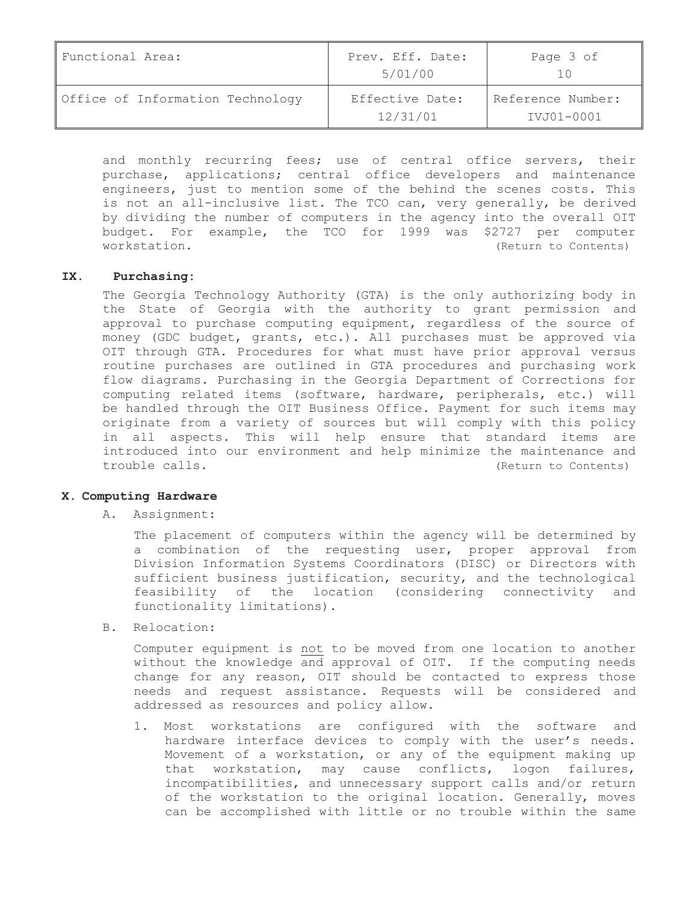and monthly recurring fees; use of central office servers, their purchase, applications; central office developers and maintenance engineers, just to mention some of the behind the scenes costs. This is not an all-inclusive list. The TCO can, very generally, be derived by dividing the number of computers in the agency into the overall OIT budget. For example, the TCO for 1999 was $2727 per computer workstation. (Return to Contents)

## IX. Purchasing:

The Georgia Technology Authority (GTA) is the only authorizing body in the State of Georgia with the authority to grant permission and approval to purchase computing equipment, regardless of the source of money (GDC budget, grants, etc.). All purchases must be approved via OIT through GTA. Procedures for what must have prior approval versus routine purchases are outlined in GTA procedures and purchasing work flow diagrams. Purchasing in the Georgia Department of Corrections for computing related items (software, hardware, peripherals, etc.) will be handled through the OIT Business Office. Payment for such items may originate from a variety of sources but will comply with this policy in all aspects. This will help ensure that standard items are introduced into our environment and help minimize the maintenance and trouble calls. (Return to Contents)

## X. Computing Hardware

A. Assignment:

The placement of computers within the agency will be determined by a combination of the requesting user, proper approval from Division Information Systems Coordinators (DISC) or Directors with sufficient business justification, security, and the technological feasibility of the location (considering connectivity and functionality limitations).

B. Relocation:

Computer equipment is not to be moved from one location to another without the knowledge and approval of OIT. If the computing needs change for any reason, OIT should be contacted to express those needs and request assistance. Requests will be considered and addressed as resources and policy allow.

1. Most workstations are configured with the software and hardware interface devices to comply with the user's needs. Movement of a workstation, or any of the equipment making up that workstation, may cause conflicts, logon failures, incompatibilities, and unnecessary support calls and/or return of the workstation to the original location. Generally, moves can be accomplished with little or no trouble within the same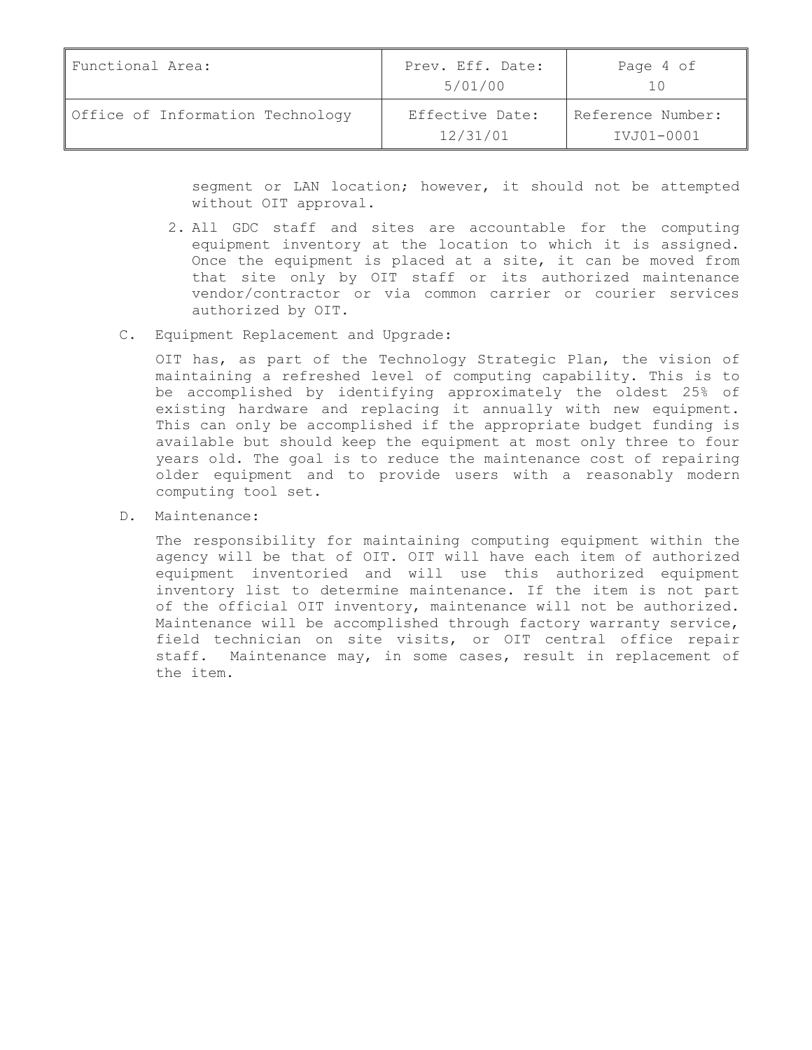segment or LAN location; however, it should not be attempted without OIT approval.

2. All GDC staff and sites are accountable for the computing equipment inventory at the location to which it is assigned. Once the equipment is placed at a site, it can be moved from that site only by OIT staff or its authorized maintenance vendor/contractor or via common carrier or courier services authorized by OIT.

C. Equipment Replacement and Upgrade:

OIT has, as part of the Technology Strategic Plan, the vision of maintaining a refreshed level of computing capability. This is to be accomplished by identifying approximately the oldest 25% of existing hardware and replacing it annually with new equipment. This can only be accomplished if the appropriate budget funding is available but should keep the equipment at most only three to four years old. The goal is to reduce the maintenance cost of repairing older equipment and to provide users with a reasonably modern computing tool set.

D. Maintenance:

The responsibility for maintaining computing equipment within the agency will be that of OIT. OIT will have each item of authorized equipment inventoried and will use this authorized equipment inventory list to determine maintenance. If the item is not part of the official OIT inventory, maintenance will not be authorized. Maintenance will be accomplished through factory warranty service, field technician on site visits, or OIT central office repair staff. Maintenance may, in some cases, result in replacement of the item.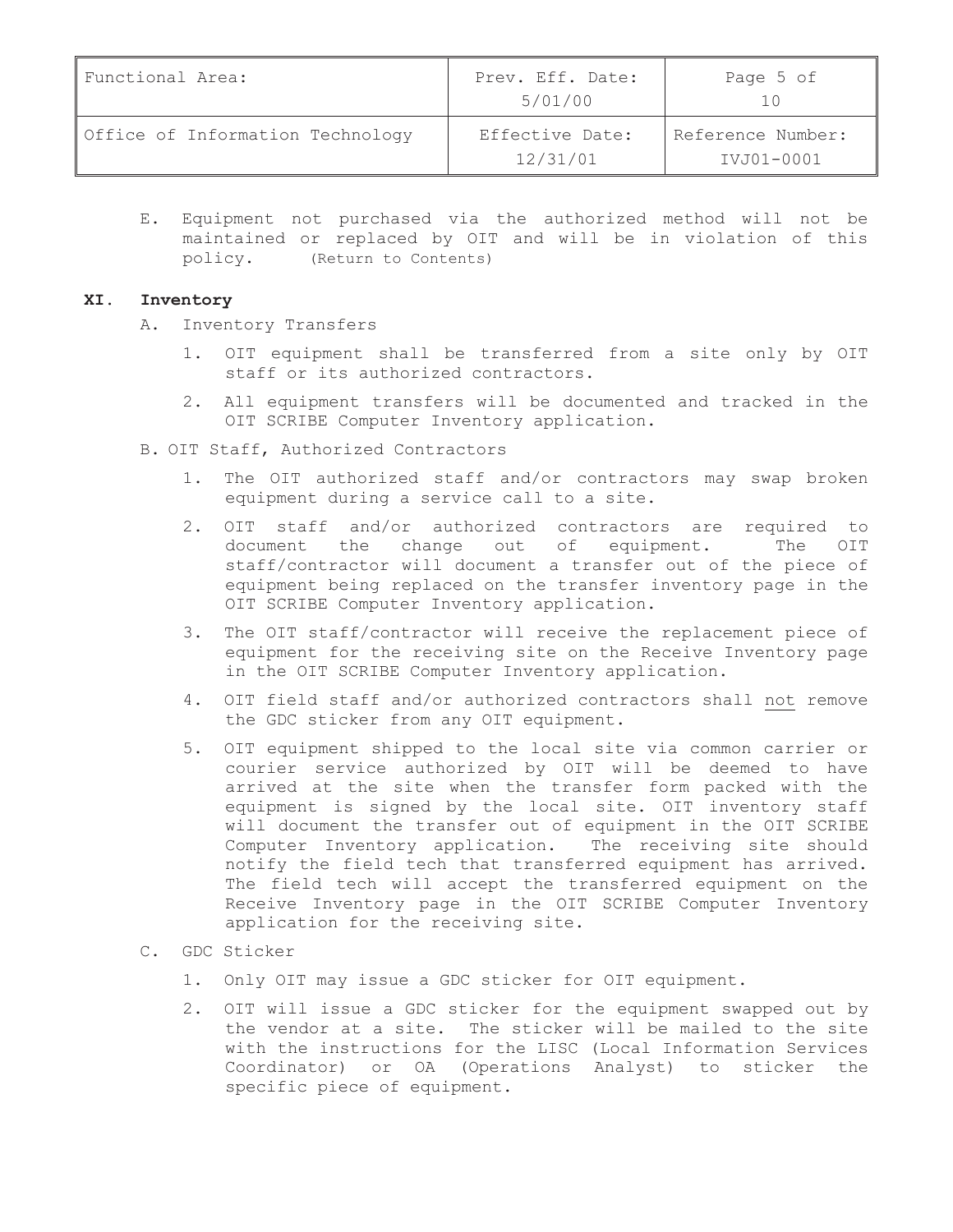E. Equipment not purchased via the authorized method will not be maintained or replaced by OIT and will be in violation of this policy. (Return to Contents)

## XI. Inventory

A. Inventory Transfers

1. OIT equipment shall be transferred from a site only by OIT staff or its authorized contractors.
2. All equipment transfers will be documented and tracked in the OIT SCRIBE Computer Inventory application.

B. OIT Staff, Authorized Contractors

1. The OIT authorized staff and/or contractors may swap broken equipment during a service call to a site.
2. OIT staff and/or authorized contractors are required to document the change out of equipment. The OIT staff/contractor will document a transfer out of the piece of equipment being replaced on the transfer inventory page in the OIT SCRIBE Computer Inventory application.
3. The OIT staff/contractor will receive the replacement piece of equipment for the receiving site on the Receive Inventory page in the OIT SCRIBE Computer Inventory application.
4. OIT field staff and/or authorized contractors shall not remove the GDC sticker from any OIT equipment.
5. OIT equipment shipped to the local site via common carrier or courier service authorized by OIT will be deemed to have arrived at the site when the transfer form packed with the equipment is signed by the local site. OIT inventory staff will document the transfer out of equipment in the OIT SCRIBE Computer Inventory application. The receiving site should notify the field tech that transferred equipment has arrived. The field tech will accept the transferred equipment on the Receive Inventory page in the OIT SCRIBE Computer Inventory application for the receiving site.

C. GDC Sticker

1. Only OIT may issue a GDC sticker for OIT equipment.
2. OIT will issue a GDC sticker for the equipment swapped out by the vendor at a site. The sticker will be mailed to the site with the instructions for the LISC (Local Information Services Coordinator) or OA (Operations Analyst) to sticker the specific piece of equipment.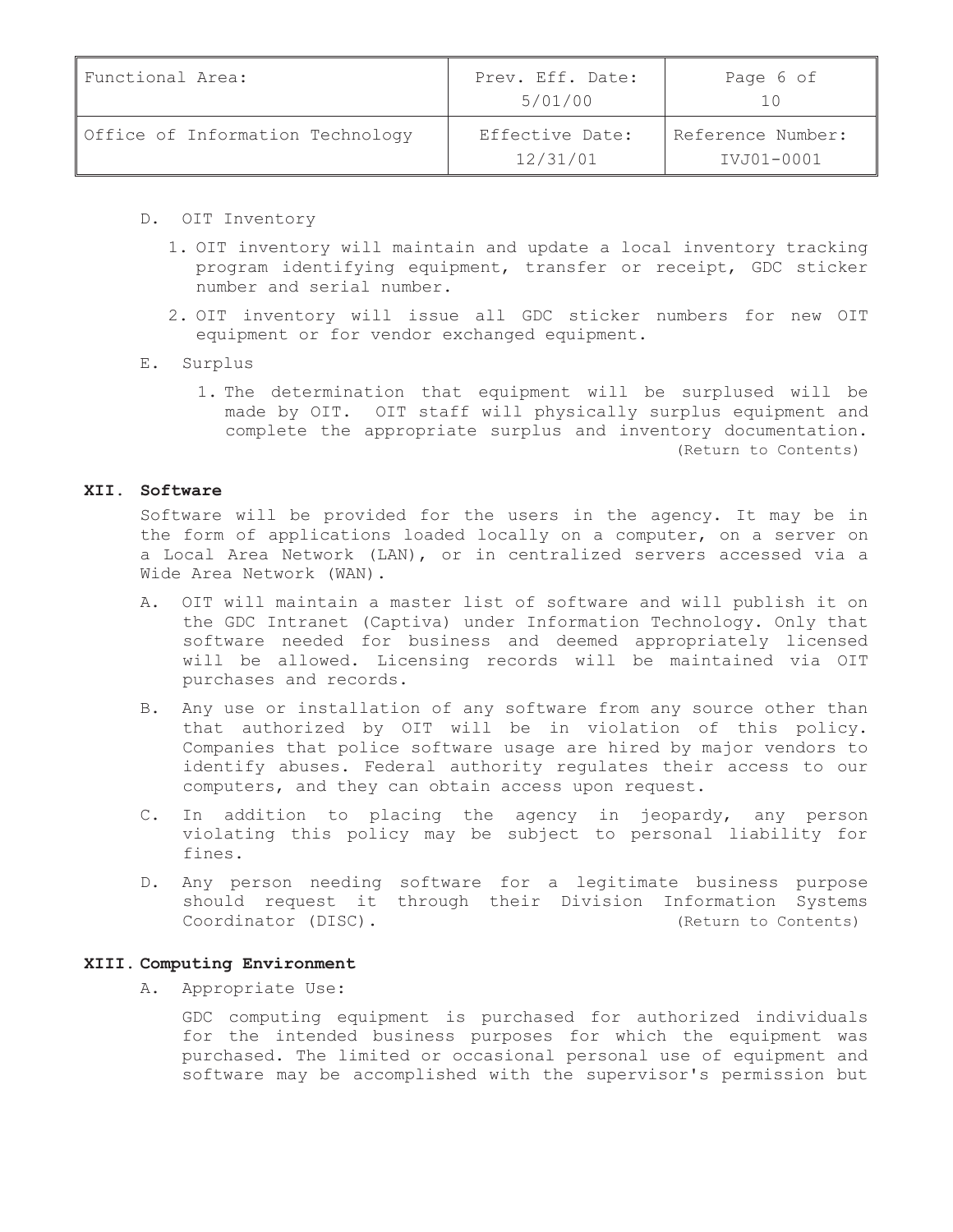D. OIT Inventory

1. OIT inventory will maintain and update a local inventory tracking program identifying equipment, transfer or receipt, GDC sticker number and serial number.
2. OIT inventory will issue all GDC sticker numbers for new OIT equipment or for vendor exchanged equipment.

E. Surplus

1. The determination that equipment will be surplused will be made by OIT. OIT staff will physically surplus equipment and complete the appropriate surplus and inventory documentation. (Return to Contents)

## XII. Software

Software will be provided for the users in the agency. It may be in the form of applications loaded locally on a computer, on a server on a Local Area Network (LAN), or in centralized servers accessed via a Wide Area Network (WAN).

A. OIT will maintain a master list of software and will publish it on the GDC Intranet (Captiva) under Information Technology. Only that software needed for business and deemed appropriately licensed will be allowed. Licensing records will be maintained via OIT purchases and records.

B. Any use or installation of any software from any source other than that authorized by OIT will be in violation of this policy. Companies that police software usage are hired by major vendors to identify abuses. Federal authority regulates their access to our computers, and they can obtain access upon request.

C. In addition to placing the agency in jeopardy, any person violating this policy may be subject to personal liability for fines.

D. Any person needing software for a legitimate business purpose should request it through their Division Information Systems Coordinator (DISC). (Return to Contents)

## XIII. Computing Environment

A. Appropriate Use:

GDC computing equipment is purchased for authorized individuals for the intended business purposes for which the equipment was purchased. The limited or occasional personal use of equipment and software may be accomplished with the supervisor's permission but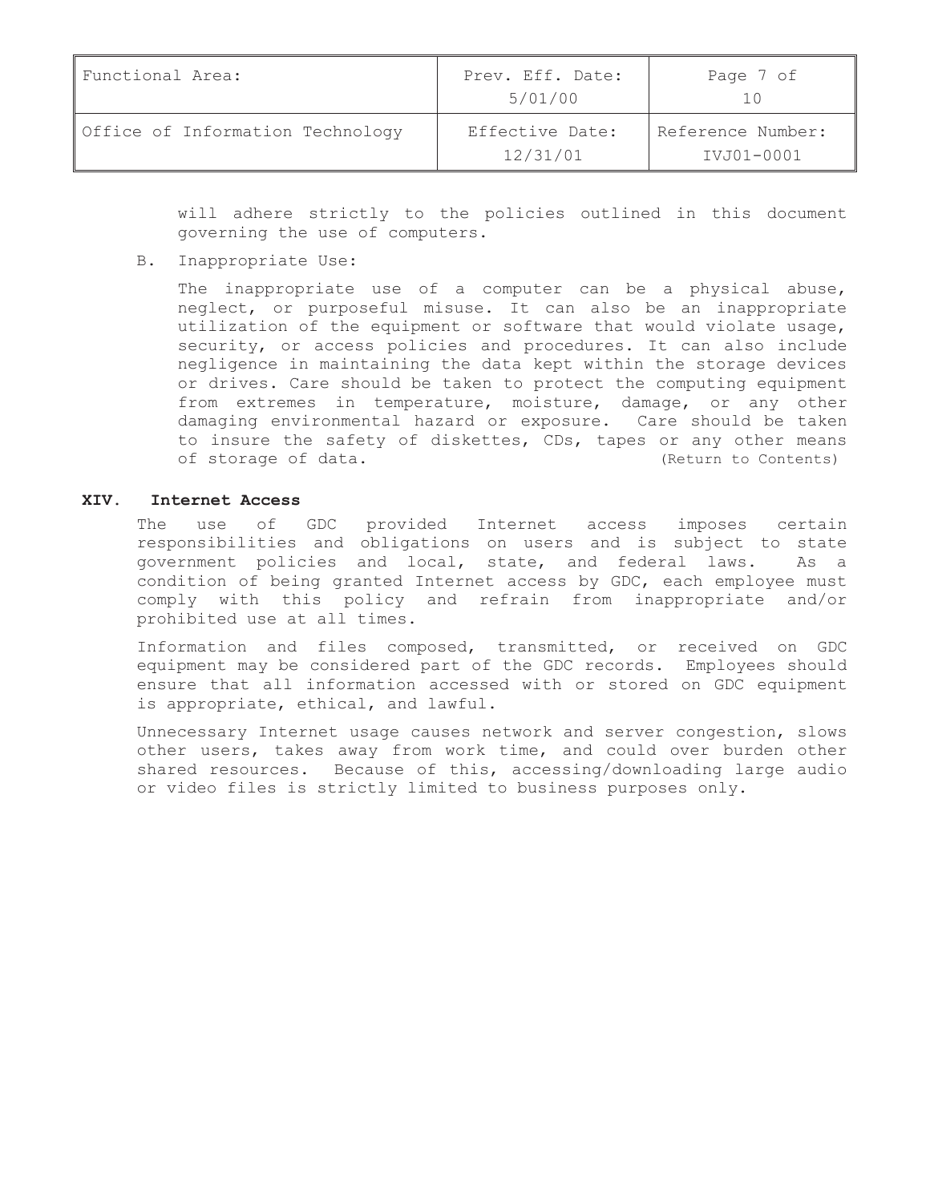will adhere strictly to the policies outlined in this document governing the use of computers.

B. Inappropriate Use:

The inappropriate use of a computer can be a physical abuse, neglect, or purposeful misuse. It can also be an inappropriate utilization of the equipment or software that would violate usage, security, or access policies and procedures. It can also include negligence in maintaining the data kept within the storage devices or drives. Care should be taken to protect the computing equipment from extremes in temperature, moisture, damage, or any other damaging environmental hazard or exposure. Care should be taken to insure the safety of diskettes, CDs, tapes or any other means of storage of data. (Return to Contents)

## XIV. Internet Access

The use of GDC provided Internet access imposes certain responsibilities and obligations on users and is subject to state government policies and local, state, and federal laws. As a condition of being granted Internet access by GDC, each employee must comply with this policy and refrain from inappropriate and/or prohibited use at all times.

Information and files composed, transmitted, or received on GDC equipment may be considered part of the GDC records. Employees should ensure that all information accessed with or stored on GDC equipment is appropriate, ethical, and lawful.

Unnecessary Internet usage causes network and server congestion, slows other users, takes away from work time, and could over burden other shared resources. Because of this, accessing/downloading large audio or video files is strictly limited to business purposes only.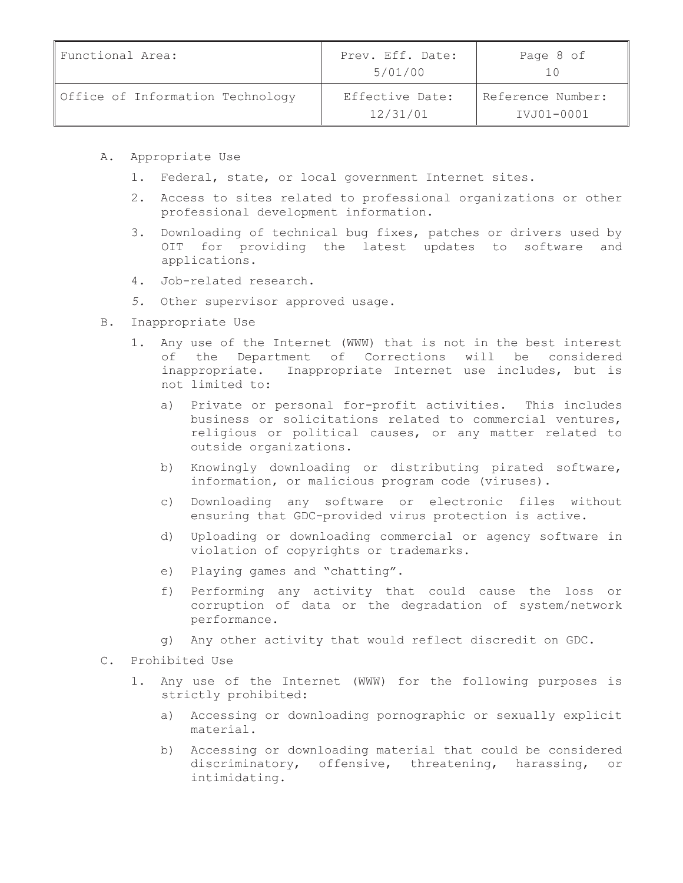A. Appropriate Use

   1. Federal, state, or local government Internet sites.
   2. Access to sites related to professional organizations or other professional development information.
   3. Downloading of technical bug fixes, patches or drivers used by OIT for providing the latest updates to software and applications.
   4. Job-related research.
   5. Other supervisor approved usage.

B. Inappropriate Use

   1. Any use of the Internet (WWW) that is not in the best interest of the Department of Corrections will be considered inappropriate. Inappropriate Internet use includes, but is not limited to:

      a) Private or personal for-profit activities. This includes business or solicitations related to commercial ventures, religious or political causes, or any matter related to outside organizations.
      b) Knowingly downloading or distributing pirated software, information, or malicious program code (viruses).
      c) Downloading any software or electronic files without ensuring that GDC-provided virus protection is active.
      d) Uploading or downloading commercial or agency software in violation of copyrights or trademarks.
      e) Playing games and "chatting".
      f) Performing any activity that could cause the loss or corruption of data or the degradation of system/network performance.
      g) Any other activity that would reflect discredit on GDC.

C. Prohibited Use

   1. Any use of the Internet (WWW) for the following purposes is strictly prohibited:

      a) Accessing or downloading pornographic or sexually explicit material.
      b) Accessing or downloading material that could be considered discriminatory, offensive, threatening, harassing, or intimidating.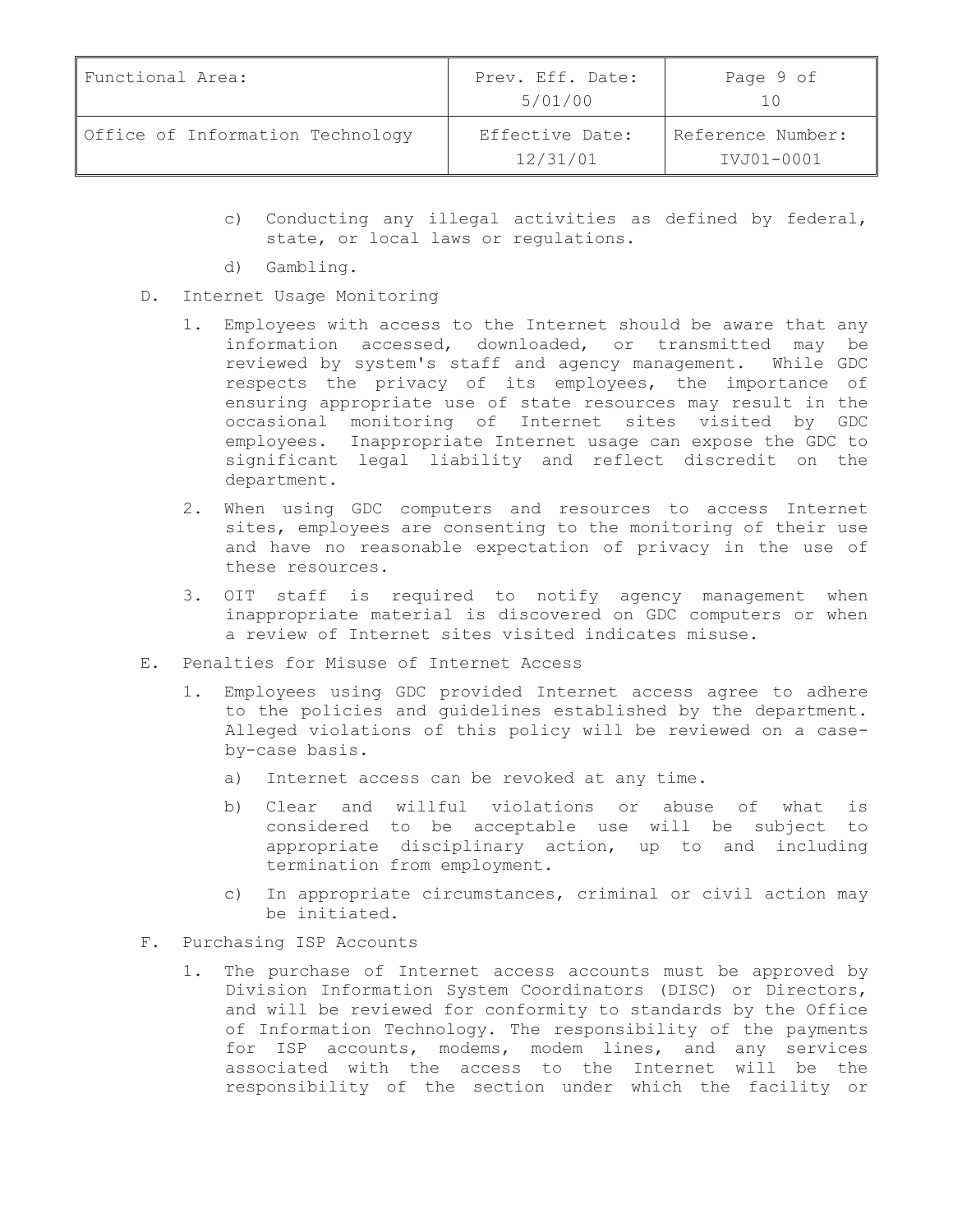c) Conducting any illegal activities as defined by federal, state, or local laws or regulations.

d) Gambling.

D. Internet Usage Monitoring

1. Employees with access to the Internet should be aware that any information accessed, downloaded, or transmitted may be reviewed by system's staff and agency management. While GDC respects the privacy of its employees, the importance of ensuring appropriate use of state resources may result in the occasional monitoring of Internet sites visited by GDC employees. Inappropriate Internet usage can expose the GDC to significant legal liability and reflect discredit on the department.

2. When using GDC computers and resources to access Internet sites, employees are consenting to the monitoring of their use and have no reasonable expectation of privacy in the use of these resources.

3. OIT staff is required to notify agency management when inappropriate material is discovered on GDC computers or when a review of Internet sites visited indicates misuse.

E. Penalties for Misuse of Internet Access

1. Employees using GDC provided Internet access agree to adhere to the policies and guidelines established by the department. Alleged violations of this policy will be reviewed on a case-by-case basis.

   a) Internet access can be revoked at any time.

   b) Clear and willful violations or abuse of what is considered to be acceptable use will be subject to appropriate disciplinary action, up to and including termination from employment.

   c) In appropriate circumstances, criminal or civil action may be initiated.

F. Purchasing ISP Accounts

1. The purchase of Internet access accounts must be approved by Division Information System Coordinators (DISC) or Directors, and will be reviewed for conformity to standards by the Office of Information Technology. The responsibility of the payments for ISP accounts, modems, modem lines, and any services associated with the access to the Internet will be the responsibility of the section under which the facility or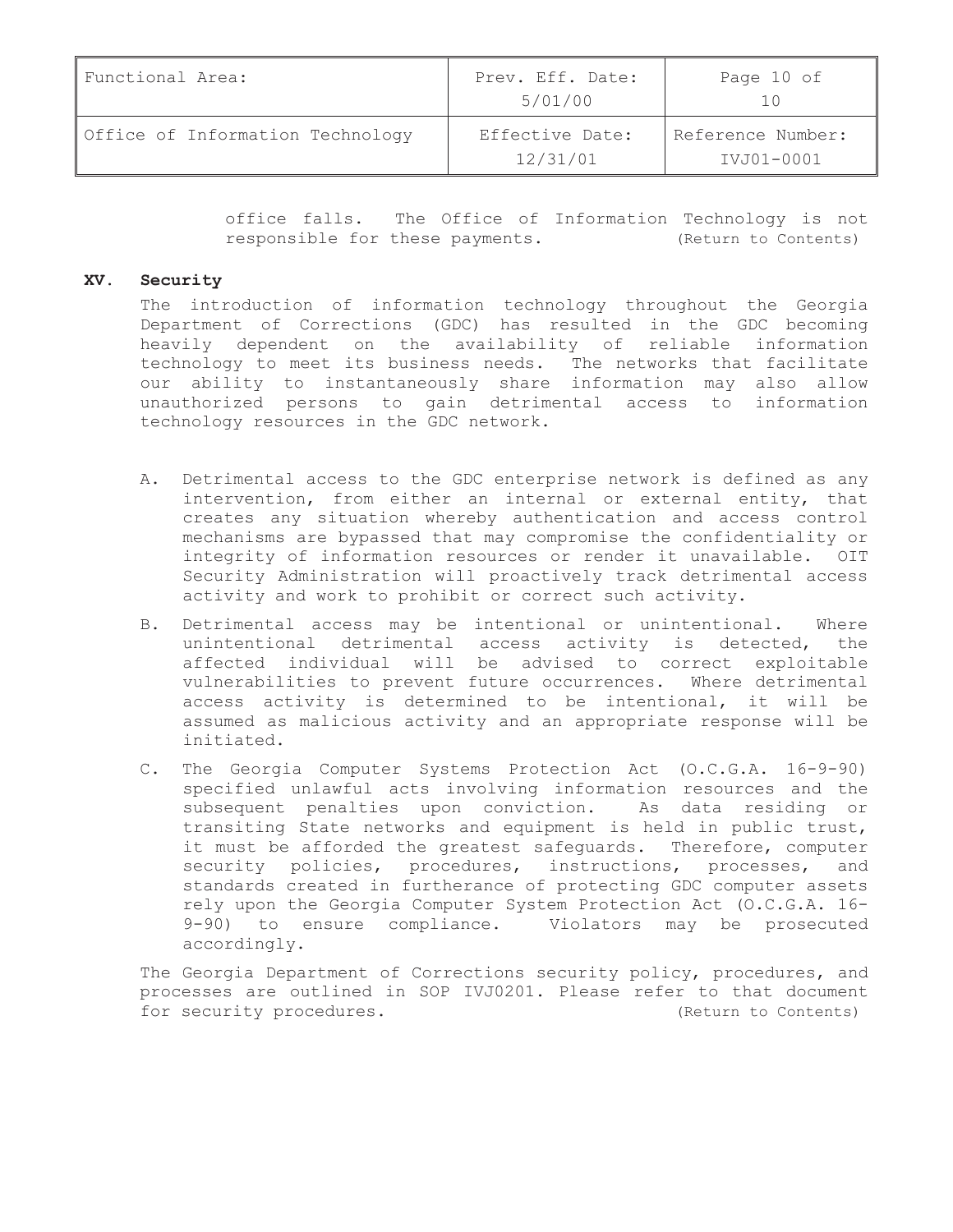office falls. The Office of Information Technology is not responsible for these payments. (Return to Contents)

## XV. Security

The introduction of information technology throughout the Georgia Department of Corrections (GDC) has resulted in the GDC becoming heavily dependent on the availability of reliable information technology to meet its business needs. The networks that facilitate our ability to instantaneously share information may also allow unauthorized persons to gain detrimental access to information technology resources in the GDC network.

A. Detrimental access to the GDC enterprise network is defined as any intervention, from either an internal or external entity, that creates any situation whereby authentication and access control mechanisms are bypassed that may compromise the confidentiality or integrity of information resources or render it unavailable. OIT Security Administration will proactively track detrimental access activity and work to prohibit or correct such activity.

B. Detrimental access may be intentional or unintentional. Where unintentional detrimental access activity is detected, the affected individual will be advised to correct exploitable vulnerabilities to prevent future occurrences. Where detrimental access activity is determined to be intentional, it will be assumed as malicious activity and an appropriate response will be initiated.

C. The Georgia Computer Systems Protection Act (O.C.G.A. 16-9-90) specified unlawful acts involving information resources and the subsequent penalties upon conviction. As data residing or transiting State networks and equipment is held in public trust, it must be afforded the greatest safeguards. Therefore, computer security policies, procedures, instructions, processes, and standards created in furtherance of protecting GDC computer assets rely upon the Georgia Computer System Protection Act (O.C.G.A. 16-9-90) to ensure compliance. Violators may be prosecuted accordingly.

The Georgia Department of Corrections security policy, procedures, and processes are outlined in SOP IVJ0201. Please refer to that document for security procedures. (Return to Contents)